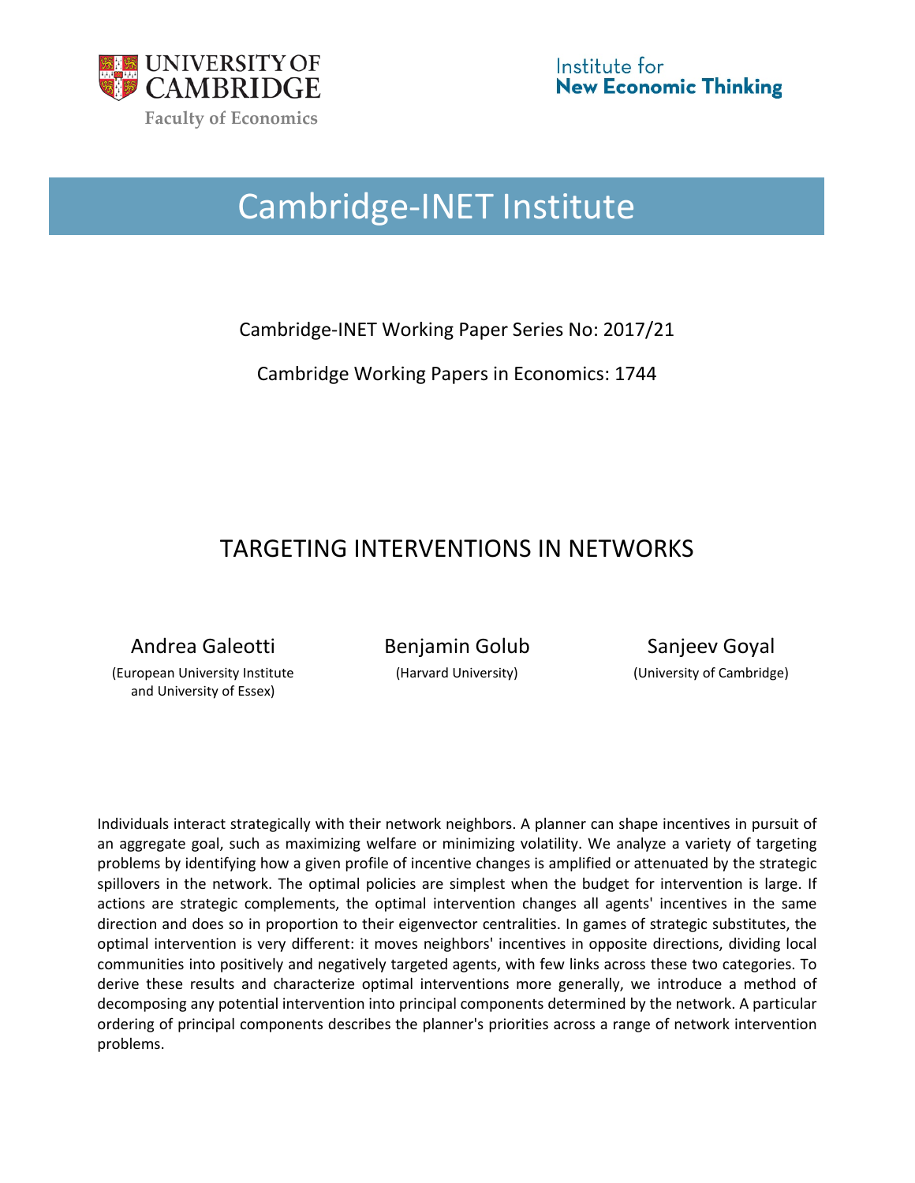UNIVERSITY OF CAMBRIDGE

Faculty of Economics

Institute for New Economic Thinking

# Cambridge-INET Institute

Cambridge-INET Working Paper Series No: 2017/21

Cambridge Working Papers in Economics: 1744

## TARGETING INTERVENTIONS IN NETWORKS

Andrea Galeotti (European University Institute and University of Essex)

Benjamin Golub (Harvard University)

Sanjeev Goyal (University of Cambridge)

Individuals interact strategically with their network neighbors. A planner can shape incentives in pursuit of an aggregate goal, such as maximizing welfare or minimizing volatility. We analyze a variety of targeting problems by identifying how a given profile of incentive changes is amplified or attenuated by the strategic spillovers in the network. The optimal policies are simplest when the budget for intervention is large. If actions are strategic complements, the optimal intervention changes all agents' incentives in the same direction and does so in proportion to their eigenvector centralities. In games of strategic substitutes, the optimal intervention is very different: it moves neighbors' incentives in opposite directions, dividing local communities into positively and negatively targeted agents, with few links across these two categories. To derive these results and characterize optimal interventions more generally, we introduce a method of decomposing any potential intervention into principal components determined by the network. A particular ordering of principal components describes the planner's priorities across a range of network intervention problems.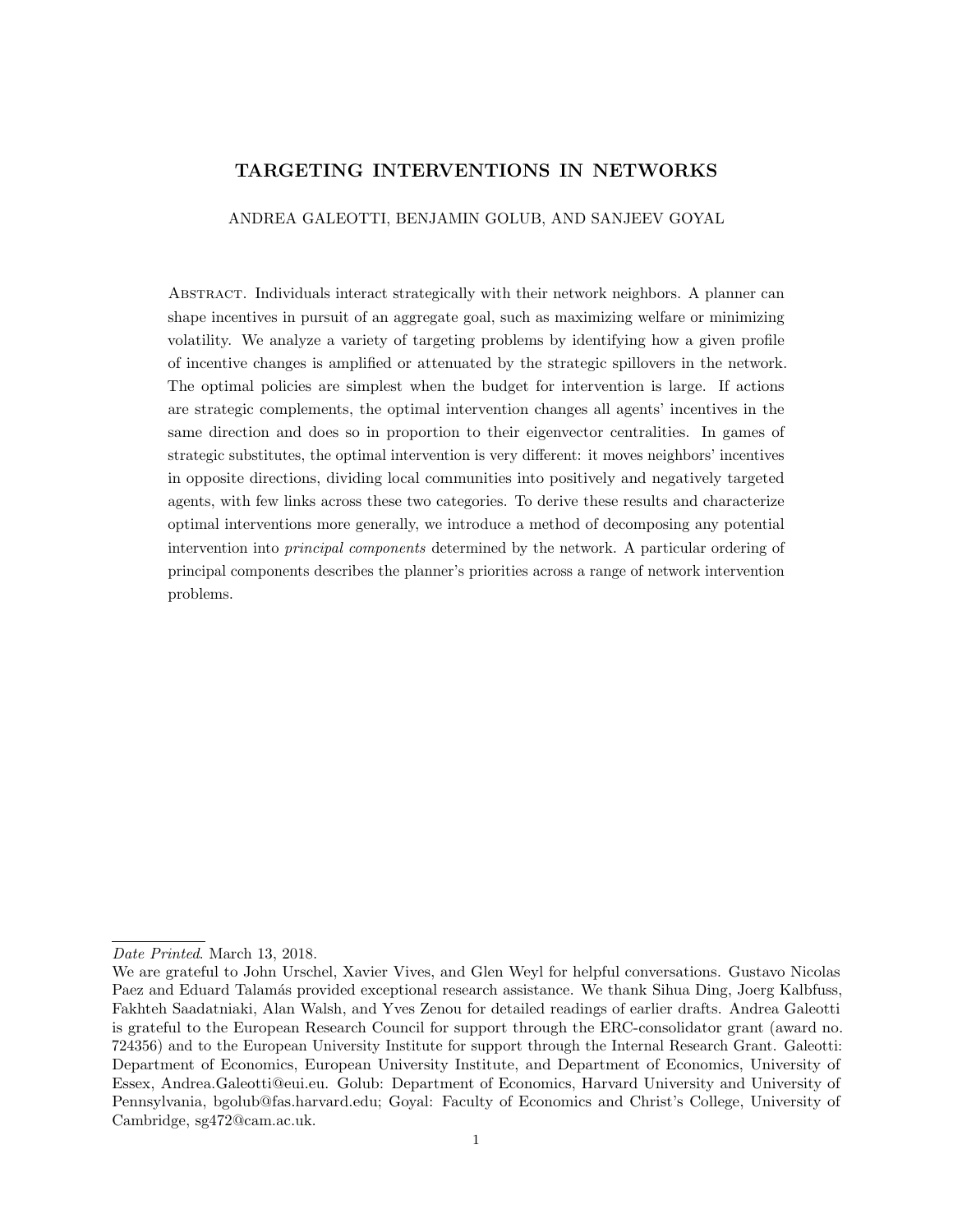# TARGETING INTERVENTIONS IN NETWORKS

ANDREA GALEOTTI, BENJAMIN GOLUB, AND SANJEEV GOYAL

Abstract. Individuals interact strategically with their network neighbors. A planner can shape incentives in pursuit of an aggregate goal, such as maximizing welfare or minimizing volatility. We analyze a variety of targeting problems by identifying how a given profile of incentive changes is amplified or attenuated by the strategic spillovers in the network. The optimal policies are simplest when the budget for intervention is large. If actions are strategic complements, the optimal intervention changes all agents' incentives in the same direction and does so in proportion to their eigenvector centralities. In games of strategic substitutes, the optimal intervention is very different: it moves neighbors' incentives in opposite directions, dividing local communities into positively and negatively targeted agents, with few links across these two categories. To derive these results and characterize optimal interventions more generally, we introduce a method of decomposing any potential intervention into *principal components* determined by the network. A particular ordering of principal components describes the planner's priorities across a range of network intervention problems.

---

*Date Printed*. March 13, 2018.

We are grateful to John Urschel, Xavier Vives, and Glen Weyl for helpful conversations. Gustavo Nicolas Paez and Eduard Talamás provided exceptional research assistance. We thank Sihua Ding, Joerg Kalbfuss, Fakhteh Saadatniaki, Alan Walsh, and Yves Zenou for detailed readings of earlier drafts. Andrea Galeotti is grateful to the European Research Council for support through the ERC-consolidator grant (award no. 724356) and to the European University Institute for support through the Internal Research Grant. Galeotti: Department of Economics, European University Institute, and Department of Economics, University of Essex, Andrea.Galeotti@eui.eu. Golub: Department of Economics, Harvard University and University of Pennsylvania, bgolub@fas.harvard.edu; Goyal: Faculty of Economics and Christ's College, University of Cambridge, sg472@cam.ac.uk.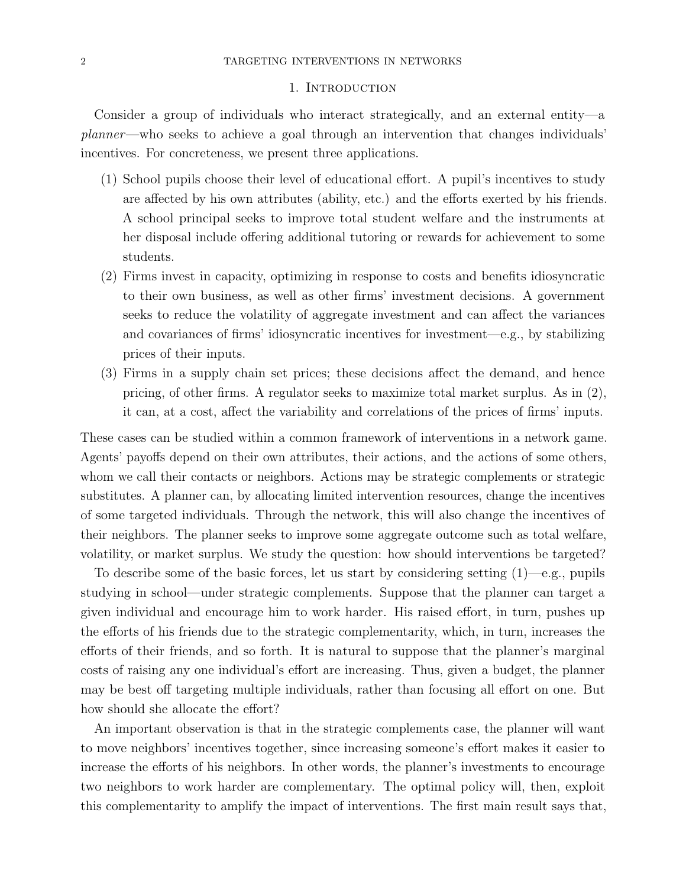## 1. Introduction

Consider a group of individuals who interact strategically, and an external entity—a *planner*—who seeks to achieve a goal through an intervention that changes individuals' incentives. For concreteness, we present three applications.

1. School pupils choose their level of educational effort. A pupil's incentives to study are affected by his own attributes (ability, etc.) and the efforts exerted by his friends. A school principal seeks to improve total student welfare and the instruments at her disposal include offering additional tutoring or rewards for achievement to some students.
2. Firms invest in capacity, optimizing in response to costs and benefits idiosyncratic to their own business, as well as other firms' investment decisions. A government seeks to reduce the volatility of aggregate investment and can affect the variances and covariances of firms' idiosyncratic incentives for investment—e.g., by stabilizing prices of their inputs.
3. Firms in a supply chain set prices; these decisions affect the demand, and hence pricing, of other firms. A regulator seeks to maximize total market surplus. As in (2), it can, at a cost, affect the variability and correlations of the prices of firms' inputs.

These cases can be studied within a common framework of interventions in a network game. Agents' payoffs depend on their own attributes, their actions, and the actions of some others, whom we call their contacts or neighbors. Actions may be strategic complements or strategic substitutes. A planner can, by allocating limited intervention resources, change the incentives of some targeted individuals. Through the network, this will also change the incentives of their neighbors. The planner seeks to improve some aggregate outcome such as total welfare, volatility, or market surplus. We study the question: how should interventions be targeted?

To describe some of the basic forces, let us start by considering setting (1)—e.g., pupils studying in school—under strategic complements. Suppose that the planner can target a given individual and encourage him to work harder. His raised effort, in turn, pushes up the efforts of his friends due to the strategic complementarity, which, in turn, increases the efforts of their friends, and so forth. It is natural to suppose that the planner's marginal costs of raising any one individual's effort are increasing. Thus, given a budget, the planner may be best off targeting multiple individuals, rather than focusing all effort on one. But how should she allocate the effort?

An important observation is that in the strategic complements case, the planner will want to move neighbors' incentives together, since increasing someone's effort makes it easier to increase the efforts of his neighbors. In other words, the planner's investments to encourage two neighbors to work harder are complementary. The optimal policy will, then, exploit this complementarity to amplify the impact of interventions. The first main result says that,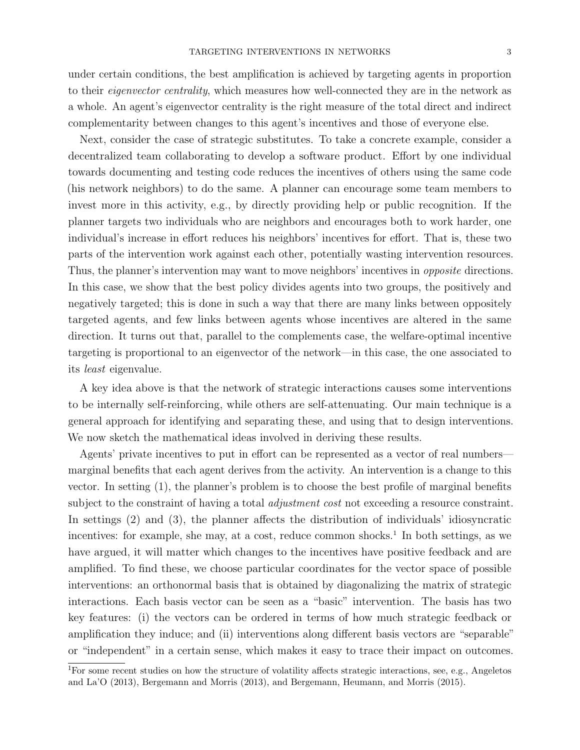under certain conditions, the best amplification is achieved by targeting agents in proportion to their *eigenvector centrality*, which measures how well-connected they are in the network as a whole. An agent's eigenvector centrality is the right measure of the total direct and indirect complementarity between changes to this agent's incentives and those of everyone else.

Next, consider the case of strategic substitutes. To take a concrete example, consider a decentralized team collaborating to develop a software product. Effort by one individual towards documenting and testing code reduces the incentives of others using the same code (his network neighbors) to do the same. A planner can encourage some team members to invest more in this activity, e.g., by directly providing help or public recognition. If the planner targets two individuals who are neighbors and encourages both to work harder, one individual's increase in effort reduces his neighbors' incentives for effort. That is, these two parts of the intervention work against each other, potentially wasting intervention resources. Thus, the planner's intervention may want to move neighbors' incentives in *opposite* directions. In this case, we show that the best policy divides agents into two groups, the positively and negatively targeted; this is done in such a way that there are many links between oppositely targeted agents, and few links between agents whose incentives are altered in the same direction. It turns out that, parallel to the complements case, the welfare-optimal incentive targeting is proportional to an eigenvector of the network—in this case, the one associated to its *least* eigenvalue.

A key idea above is that the network of strategic interactions causes some interventions to be internally self-reinforcing, while others are self-attenuating. Our main technique is a general approach for identifying and separating these, and using that to design interventions. We now sketch the mathematical ideas involved in deriving these results.

Agents' private incentives to put in effort can be represented as a vector of real numbers—marginal benefits that each agent derives from the activity. An intervention is a change to this vector. In setting (1), the planner's problem is to choose the best profile of marginal benefits subject to the constraint of having a total *adjustment cost* not exceeding a resource constraint. In settings (2) and (3), the planner affects the distribution of individuals' idiosyncratic incentives: for example, she may, at a cost, reduce common shocks.[1] In both settings, as we have argued, it will matter which changes to the incentives have positive feedback and are amplified. To find these, we choose particular coordinates for the vector space of possible interventions: an orthonormal basis that is obtained by diagonalizing the matrix of strategic interactions. Each basis vector can be seen as a "basic" intervention. The basis has two key features: (i) the vectors can be ordered in terms of how much strategic feedback or amplification they induce; and (ii) interventions along different basis vectors are "separable" or "independent" in a certain sense, which makes it easy to trace their impact on outcomes.

[1]For some recent studies on how the structure of volatility affects strategic interactions, see, e.g., Angeletos and La'O (2013), Bergemann and Morris (2013), and Bergemann, Heumann, and Morris (2015).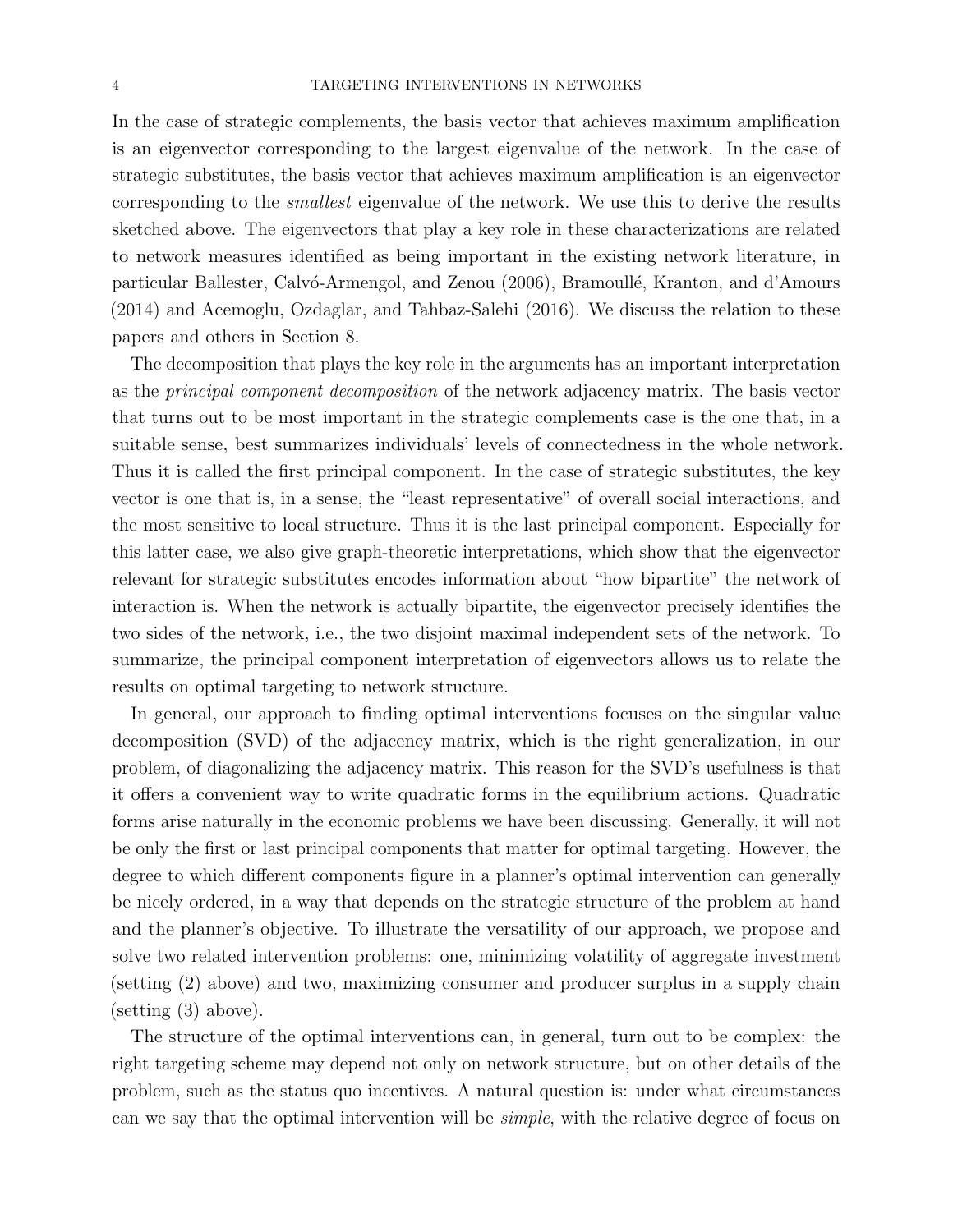In the case of strategic complements, the basis vector that achieves maximum amplification is an eigenvector corresponding to the largest eigenvalue of the network. In the case of strategic substitutes, the basis vector that achieves maximum amplification is an eigenvector corresponding to the *smallest* eigenvalue of the network. We use this to derive the results sketched above. The eigenvectors that play a key role in these characterizations are related to network measures identified as being important in the existing network literature, in particular Ballester, Calvó-Armengol, and Zenou (2006), Bramoullé, Kranton, and d'Amours (2014) and Acemoglu, Ozdaglar, and Tahbaz-Salehi (2016). We discuss the relation to these papers and others in Section 8.

The decomposition that plays the key role in the arguments has an important interpretation as the *principal component decomposition* of the network adjacency matrix. The basis vector that turns out to be most important in the strategic complements case is the one that, in a suitable sense, best summarizes individuals' levels of connectedness in the whole network. Thus it is called the first principal component. In the case of strategic substitutes, the key vector is one that is, in a sense, the "least representative" of overall social interactions, and the most sensitive to local structure. Thus it is the last principal component. Especially for this latter case, we also give graph-theoretic interpretations, which show that the eigenvector relevant for strategic substitutes encodes information about "how bipartite" the network of interaction is. When the network is actually bipartite, the eigenvector precisely identifies the two sides of the network, i.e., the two disjoint maximal independent sets of the network. To summarize, the principal component interpretation of eigenvectors allows us to relate the results on optimal targeting to network structure.

In general, our approach to finding optimal interventions focuses on the singular value decomposition (SVD) of the adjacency matrix, which is the right generalization, in our problem, of diagonalizing the adjacency matrix. This reason for the SVD's usefulness is that it offers a convenient way to write quadratic forms in the equilibrium actions. Quadratic forms arise naturally in the economic problems we have been discussing. Generally, it will not be only the first or last principal components that matter for optimal targeting. However, the degree to which different components figure in a planner's optimal intervention can generally be nicely ordered, in a way that depends on the strategic structure of the problem at hand and the planner's objective. To illustrate the versatility of our approach, we propose and solve two related intervention problems: one, minimizing volatility of aggregate investment (setting (2) above) and two, maximizing consumer and producer surplus in a supply chain (setting (3) above).

The structure of the optimal interventions can, in general, turn out to be complex: the right targeting scheme may depend not only on network structure, but on other details of the problem, such as the status quo incentives. A natural question is: under what circumstances can we say that the optimal intervention will be *simple*, with the relative degree of focus on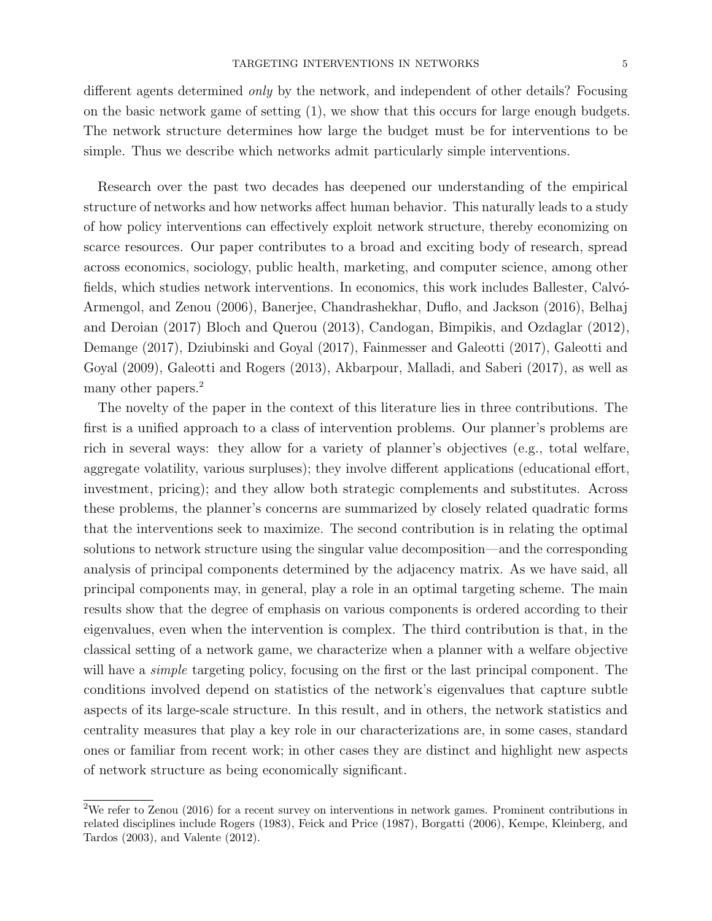different agents determined *only* by the network, and independent of other details? Focusing on the basic network game of setting (1), we show that this occurs for large enough budgets. The network structure determines how large the budget must be for interventions to be simple. Thus we describe which networks admit particularly simple interventions.

Research over the past two decades has deepened our understanding of the empirical structure of networks and how networks affect human behavior. This naturally leads to a study of how policy interventions can effectively exploit network structure, thereby economizing on scarce resources. Our paper contributes to a broad and exciting body of research, spread across economics, sociology, public health, marketing, and computer science, among other fields, which studies network interventions. In economics, this work includes Ballester, Calvó-Armengol, and Zenou (2006), Banerjee, Chandrashekhar, Duflo, and Jackson (2016), Belhaj and Deroian (2017) Bloch and Querou (2013), Candogan, Bimpikis, and Ozdaglar (2012), Demange (2017), Dziubinski and Goyal (2017), Fainmesser and Galeotti (2017), Galeotti and Goyal (2009), Galeotti and Rogers (2013), Akbarpour, Malladi, and Saberi (2017), as well as many other papers.[2]

The novelty of the paper in the context of this literature lies in three contributions. The first is a unified approach to a class of intervention problems. Our planner's problems are rich in several ways: they allow for a variety of planner's objectives (e.g., total welfare, aggregate volatility, various surpluses); they involve different applications (educational effort, investment, pricing); and they allow both strategic complements and substitutes. Across these problems, the planner's concerns are summarized by closely related quadratic forms that the interventions seek to maximize. The second contribution is in relating the optimal solutions to network structure using the singular value decomposition—and the corresponding analysis of principal components determined by the adjacency matrix. As we have said, all principal components may, in general, play a role in an optimal targeting scheme. The main results show that the degree of emphasis on various components is ordered according to their eigenvalues, even when the intervention is complex. The third contribution is that, in the classical setting of a network game, we characterize when a planner with a welfare objective will have a *simple* targeting policy, focusing on the first or the last principal component. The conditions involved depend on statistics of the network's eigenvalues that capture subtle aspects of its large-scale structure. In this result, and in others, the network statistics and centrality measures that play a key role in our characterizations are, in some cases, standard ones or familiar from recent work; in other cases they are distinct and highlight new aspects of network structure as being economically significant.

[2]We refer to Zenou (2016) for a recent survey on interventions in network games. Prominent contributions in related disciplines include Rogers (1983), Feick and Price (1987), Borgatti (2006), Kempe, Kleinberg, and Tardos (2003), and Valente (2012).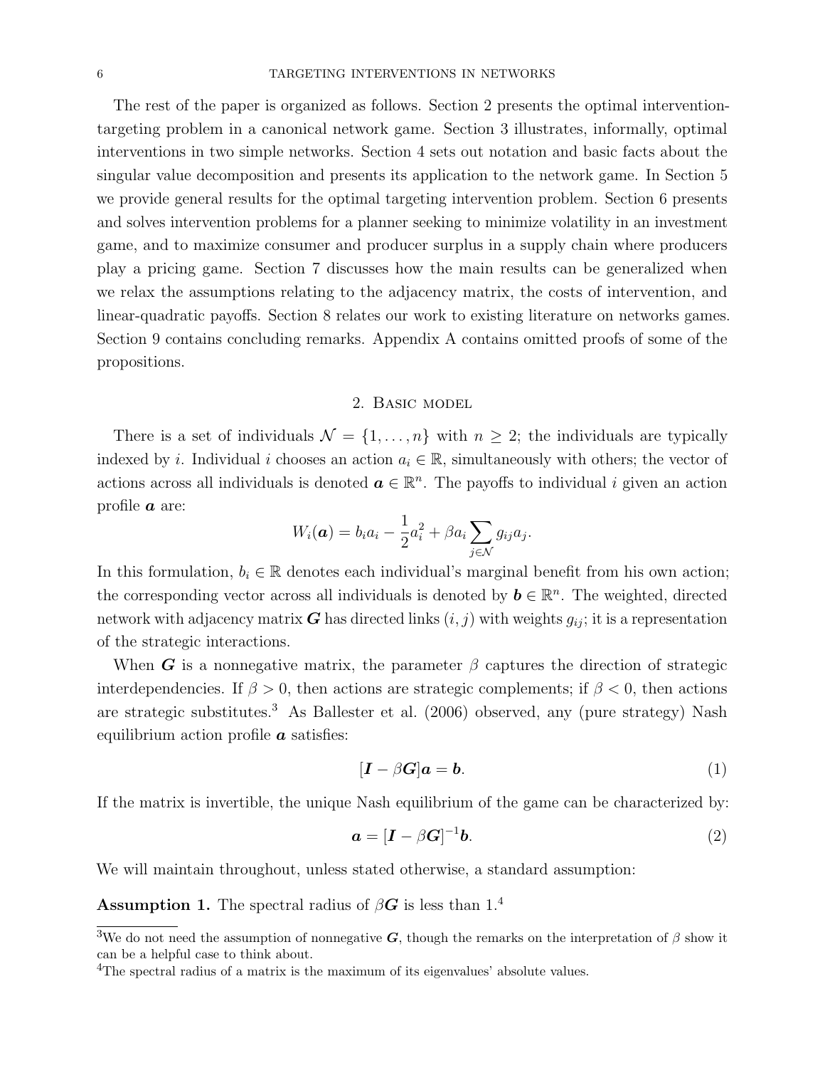The rest of the paper is organized as follows. Section 2 presents the optimal intervention-targeting problem in a canonical network game. Section 3 illustrates, informally, optimal interventions in two simple networks. Section 4 sets out notation and basic facts about the singular value decomposition and presents its application to the network game. In Section 5 we provide general results for the optimal targeting intervention problem. Section 6 presents and solves intervention problems for a planner seeking to minimize volatility in an investment game, and to maximize consumer and producer surplus in a supply chain where producers play a pricing game. Section 7 discusses how the main results can be generalized when we relax the assumptions relating to the adjacency matrix, the costs of intervention, and linear-quadratic payoffs. Section 8 relates our work to existing literature on networks games. Section 9 contains concluding remarks. Appendix A contains omitted proofs of some of the propositions.

## 2. Basic model

There is a set of individuals $\mathcal{N} = \{1, \ldots, n\}$ with $n \geq 2$; the individuals are typically indexed by $i$. Individual $i$ chooses an action $a_i \in \mathbb{R}$, simultaneously with others; the vector of actions across all individuals is denoted $\boldsymbol{a} \in \mathbb{R}^n$. The payoffs to individual $i$ given an action profile $\boldsymbol{a}$ are:

$$W_i(\boldsymbol{a}) = b_i a_i - \frac{1}{2}a_i^2 + \beta a_i \sum_{j \in \mathcal{N}} g_{ij} a_j.$$

In this formulation, $b_i \in \mathbb{R}$ denotes each individual's marginal benefit from his own action; the corresponding vector across all individuals is denoted by $\boldsymbol{b} \in \mathbb{R}^n$. The weighted, directed network with adjacency matrix $\boldsymbol{G}$ has directed links $(i, j)$ with weights $g_{ij}$; it is a representation of the strategic interactions.

When $\boldsymbol{G}$ is a nonnegative matrix, the parameter $\beta$ captures the direction of strategic interdependencies. If $\beta > 0$, then actions are strategic complements; if $\beta < 0$, then actions are strategic substitutes.[3] As Ballester et al. (2006) observed, any (pure strategy) Nash equilibrium action profile $\boldsymbol{a}$ satisfies:

$$[\boldsymbol{I} - \beta \boldsymbol{G}]\boldsymbol{a} = \boldsymbol{b}. \tag{1}$$

If the matrix is invertible, the unique Nash equilibrium of the game can be characterized by:

$$\boldsymbol{a} = [\boldsymbol{I} - \beta \boldsymbol{G}]^{-1}\boldsymbol{b}. \tag{2}$$

We will maintain throughout, unless stated otherwise, a standard assumption:

**Assumption 1.** The spectral radius of $\beta \boldsymbol{G}$ is less than 1.[4]

---

[3]We do not need the assumption of nonnegative $\boldsymbol{G}$, though the remarks on the interpretation of $\beta$ show it can be a helpful case to think about.

[4]The spectral radius of a matrix is the maximum of its eigenvalues' absolute values.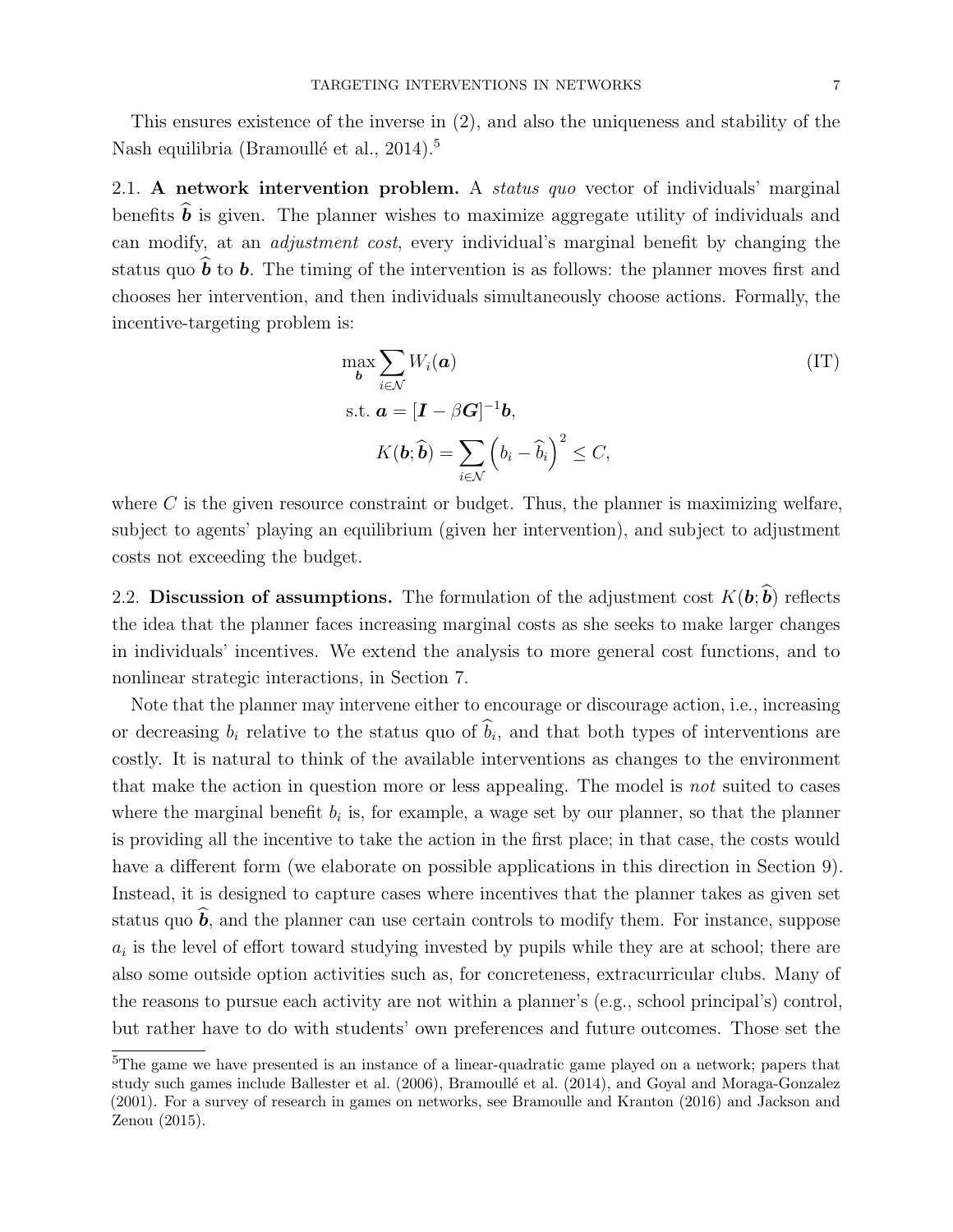This ensures existence of the inverse in (2), and also the uniqueness and stability of the Nash equilibria (Bramoullé et al., 2014).[5]

2.1. **A network intervention problem.** A *status quo* vector of individuals' marginal benefits $\widehat{\boldsymbol{b}}$ is given. The planner wishes to maximize aggregate utility of individuals and can modify, at an *adjustment cost*, every individual's marginal benefit by changing the status quo $\widehat{\boldsymbol{b}}$ to $\boldsymbol{b}$. The timing of the intervention is as follows: the planner moves first and chooses her intervention, and then individuals simultaneously choose actions. Formally, the incentive-targeting problem is:

$$
\begin{aligned}
&\max_{\boldsymbol{b}} \sum_{i \in \mathcal{N}} W_i(\boldsymbol{a}) && \text{(IT)}\\
&\text{s.t. } \boldsymbol{a} = [\boldsymbol{I} - \beta \boldsymbol{G}]^{-1} \boldsymbol{b},\\
&\qquad K(\boldsymbol{b}; \widehat{\boldsymbol{b}}) = \sum_{i \in \mathcal{N}} \left( b_i - \widehat{b}_i \right)^2 \leq C,
\end{aligned}
$$

where $C$ is the given resource constraint or budget. Thus, the planner is maximizing welfare, subject to agents' playing an equilibrium (given her intervention), and subject to adjustment costs not exceeding the budget.

2.2. **Discussion of assumptions.** The formulation of the adjustment cost $K(\boldsymbol{b}; \widehat{\boldsymbol{b}})$ reflects the idea that the planner faces increasing marginal costs as she seeks to make larger changes in individuals' incentives. We extend the analysis to more general cost functions, and to nonlinear strategic interactions, in Section 7.

Note that the planner may intervene either to encourage or discourage action, i.e., increasing or decreasing $b_i$ relative to the status quo of $\widehat{b}_i$, and that both types of interventions are costly. It is natural to think of the available interventions as changes to the environment that make the action in question more or less appealing. The model is *not* suited to cases where the marginal benefit $b_i$ is, for example, a wage set by our planner, so that the planner is providing all the incentive to take the action in the first place; in that case, the costs would have a different form (we elaborate on possible applications in this direction in Section 9). Instead, it is designed to capture cases where incentives that the planner takes as given set status quo $\widehat{\boldsymbol{b}}$, and the planner can use certain controls to modify them. For instance, suppose $a_i$ is the level of effort toward studying invested by pupils while they are at school; there are also some outside option activities such as, for concreteness, extracurricular clubs. Many of the reasons to pursue each activity are not within a planner's (e.g., school principal's) control, but rather have to do with students' own preferences and future outcomes. Those set the

[5]The game we have presented is an instance of a linear-quadratic game played on a network; papers that study such games include Ballester et al. (2006), Bramoullé et al. (2014), and Goyal and Moraga-Gonzalez (2001). For a survey of research in games on networks, see Bramoulle and Kranton (2016) and Jackson and Zenou (2015).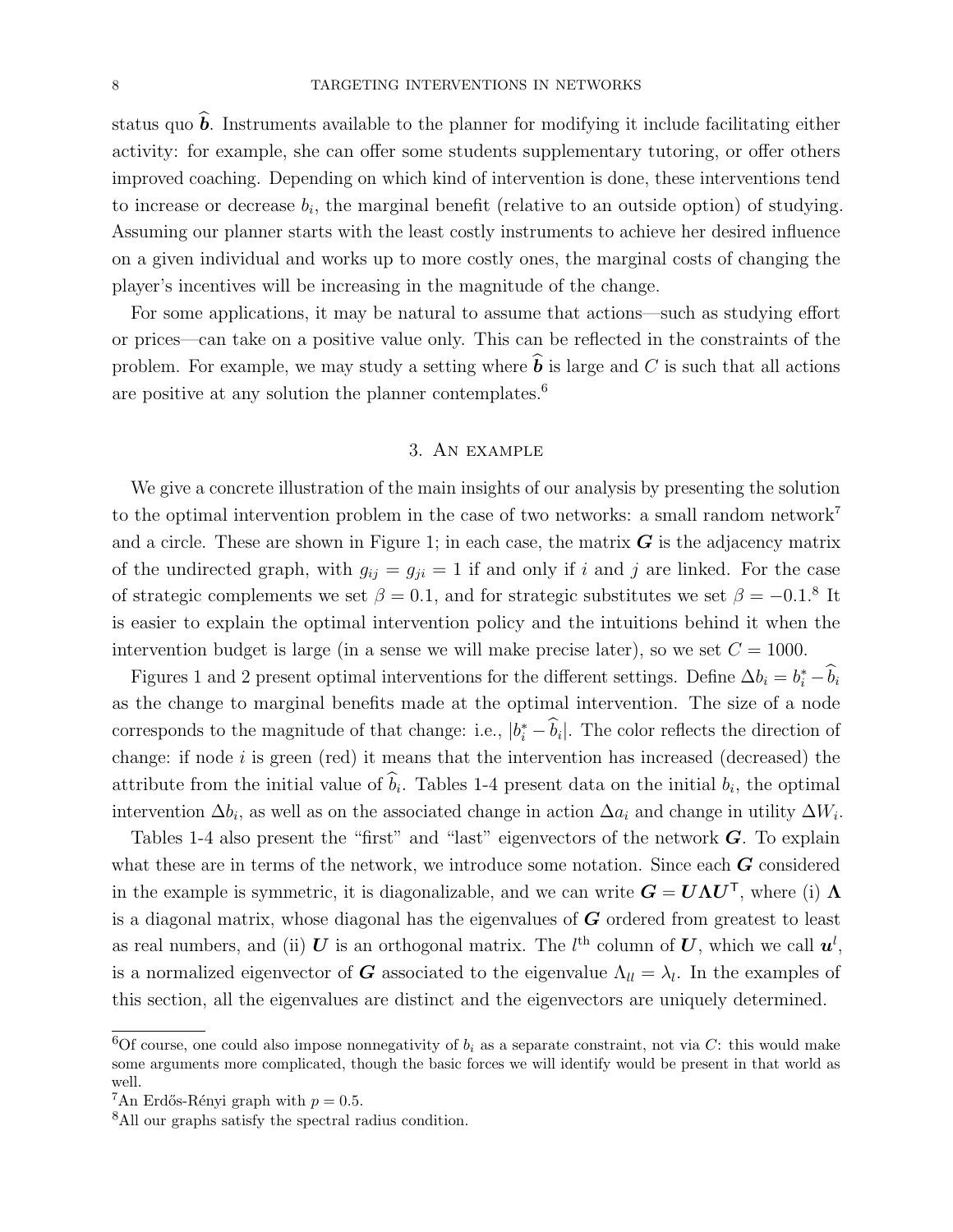status quo $\widehat{\boldsymbol{b}}$. Instruments available to the planner for modifying it include facilitating either activity: for example, she can offer some students supplementary tutoring, or offer others improved coaching. Depending on which kind of intervention is done, these interventions tend to increase or decrease $b_i$, the marginal benefit (relative to an outside option) of studying. Assuming our planner starts with the least costly instruments to achieve her desired influence on a given individual and works up to more costly ones, the marginal costs of changing the player's incentives will be increasing in the magnitude of the change.

For some applications, it may be natural to assume that actions—such as studying effort or prices—can take on a positive value only. This can be reflected in the constraints of the problem. For example, we may study a setting where $\widehat{\boldsymbol{b}}$ is large and $C$ is such that all actions are positive at any solution the planner contemplates.[6]

## 3. An example

We give a concrete illustration of the main insights of our analysis by presenting the solution to the optimal intervention problem in the case of two networks: a small random network[7] and a circle. These are shown in Figure 1; in each case, the matrix $\boldsymbol{G}$ is the adjacency matrix of the undirected graph, with $g_{ij} = g_{ji} = 1$ if and only if $i$ and $j$ are linked. For the case of strategic complements we set $\beta = 0.1$, and for strategic substitutes we set $\beta = -0.1$.[8] It is easier to explain the optimal intervention policy and the intuitions behind it when the intervention budget is large (in a sense we will make precise later), so we set $C = 1000$.

Figures 1 and 2 present optimal interventions for the different settings. Define $\Delta b_i = b_i^* - \widehat{b}_i$ as the change to marginal benefits made at the optimal intervention. The size of a node corresponds to the magnitude of that change: i.e., $|b_i^* - \widehat{b}_i|$. The color reflects the direction of change: if node $i$ is green (red) it means that the intervention has increased (decreased) the attribute from the initial value of $\widehat{b}_i$. Tables 1-4 present data on the initial $b_i$, the optimal intervention $\Delta b_i$, as well as on the associated change in action $\Delta a_i$ and change in utility $\Delta W_i$.

Tables 1-4 also present the "first" and "last" eigenvectors of the network $\boldsymbol{G}$. To explain what these are in terms of the network, we introduce some notation. Since each $\boldsymbol{G}$ considered in the example is symmetric, it is diagonalizable, and we can write $\boldsymbol{G} = \boldsymbol{U}\boldsymbol{\Lambda}\boldsymbol{U}^{\mathsf{T}}$, where (i) $\boldsymbol{\Lambda}$ is a diagonal matrix, whose diagonal has the eigenvalues of $\boldsymbol{G}$ ordered from greatest to least as real numbers, and (ii) $\boldsymbol{U}$ is an orthogonal matrix. The $l^{\text{th}}$ column of $\boldsymbol{U}$, which we call $\boldsymbol{u}^l$, is a normalized eigenvector of $\boldsymbol{G}$ associated to the eigenvalue $\Lambda_{ll} = \lambda_l$. In the examples of this section, all the eigenvalues are distinct and the eigenvectors are uniquely determined.

---

[6] Of course, one could also impose nonnegativity of $b_i$ as a separate constraint, not via $C$: this would make some arguments more complicated, though the basic forces we will identify would be present in that world as well.

[7] An Erdős-Rényi graph with $p = 0.5$.

[8] All our graphs satisfy the spectral radius condition.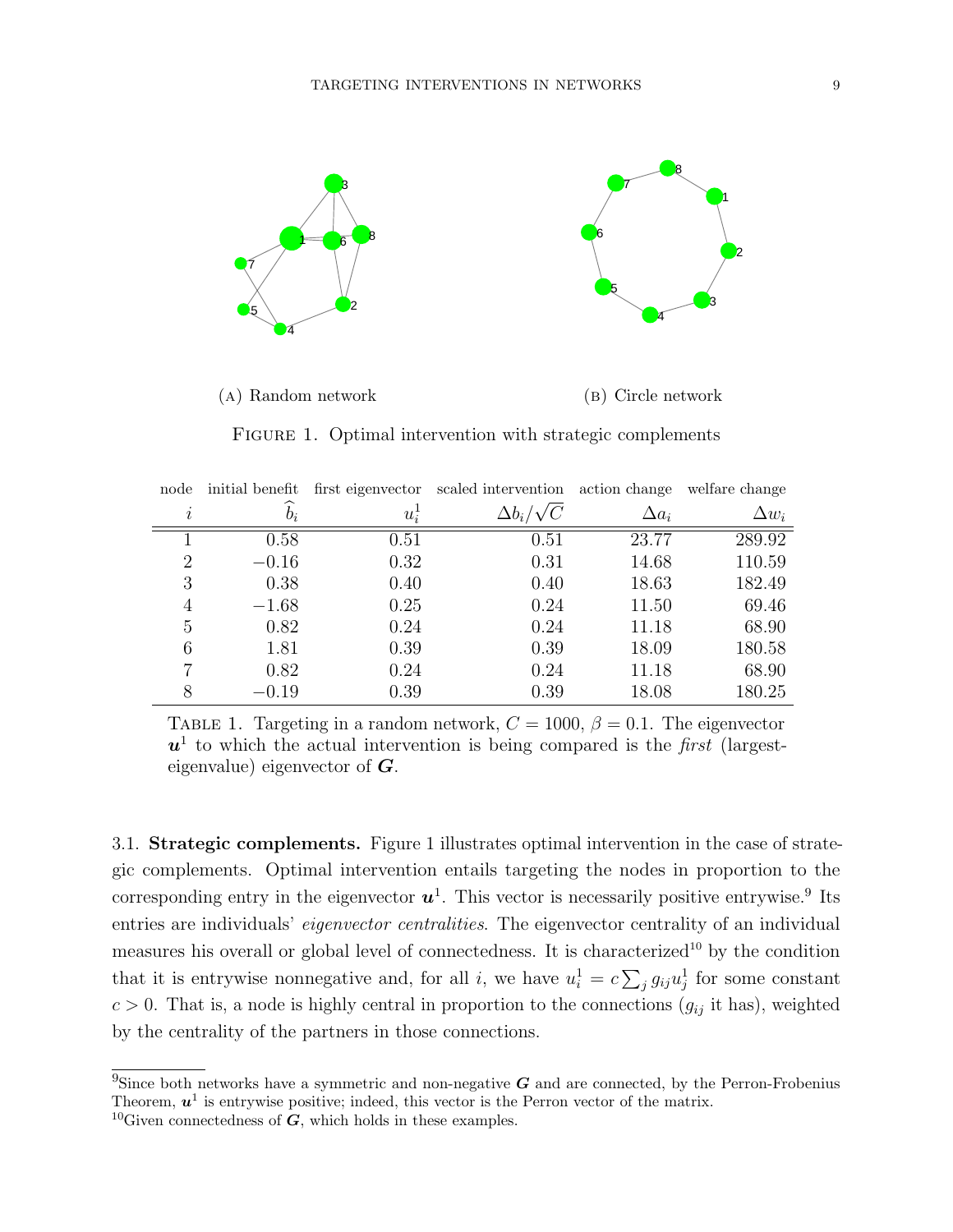(A) Random network

(B) Circle network

FIGURE 1. Optimal intervention with strategic complements

| node $i$ | initial benefit $\widehat{b}_i$ | first eigenvector $u_i^1$ | scaled intervention $\Delta b_i/\sqrt{C}$ | action change $\Delta a_i$ | welfare change $\Delta w_i$ |
|---|---|---|---|---|---|
| 1 | 0.58 | 0.51 | 0.51 | 23.77 | 289.92 |
| 2 | −0.16 | 0.32 | 0.31 | 14.68 | 110.59 |
| 3 | 0.38 | 0.40 | 0.40 | 18.63 | 182.49 |
| 4 | −1.68 | 0.25 | 0.24 | 11.50 | 69.46 |
| 5 | 0.82 | 0.24 | 0.24 | 11.18 | 68.90 |
| 6 | 1.81 | 0.39 | 0.39 | 18.09 | 180.58 |
| 7 | 0.82 | 0.24 | 0.24 | 11.18 | 68.90 |
| 8 | −0.19 | 0.39 | 0.39 | 18.08 | 180.25 |

TABLE 1. Targeting in a random network, $C = 1000$, $\beta = 0.1$. The eigenvector $\boldsymbol{u}^1$ to which the actual intervention is being compared is the *first* (largest-eigenvalue) eigenvector of $\boldsymbol{G}$.

3.1. **Strategic complements.** Figure 1 illustrates optimal intervention in the case of strategic complements. Optimal intervention entails targeting the nodes in proportion to the corresponding entry in the eigenvector $\boldsymbol{u}^1$. This vector is necessarily positive entrywise.[9] Its entries are individuals' *eigenvector centralities*. The eigenvector centrality of an individual measures his overall or global level of connectedness. It is characterized[10] by the condition that it is entrywise nonnegative and, for all $i$, we have $u_i^1 = c\sum_j g_{ij}u_j^1$ for some constant $c > 0$. That is, a node is highly central in proportion to the connections ($g_{ij}$ it has), weighted by the centrality of the partners in those connections.

[9]Since both networks have a symmetric and non-negative $\boldsymbol{G}$ and are connected, by the Perron-Frobenius Theorem, $\boldsymbol{u}^1$ is entrywise positive; indeed, this vector is the Perron vector of the matrix.

[10]Given connectedness of $\boldsymbol{G}$, which holds in these examples.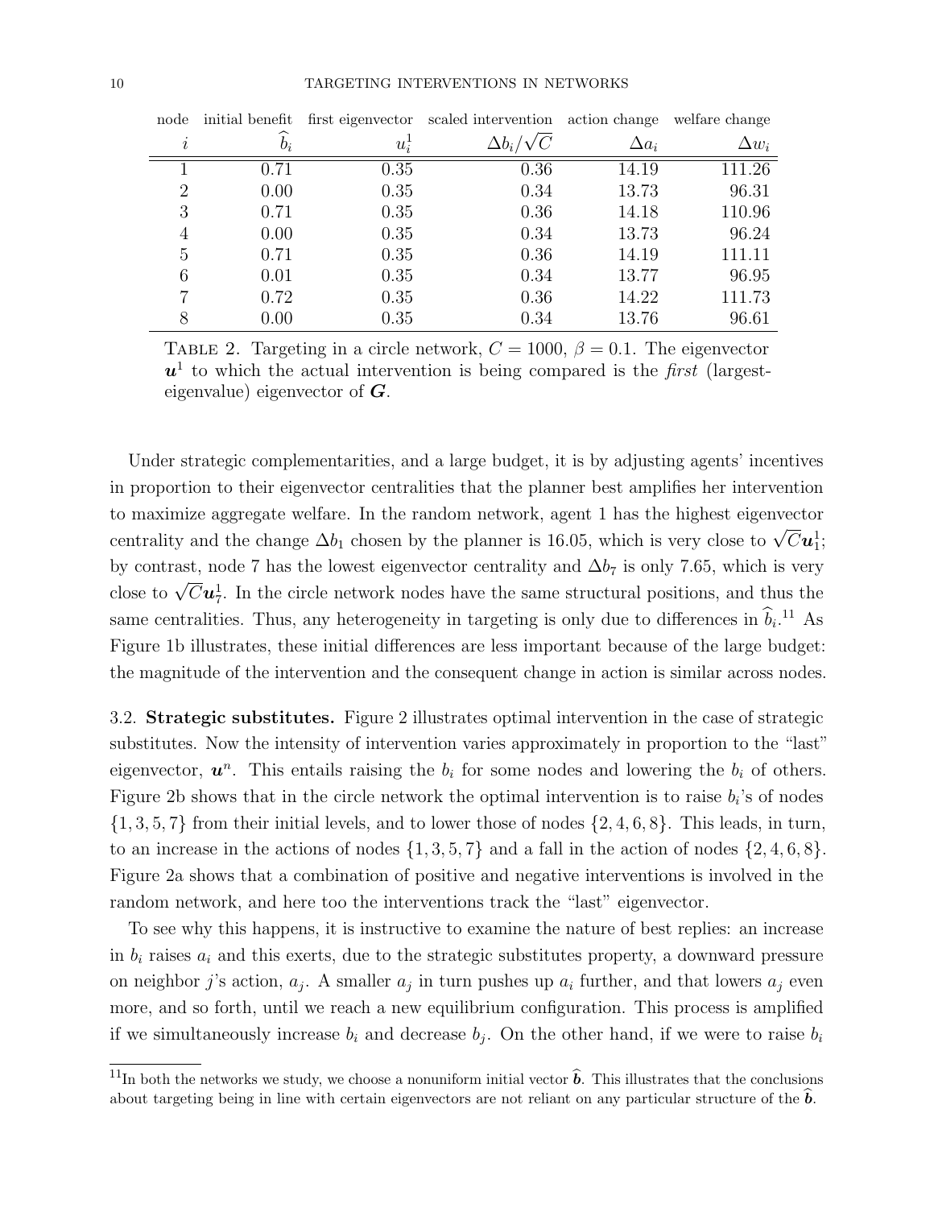| node | initial benefit | first eigenvector | scaled intervention | action change | welfare change |
|---|---|---|---|---|---|
| $i$ | $\widehat{b}_i$ | $u_i^1$ | $\Delta b_i/\sqrt{C}$ | $\Delta a_i$ | $\Delta w_i$ |
| 1 | 0.71 | 0.35 | 0.36 | 14.19 | 111.26 |
| 2 | 0.00 | 0.35 | 0.34 | 13.73 | 96.31 |
| 3 | 0.71 | 0.35 | 0.36 | 14.18 | 110.96 |
| 4 | 0.00 | 0.35 | 0.34 | 13.73 | 96.24 |
| 5 | 0.71 | 0.35 | 0.36 | 14.19 | 111.11 |
| 6 | 0.01 | 0.35 | 0.34 | 13.77 | 96.95 |
| 7 | 0.72 | 0.35 | 0.36 | 14.22 | 111.73 |
| 8 | 0.00 | 0.35 | 0.34 | 13.76 | 96.61 |

Table 2. Targeting in a circle network, $C = 1000$, $\beta = 0.1$. The eigenvector $\boldsymbol{u}^1$ to which the actual intervention is being compared is the *first* (largest-eigenvalue) eigenvector of $\boldsymbol{G}$.

Under strategic complementarities, and a large budget, it is by adjusting agents' incentives in proportion to their eigenvector centralities that the planner best amplifies her intervention to maximize aggregate welfare. In the random network, agent 1 has the highest eigenvector centrality and the change $\Delta b_1$ chosen by the planner is 16.05, which is very close to $\sqrt{C}\boldsymbol{u}_1^1$; by contrast, node 7 has the lowest eigenvector centrality and $\Delta b_7$ is only 7.65, which is very close to $\sqrt{C}\boldsymbol{u}_7^1$. In the circle network nodes have the same structural positions, and thus the same centralities. Thus, any heterogeneity in targeting is only due to differences in $\widehat{b}_i$.[11] As Figure 1b illustrates, these initial differences are less important because of the large budget: the magnitude of the intervention and the consequent change in action is similar across nodes.

### 3.2. Strategic substitutes.

Figure 2 illustrates optimal intervention in the case of strategic substitutes. Now the intensity of intervention varies approximately in proportion to the "last" eigenvector, $\boldsymbol{u}^n$. This entails raising the $b_i$ for some nodes and lowering the $b_i$ of others. Figure 2b shows that in the circle network the optimal intervention is to raise $b_i$'s of nodes $\{1, 3, 5, 7\}$ from their initial levels, and to lower those of nodes $\{2, 4, 6, 8\}$. This leads, in turn, to an increase in the actions of nodes $\{1, 3, 5, 7\}$ and a fall in the action of nodes $\{2, 4, 6, 8\}$. Figure 2a shows that a combination of positive and negative interventions is involved in the random network, and here too the interventions track the "last" eigenvector.

To see why this happens, it is instructive to examine the nature of best replies: an increase in $b_i$ raises $a_i$ and this exerts, due to the strategic substitutes property, a downward pressure on neighbor $j$'s action, $a_j$. A smaller $a_j$ in turn pushes up $a_i$ further, and that lowers $a_j$ even more, and so forth, until we reach a new equilibrium configuration. This process is amplified if we simultaneously increase $b_i$ and decrease $b_j$. On the other hand, if we were to raise $b_i$

[11] In both the networks we study, we choose a nonuniform initial vector $\widehat{\boldsymbol{b}}$. This illustrates that the conclusions about targeting being in line with certain eigenvectors are not reliant on any particular structure of the $\widehat{\boldsymbol{b}}$.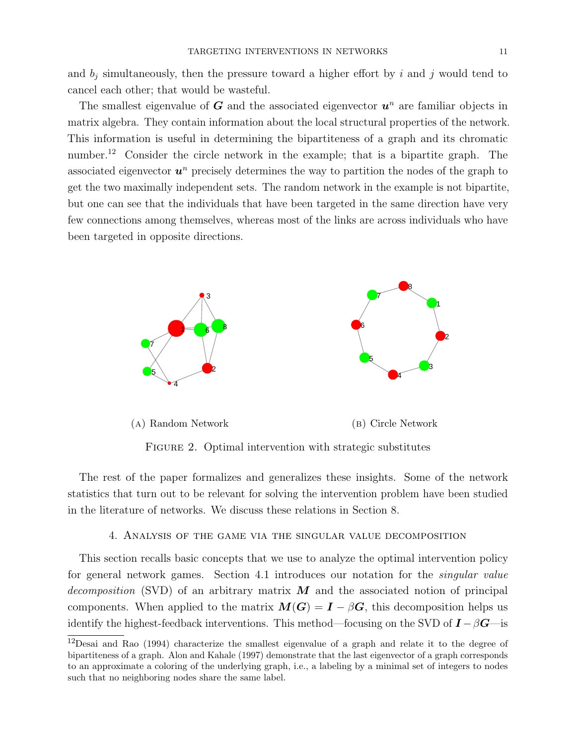and $b_j$ simultaneously, then the pressure toward a higher effort by $i$ and $j$ would tend to cancel each other; that would be wasteful.

The smallest eigenvalue of $\boldsymbol{G}$ and the associated eigenvector $\boldsymbol{u}^n$ are familiar objects in matrix algebra. They contain information about the local structural properties of the network. This information is useful in determining the bipartiteness of a graph and its chromatic number.[12] Consider the circle network in the example; that is a bipartite graph. The associated eigenvector $\boldsymbol{u}^n$ precisely determines the way to partition the nodes of the graph to get the two maximally independent sets. The random network in the example is not bipartite, but one can see that the individuals that have been targeted in the same direction have very few connections among themselves, whereas most of the links are across individuals who have been targeted in opposite directions.

(A) Random Network

(B) Circle Network

Figure 2. Optimal intervention with strategic substitutes

The rest of the paper formalizes and generalizes these insights. Some of the network statistics that turn out to be relevant for solving the intervention problem have been studied in the literature of networks. We discuss these relations in Section 8.

## 4. Analysis of the game via the singular value decomposition

This section recalls basic concepts that we use to analyze the optimal intervention policy for general network games. Section 4.1 introduces our notation for the *singular value decomposition* (SVD) of an arbitrary matrix $\boldsymbol{M}$ and the associated notion of principal components. When applied to the matrix $\boldsymbol{M}(\boldsymbol{G}) = \boldsymbol{I} - \beta\boldsymbol{G}$, this decomposition helps us identify the highest-feedback interventions. This method—focusing on the SVD of $\boldsymbol{I} - \beta\boldsymbol{G}$—is

[12] Desai and Rao (1994) characterize the smallest eigenvalue of a graph and relate it to the degree of bipartiteness of a graph. Alon and Kahale (1997) demonstrate that the last eigenvector of a graph corresponds to an approximate a coloring of the underlying graph, i.e., a labeling by a minimal set of integers to nodes such that no neighboring nodes share the same label.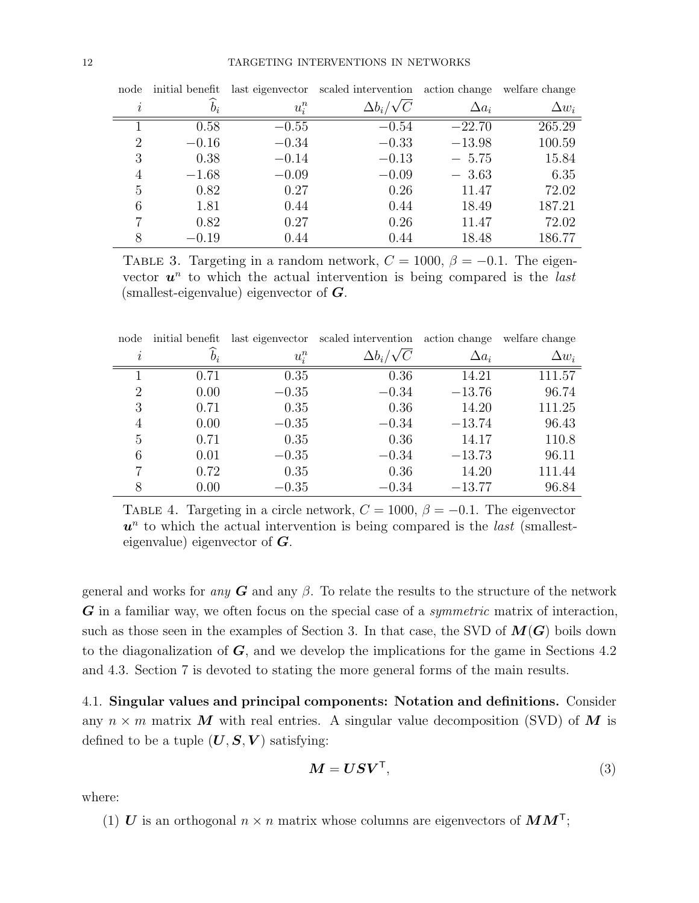| node | initial benefit | last eigenvector | scaled intervention | action change | welfare change |
|---|---|---|---|---|---|
| $i$ | $\widehat{b}_i$ | $u_i^n$ | $\Delta b_i/\sqrt{C}$ | $\Delta a_i$ | $\Delta w_i$ |
| 1 | 0.58 | $-0.55$ | $-0.54$ | $-22.70$ | 265.29 |
| 2 | $-0.16$ | $-0.34$ | $-0.33$ | $-13.98$ | 100.59 |
| 3 | 0.38 | $-0.14$ | $-0.13$ | $-\ 5.75$ | 15.84 |
| 4 | $-1.68$ | $-0.09$ | $-0.09$ | $-\ 3.63$ | 6.35 |
| 5 | 0.82 | 0.27 | 0.26 | 11.47 | 72.02 |
| 6 | 1.81 | 0.44 | 0.44 | 18.49 | 187.21 |
| 7 | 0.82 | 0.27 | 0.26 | 11.47 | 72.02 |
| 8 | $-0.19$ | 0.44 | 0.44 | 18.48 | 186.77 |

TABLE 3. Targeting in a random network, $C = 1000$, $\beta = -0.1$. The eigenvector $\boldsymbol{u}^n$ to which the actual intervention is being compared is the *last* (smallest-eigenvalue) eigenvector of $\boldsymbol{G}$.

| node | initial benefit | last eigenvector | scaled intervention | action change | welfare change |
|---|---|---|---|---|---|
| $i$ | $\widehat{b}_i$ | $u_i^n$ | $\Delta b_i/\sqrt{C}$ | $\Delta a_i$ | $\Delta w_i$ |
| 1 | 0.71 | 0.35 | 0.36 | 14.21 | 111.57 |
| 2 | 0.00 | $-0.35$ | $-0.34$ | $-13.76$ | 96.74 |
| 3 | 0.71 | 0.35 | 0.36 | 14.20 | 111.25 |
| 4 | 0.00 | $-0.35$ | $-0.34$ | $-13.74$ | 96.43 |
| 5 | 0.71 | 0.35 | 0.36 | 14.17 | 110.8 |
| 6 | 0.01 | $-0.35$ | $-0.34$ | $-13.73$ | 96.11 |
| 7 | 0.72 | 0.35 | 0.36 | 14.20 | 111.44 |
| 8 | 0.00 | $-0.35$ | $-0.34$ | $-13.77$ | 96.84 |

TABLE 4. Targeting in a circle network, $C = 1000$, $\beta = -0.1$. The eigenvector $\boldsymbol{u}^n$ to which the actual intervention is being compared is the *last* (smallest-eigenvalue) eigenvector of $\boldsymbol{G}$.

general and works for *any* $\boldsymbol{G}$ and any $\beta$. To relate the results to the structure of the network $\boldsymbol{G}$ in a familiar way, we often focus on the special case of a *symmetric* matrix of interaction, such as those seen in the examples of Section 3. In that case, the SVD of $\boldsymbol{M}(\boldsymbol{G})$ boils down to the diagonalization of $\boldsymbol{G}$, and we develop the implications for the game in Sections 4.2 and 4.3. Section 7 is devoted to stating the more general forms of the main results.

4.1. **Singular values and principal components: Notation and definitions.** Consider any $n \times m$ matrix $\boldsymbol{M}$ with real entries. A singular value decomposition (SVD) of $\boldsymbol{M}$ is defined to be a tuple $(\boldsymbol{U}, \boldsymbol{S}, \boldsymbol{V})$ satisfying:

$$\boldsymbol{M} = \boldsymbol{U}\boldsymbol{S}\boldsymbol{V}^{\mathsf{T}}, \tag{3}$$

where:

(1) $\boldsymbol{U}$ is an orthogonal $n \times n$ matrix whose columns are eigenvectors of $\boldsymbol{M}\boldsymbol{M}^{\mathsf{T}}$;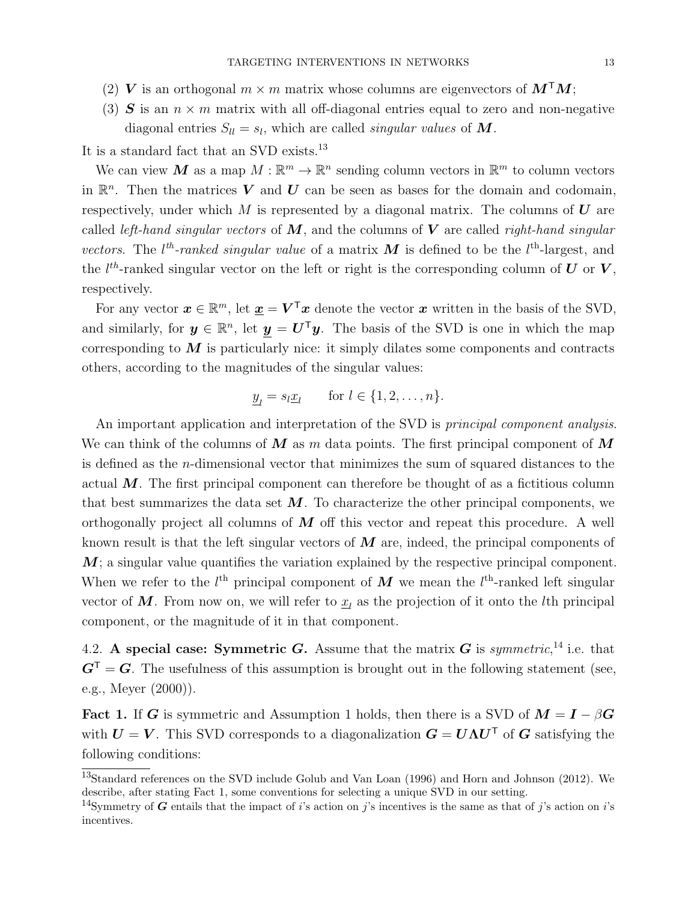(2) $\boldsymbol{V}$ is an orthogonal $m \times m$ matrix whose columns are eigenvectors of $\boldsymbol{M}^\mathsf{T}\boldsymbol{M}$;

(3) $\boldsymbol{S}$ is an $n \times m$ matrix with all off-diagonal entries equal to zero and non-negative diagonal entries $S_{ll} = s_l$, which are called *singular values* of $\boldsymbol{M}$.

It is a standard fact that an SVD exists.[13]

We can view $\boldsymbol{M}$ as a map $M : \mathbb{R}^m \to \mathbb{R}^n$ sending column vectors in $\mathbb{R}^m$ to column vectors in $\mathbb{R}^n$. Then the matrices $\boldsymbol{V}$ and $\boldsymbol{U}$ can be seen as bases for the domain and codomain, respectively, under which $M$ is represented by a diagonal matrix. The columns of $\boldsymbol{U}$ are called *left-hand singular vectors* of $\boldsymbol{M}$, and the columns of $\boldsymbol{V}$ are called *right-hand singular vectors*. The *$l^{th}$-ranked singular value* of a matrix $\boldsymbol{M}$ is defined to be the $l^{\text{th}}$-largest, and the *$l^{th}$-ranked* singular vector on the left or right is the corresponding column of $\boldsymbol{U}$ or $\boldsymbol{V}$, respectively.

For any vector $\boldsymbol{x} \in \mathbb{R}^m$, let $\underline{\boldsymbol{x}} = \boldsymbol{V}^\mathsf{T}\boldsymbol{x}$ denote the vector $\boldsymbol{x}$ written in the basis of the SVD, and similarly, for $\boldsymbol{y} \in \mathbb{R}^n$, let $\underline{\boldsymbol{y}} = \boldsymbol{U}^\mathsf{T}\boldsymbol{y}$. The basis of the SVD is one in which the map corresponding to $\boldsymbol{M}$ is particularly nice: it simply dilates some components and contracts others, according to the magnitudes of the singular values:

$$\underline{y}_l = s_l \underline{x}_l \qquad \text{for } l \in \{1, 2, \ldots, n\}.$$

An important application and interpretation of the SVD is *principal component analysis*. We can think of the columns of $\boldsymbol{M}$ as $m$ data points. The first principal component of $\boldsymbol{M}$ is defined as the $n$-dimensional vector that minimizes the sum of squared distances to the actual $\boldsymbol{M}$. The first principal component can therefore be thought of as a fictitious column that best summarizes the data set $\boldsymbol{M}$. To characterize the other principal components, we orthogonally project all columns of $\boldsymbol{M}$ off this vector and repeat this procedure. A well known result is that the left singular vectors of $\boldsymbol{M}$ are, indeed, the principal components of $\boldsymbol{M}$; a singular value quantifies the variation explained by the respective principal component. When we refer to the $l^{\text{th}}$ principal component of $\boldsymbol{M}$ we mean the $l^{\text{th}}$-ranked left singular vector of $\boldsymbol{M}$. From now on, we will refer to $\underline{x}_l$ as the projection of it onto the $l$th principal component, or the magnitude of it in that component.

4.2. **A special case: Symmetric $\boldsymbol{G}$.** Assume that the matrix $\boldsymbol{G}$ is *symmetric*,[14] i.e. that $\boldsymbol{G}^\mathsf{T} = \boldsymbol{G}$. The usefulness of this assumption is brought out in the following statement (see, e.g., Meyer (2000)).

**Fact 1.** If $\boldsymbol{G}$ is symmetric and Assumption 1 holds, then there is a SVD of $\boldsymbol{M} = \boldsymbol{I} - \beta\boldsymbol{G}$ with $\boldsymbol{U} = \boldsymbol{V}$. This SVD corresponds to a diagonalization $\boldsymbol{G} = \boldsymbol{U}\boldsymbol{\Lambda}\boldsymbol{U}^\mathsf{T}$ of $\boldsymbol{G}$ satisfying the following conditions:

[13] Standard references on the SVD include Golub and Van Loan (1996) and Horn and Johnson (2012). We describe, after stating Fact 1, some conventions for selecting a unique SVD in our setting.

[14] Symmetry of $\boldsymbol{G}$ entails that the impact of $i$'s action on $j$'s incentives is the same as that of $j$'s action on $i$'s incentives.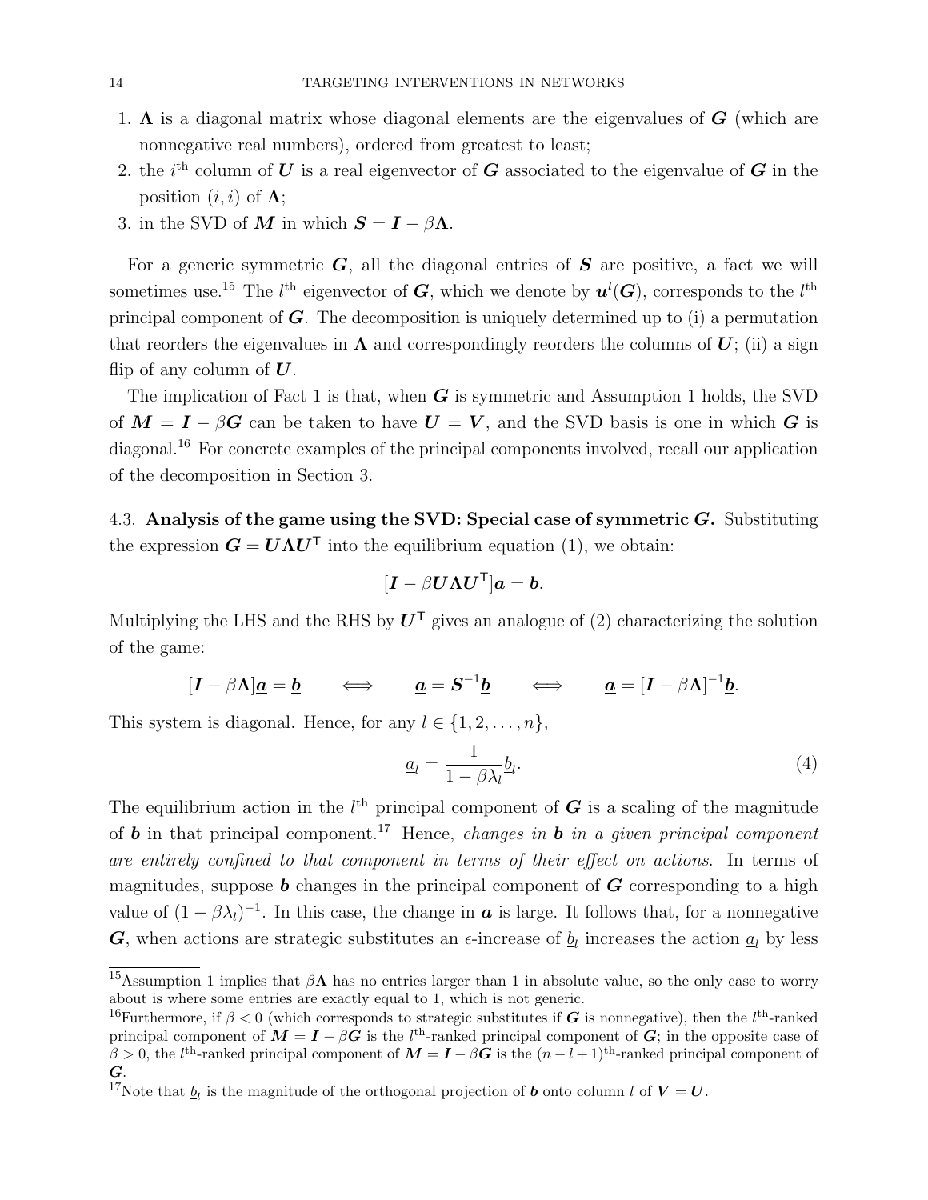1. $\boldsymbol{\Lambda}$ is a diagonal matrix whose diagonal elements are the eigenvalues of $\boldsymbol{G}$ (which are nonnegative real numbers), ordered from greatest to least;
2. the $i^{\text{th}}$ column of $\boldsymbol{U}$ is a real eigenvector of $\boldsymbol{G}$ associated to the eigenvalue of $\boldsymbol{G}$ in the position $(i,i)$ of $\boldsymbol{\Lambda}$;
3. in the SVD of $\boldsymbol{M}$ in which $\boldsymbol{S} = \boldsymbol{I} - \beta\boldsymbol{\Lambda}$.

For a generic symmetric $\boldsymbol{G}$, all the diagonal entries of $\boldsymbol{S}$ are positive, a fact we will sometimes use.[15] The $l^{\text{th}}$ eigenvector of $\boldsymbol{G}$, which we denote by $\boldsymbol{u}^l(\boldsymbol{G})$, corresponds to the $l^{\text{th}}$ principal component of $\boldsymbol{G}$. The decomposition is uniquely determined up to (i) a permutation that reorders the eigenvalues in $\boldsymbol{\Lambda}$ and correspondingly reorders the columns of $\boldsymbol{U}$; (ii) a sign flip of any column of $\boldsymbol{U}$.

The implication of Fact 1 is that, when $\boldsymbol{G}$ is symmetric and Assumption 1 holds, the SVD of $\boldsymbol{M} = \boldsymbol{I} - \beta\boldsymbol{G}$ can be taken to have $\boldsymbol{U} = \boldsymbol{V}$, and the SVD basis is one in which $\boldsymbol{G}$ is diagonal.[16] For concrete examples of the principal components involved, recall our application of the decomposition in Section 3.

### 4.3. Analysis of the game using the SVD: Special case of symmetric $\boldsymbol{G}$.

Substituting the expression $\boldsymbol{G} = \boldsymbol{U}\boldsymbol{\Lambda}\boldsymbol{U}^{\mathsf{T}}$ into the equilibrium equation (1), we obtain:

$$[\boldsymbol{I} - \beta\boldsymbol{U}\boldsymbol{\Lambda}\boldsymbol{U}^{\mathsf{T}}]\boldsymbol{a} = \boldsymbol{b}.$$

Multiplying the LHS and the RHS by $\boldsymbol{U}^{\mathsf{T}}$ gives an analogue of (2) characterizing the solution of the game:

$$[\boldsymbol{I} - \beta\boldsymbol{\Lambda}]\underline{\boldsymbol{a}} = \underline{\boldsymbol{b}} \qquad \iff \qquad \underline{\boldsymbol{a}} = \boldsymbol{S}^{-1}\underline{\boldsymbol{b}} \qquad \iff \qquad \underline{\boldsymbol{a}} = [\boldsymbol{I} - \beta\boldsymbol{\Lambda}]^{-1}\underline{\boldsymbol{b}}.$$

This system is diagonal. Hence, for any $l \in \{1, 2, \ldots, n\}$,

$$\underline{a}_l = \frac{1}{1 - \beta\lambda_l}\underline{b}_l. \tag{4}$$

The equilibrium action in the $l^{\text{th}}$ principal component of $\boldsymbol{G}$ is a scaling of the magnitude of $\boldsymbol{b}$ in that principal component.[17] Hence, *changes in $\boldsymbol{b}$ in a given principal component are entirely confined to that component in terms of their effect on actions*. In terms of magnitudes, suppose $\boldsymbol{b}$ changes in the principal component of $\boldsymbol{G}$ corresponding to a high value of $(1 - \beta\lambda_l)^{-1}$. In this case, the change in $\boldsymbol{a}$ is large. It follows that, for a nonnegative $\boldsymbol{G}$, when actions are strategic substitutes an $\epsilon$-increase of $\underline{b}_l$ increases the action $\underline{a}_l$ by less

---

[15] Assumption 1 implies that $\beta\boldsymbol{\Lambda}$ has no entries larger than 1 in absolute value, so the only case to worry about is where some entries are exactly equal to 1, which is not generic.

[16] Furthermore, if $\beta < 0$ (which corresponds to strategic substitutes if $\boldsymbol{G}$ is nonnegative), then the $l^{\text{th}}$-ranked principal component of $\boldsymbol{M} = \boldsymbol{I} - \beta\boldsymbol{G}$ is the $l^{\text{th}}$-ranked principal component of $\boldsymbol{G}$; in the opposite case of $\beta > 0$, the $l^{\text{th}}$-ranked principal component of $\boldsymbol{M} = \boldsymbol{I} - \beta\boldsymbol{G}$ is the $(n-l+1)^{\text{th}}$-ranked principal component of $\boldsymbol{G}$.

[17] Note that $\underline{b}_l$ is the magnitude of the orthogonal projection of $\boldsymbol{b}$ onto column $l$ of $\boldsymbol{V} = \boldsymbol{U}$.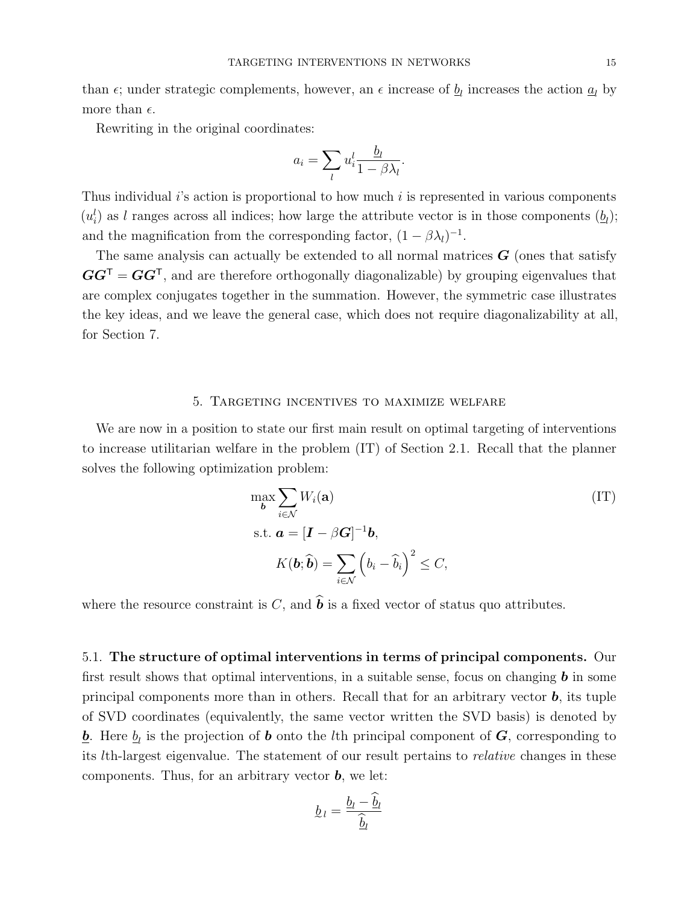than $\epsilon$; under strategic complements, however, an $\epsilon$ increase of $\underline{b}_l$ increases the action $\underline{a}_l$ by more than $\epsilon$.

Rewriting in the original coordinates:

$$a_i = \sum_l u_i^l \frac{\underline{b}_l}{1 - \beta\lambda_l}.$$

Thus individual $i$'s action is proportional to how much $i$ is represented in various components ($u_i^l$) as $l$ ranges across all indices; how large the attribute vector is in those components ($\underline{b}_l$); and the magnification from the corresponding factor, $(1 - \beta\lambda_l)^{-1}$.

The same analysis can actually be extended to all normal matrices $\boldsymbol{G}$ (ones that satisfy $\boldsymbol{G}\boldsymbol{G}^{\mathsf{T}} = \boldsymbol{G}\boldsymbol{G}^{\mathsf{T}}$, and are therefore orthogonally diagonalizable) by grouping eigenvalues that are complex conjugates together in the summation. However, the symmetric case illustrates the key ideas, and we leave the general case, which does not require diagonalizability at all, for Section 7.

## 5. Targeting incentives to maximize welfare

We are now in a position to state our first main result on optimal targeting of interventions to increase utilitarian welfare in the problem (IT) of Section 2.1. Recall that the planner solves the following optimization problem:

$$\max_{\boldsymbol{b}} \sum_{i \in \mathcal{N}} W_i(\mathbf{a}) \tag{IT}$$

$$\text{s.t. } \boldsymbol{a} = [\boldsymbol{I} - \beta \boldsymbol{G}]^{-1}\boldsymbol{b},$$

$$K(\boldsymbol{b}; \widehat{\boldsymbol{b}}) = \sum_{i \in \mathcal{N}} \left(b_i - \widehat{b}_i\right)^2 \leq C,$$

where the resource constraint is $C$, and $\widehat{\boldsymbol{b}}$ is a fixed vector of status quo attributes.

### 5.1. The structure of optimal interventions in terms of principal components.

Our first result shows that optimal interventions, in a suitable sense, focus on changing $\boldsymbol{b}$ in some principal components more than in others. Recall that for an arbitrary vector $\boldsymbol{b}$, its tuple of SVD coordinates (equivalently, the same vector written the SVD basis) is denoted by $\underline{\boldsymbol{b}}$. Here $\underline{b}_l$ is the projection of $\boldsymbol{b}$ onto the $l$th principal component of $\boldsymbol{G}$, corresponding to its $l$th-largest eigenvalue. The statement of our result pertains to *relative* changes in these components. Thus, for an arbitrary vector $\boldsymbol{b}$, we let:

$$\underset{\sim}{b}_l = \frac{\underline{b}_l - \widehat{\underline{b}}_l}{\widehat{\underline{b}}_l}$$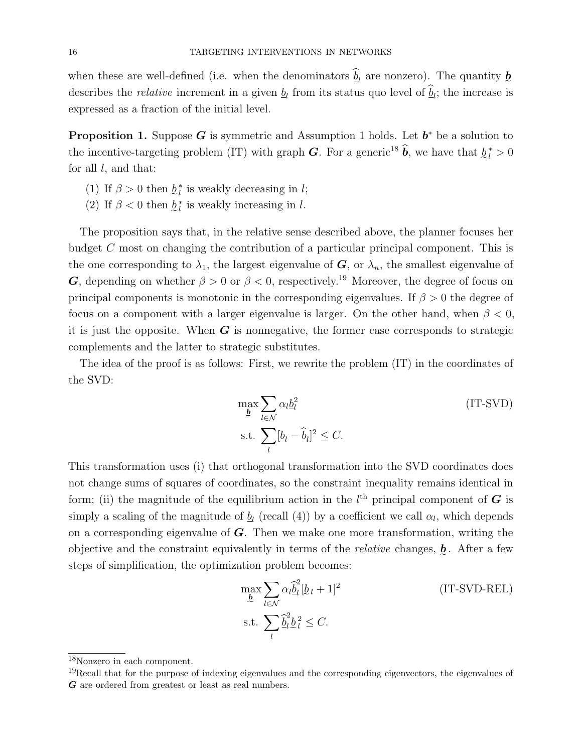when these are well-defined (i.e. when the denominators $\widehat{\underline{b}}_l$ are nonzero). The quantity $\underset{\sim}{\boldsymbol{b}}$ describes the *relative* increment in a given $\underline{b}_l$ from its status quo level of $\widehat{\underline{b}}_l$; the increase is expressed as a fraction of the initial level.

**Proposition 1.** Suppose $\boldsymbol{G}$ is symmetric and Assumption 1 holds. Let $\boldsymbol{b}^*$ be a solution to the incentive-targeting problem (IT) with graph $\boldsymbol{G}$. For a generic[18] $\widehat{\boldsymbol{b}}$, we have that $\underset{\sim}{b}_l^* > 0$ for all $l$, and that:

(1) If $\beta > 0$ then $\underset{\sim}{b}_l^*$ is weakly decreasing in $l$;
(2) If $\beta < 0$ then $\underset{\sim}{b}_l^*$ is weakly increasing in $l$.

The proposition says that, in the relative sense described above, the planner focuses her budget $C$ most on changing the contribution of a particular principal component. This is the one corresponding to $\lambda_1$, the largest eigenvalue of $\boldsymbol{G}$, or $\lambda_n$, the smallest eigenvalue of $\boldsymbol{G}$, depending on whether $\beta > 0$ or $\beta < 0$, respectively.[19] Moreover, the degree of focus on principal components is monotonic in the corresponding eigenvalues. If $\beta > 0$ the degree of focus on a component with a larger eigenvalue is larger. On the other hand, when $\beta < 0$, it is just the opposite. When $\boldsymbol{G}$ is nonnegative, the former case corresponds to strategic complements and the latter to strategic substitutes.

The idea of the proof is as follows: First, we rewrite the problem (IT) in the coordinates of the SVD:

$$\max_{\underline{\boldsymbol{b}}} \sum_{l \in \mathcal{N}} \alpha_l \underline{b}_l^2 \qquad \text{(IT-SVD)}$$
$$\text{s.t.} \sum_l [\underline{b}_l - \widehat{\underline{b}}_l]^2 \leq C.$$

This transformation uses (i) that orthogonal transformation into the SVD coordinates does not change sums of squares of coordinates, so the constraint inequality remains identical in form; (ii) the magnitude of the equilibrium action in the $l^{\text{th}}$ principal component of $\boldsymbol{G}$ is simply a scaling of the magnitude of $\underline{b}_l$ (recall (4)) by a coefficient we call $\alpha_l$, which depends on a corresponding eigenvalue of $\boldsymbol{G}$. Then we make one more transformation, writing the objective and the constraint equivalently in terms of the *relative* changes, $\underset{\sim}{\boldsymbol{b}}$. After a few steps of simplification, the optimization problem becomes:

$$\max_{\underset{\sim}{\boldsymbol{b}}} \sum_{l \in \mathcal{N}} \alpha_l \widehat{\underline{b}}_l^2 [\underset{\sim}{b}_l + 1]^2 \qquad \text{(IT-SVD-REL)}$$
$$\text{s.t.} \sum_l \widehat{\underline{b}}_l^2 \underset{\sim}{b}_l^2 \leq C.$$

[18] Nonzero in each component.

[19] Recall that for the purpose of indexing eigenvalues and the corresponding eigenvectors, the eigenvalues of $\boldsymbol{G}$ are ordered from greatest or least as real numbers.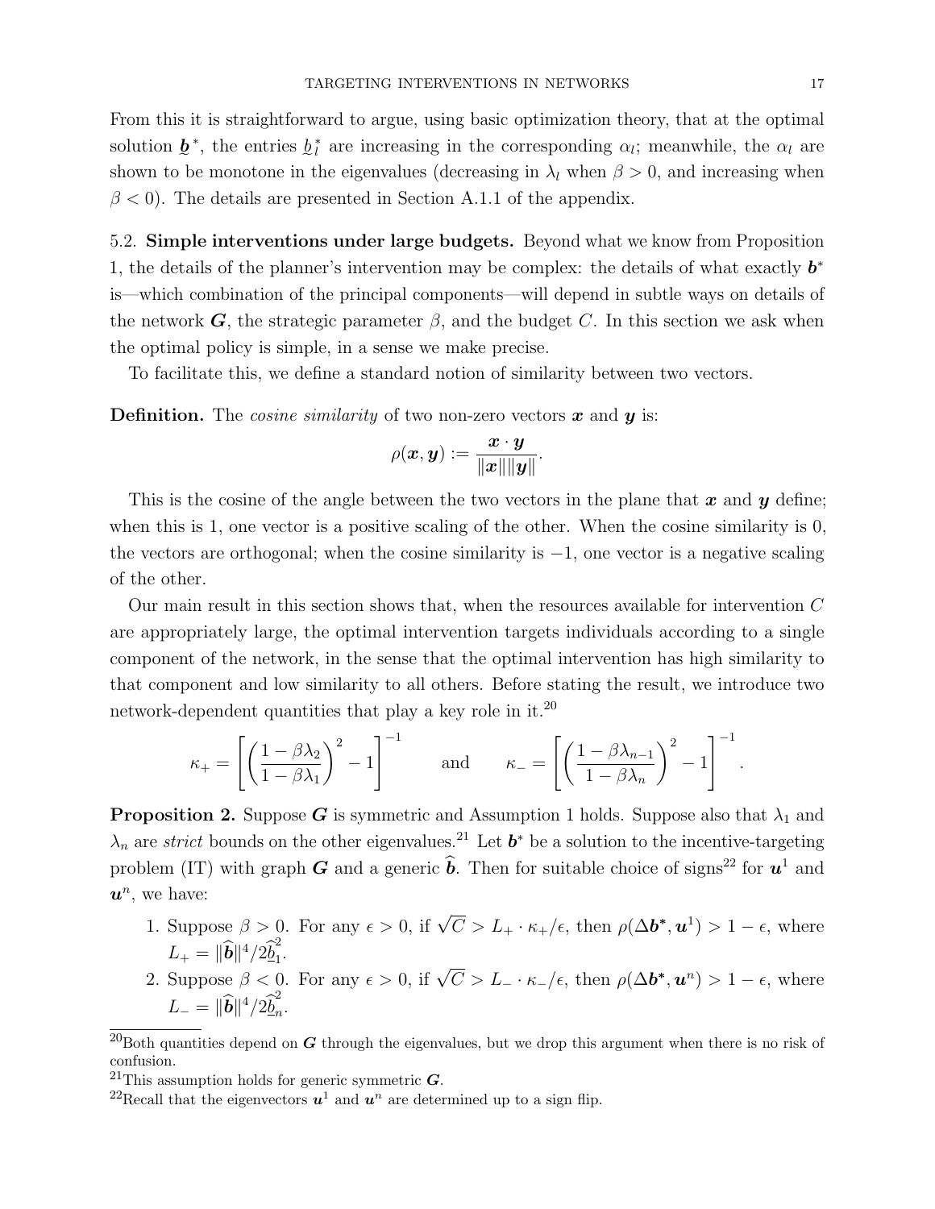From this it is straightforward to argue, using basic optimization theory, that at the optimal solution $\underline{\boldsymbol{b}}^*$, the entries $\underline{b}_l^*$ are increasing in the corresponding $\alpha_l$; meanwhile, the $\alpha_l$ are shown to be monotone in the eigenvalues (decreasing in $\lambda_l$ when $\beta > 0$, and increasing when $\beta < 0$). The details are presented in Section A.1.1 of the appendix.

## 5.2. Simple interventions under large budgets.

Beyond what we know from Proposition 1, the details of the planner's intervention may be complex: the details of what exactly $\boldsymbol{b}^*$ is—which combination of the principal components—will depend in subtle ways on details of the network $\boldsymbol{G}$, the strategic parameter $\beta$, and the budget $C$. In this section we ask when the optimal policy is simple, in a sense we make precise.

To facilitate this, we define a standard notion of similarity between two vectors.

**Definition.** The *cosine similarity* of two non-zero vectors $\boldsymbol{x}$ and $\boldsymbol{y}$ is:

$$\rho(\boldsymbol{x}, \boldsymbol{y}) := \frac{\boldsymbol{x} \cdot \boldsymbol{y}}{\|\boldsymbol{x}\| \|\boldsymbol{y}\|}.$$

This is the cosine of the angle between the two vectors in the plane that $\boldsymbol{x}$ and $\boldsymbol{y}$ define; when this is 1, one vector is a positive scaling of the other. When the cosine similarity is 0, the vectors are orthogonal; when the cosine similarity is $-1$, one vector is a negative scaling of the other.

Our main result in this section shows that, when the resources available for intervention $C$ are appropriately large, the optimal intervention targets individuals according to a single component of the network, in the sense that the optimal intervention has high similarity to that component and low similarity to all others. Before stating the result, we introduce two network-dependent quantities that play a key role in it.[20]

$$\kappa_+ = \left[ \left( \frac{1 - \beta\lambda_2}{1 - \beta\lambda_1} \right)^2 - 1 \right]^{-1} \qquad \text{and} \qquad \kappa_- = \left[ \left( \frac{1 - \beta\lambda_{n-1}}{1 - \beta\lambda_n} \right)^2 - 1 \right]^{-1}.$$

**Proposition 2.** Suppose $\boldsymbol{G}$ is symmetric and Assumption 1 holds. Suppose also that $\lambda_1$ and $\lambda_n$ are *strict* bounds on the other eigenvalues.[21] Let $\boldsymbol{b}^*$ be a solution to the incentive-targeting problem (IT) with graph $\boldsymbol{G}$ and a generic $\widehat{\boldsymbol{b}}$. Then for suitable choice of signs[22] for $\boldsymbol{u}^1$ and $\boldsymbol{u}^n$, we have:

1. Suppose $\beta > 0$. For any $\epsilon > 0$, if $\sqrt{C} > L_+ \cdot \kappa_+/\epsilon$, then $\rho(\Delta\boldsymbol{b}^*, \boldsymbol{u}^1) > 1 - \epsilon$, where $L_+ = \|\widehat{\boldsymbol{b}}\|^4 / 2\widehat{\underline{b}}_1^2$.
2. Suppose $\beta < 0$. For any $\epsilon > 0$, if $\sqrt{C} > L_- \cdot \kappa_-/\epsilon$, then $\rho(\Delta\boldsymbol{b}^*, \boldsymbol{u}^n) > 1 - \epsilon$, where $L_- = \|\widehat{\boldsymbol{b}}\|^4 / 2\widehat{\underline{b}}_n^2$.

[20] Both quantities depend on $\boldsymbol{G}$ through the eigenvalues, but we drop this argument when there is no risk of confusion.

[21] This assumption holds for generic symmetric $\boldsymbol{G}$.

[22] Recall that the eigenvectors $\boldsymbol{u}^1$ and $\boldsymbol{u}^n$ are determined up to a sign flip.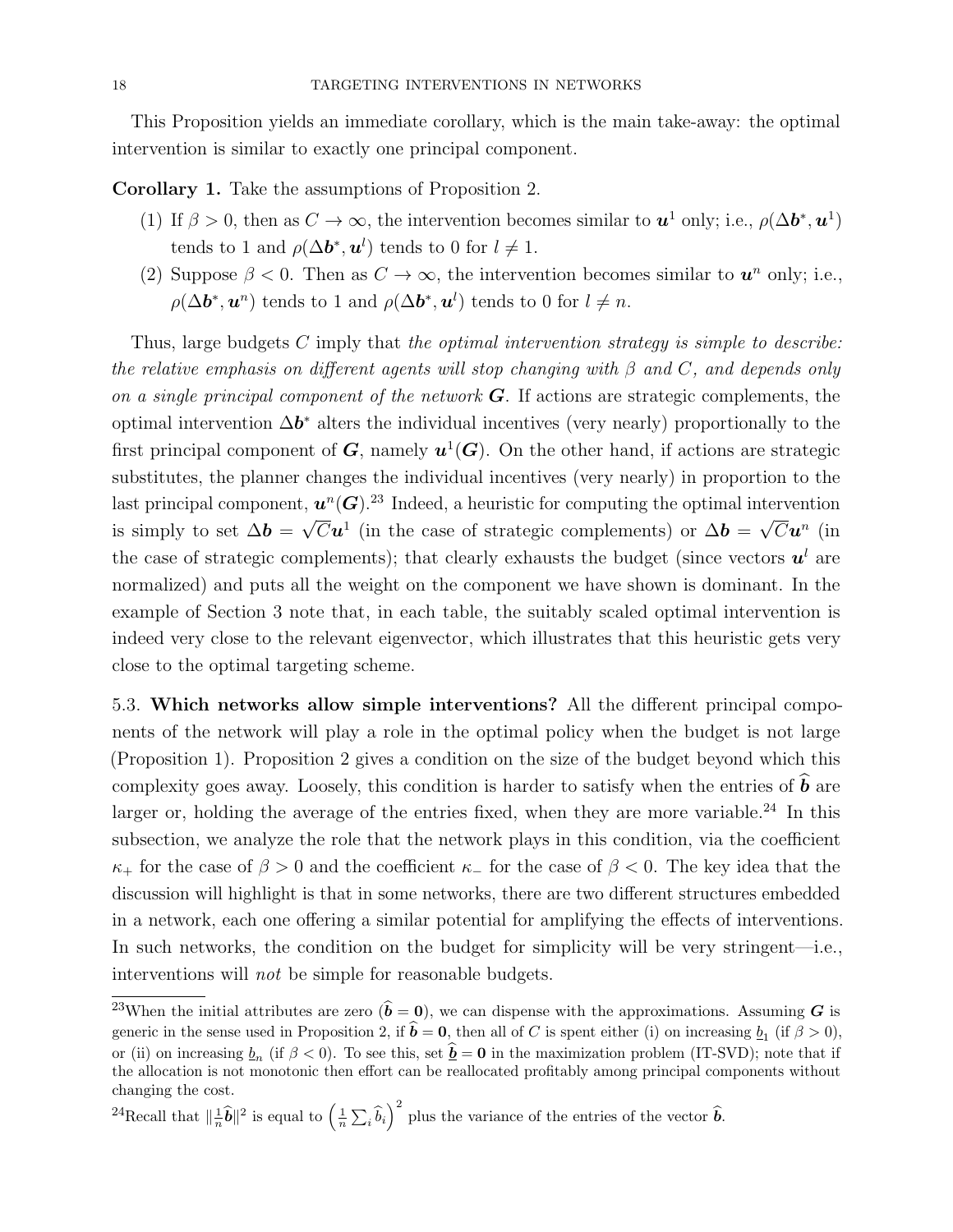This Proposition yields an immediate corollary, which is the main take-away: the optimal intervention is similar to exactly one principal component.

**Corollary 1.** Take the assumptions of Proposition 2.

1. If $\beta > 0$, then as $C \to \infty$, the intervention becomes similar to $\boldsymbol{u}^1$ only; i.e., $\rho(\Delta \boldsymbol{b}^*, \boldsymbol{u}^1)$ tends to 1 and $\rho(\Delta \boldsymbol{b}^*, \boldsymbol{u}^l)$ tends to 0 for $l \neq 1$.
2. Suppose $\beta < 0$. Then as $C \to \infty$, the intervention becomes similar to $\boldsymbol{u}^n$ only; i.e., $\rho(\Delta \boldsymbol{b}^*, \boldsymbol{u}^n)$ tends to 1 and $\rho(\Delta \boldsymbol{b}^*, \boldsymbol{u}^l)$ tends to 0 for $l \neq n$.

Thus, large budgets $C$ imply that *the optimal intervention strategy is simple to describe: the relative emphasis on different agents will stop changing with $\beta$ and $C$, and depends only on a single principal component of the network $\boldsymbol{G}$.* If actions are strategic complements, the optimal intervention $\Delta \boldsymbol{b}^*$ alters the individual incentives (very nearly) proportionally to the first principal component of $\boldsymbol{G}$, namely $\boldsymbol{u}^1(\boldsymbol{G})$. On the other hand, if actions are strategic substitutes, the planner changes the individual incentives (very nearly) in proportion to the last principal component, $\boldsymbol{u}^n(\boldsymbol{G})$.[23] Indeed, a heuristic for computing the optimal intervention is simply to set $\Delta \boldsymbol{b} = \sqrt{C}\boldsymbol{u}^1$ (in the case of strategic complements) or $\Delta \boldsymbol{b} = \sqrt{C}\boldsymbol{u}^n$ (in the case of strategic complements); that clearly exhausts the budget (since vectors $\boldsymbol{u}^l$ are normalized) and puts all the weight on the component we have shown is dominant. In the example of Section 3 note that, in each table, the suitably scaled optimal intervention is indeed very close to the relevant eigenvector, which illustrates that this heuristic gets very close to the optimal targeting scheme.

### 5.3. Which networks allow simple interventions?

All the different principal components of the network will play a role in the optimal policy when the budget is not large (Proposition 1). Proposition 2 gives a condition on the size of the budget beyond which this complexity goes away. Loosely, this condition is harder to satisfy when the entries of $\widehat{\boldsymbol{b}}$ are larger or, holding the average of the entries fixed, when they are more variable.[24] In this subsection, we analyze the role that the network plays in this condition, via the coefficient $\kappa_+$ for the case of $\beta > 0$ and the coefficient $\kappa_-$ for the case of $\beta < 0$. The key idea that the discussion will highlight is that in some networks, there are two different structures embedded in a network, each one offering a similar potential for amplifying the effects of interventions. In such networks, the condition on the budget for simplicity will be very stringent—i.e., interventions will *not* be simple for reasonable budgets.

[23] When the initial attributes are zero ($\widehat{\boldsymbol{b}} = \boldsymbol{0}$), we can dispense with the approximations. Assuming $\boldsymbol{G}$ is generic in the sense used in Proposition 2, if $\widehat{\boldsymbol{b}} = \boldsymbol{0}$, then all of $C$ is spent either (i) on increasing $\underline{b}_1$ (if $\beta > 0$), or (ii) on increasing $\underline{b}_n$ (if $\beta < 0$). To see this, set $\widehat{\underline{\boldsymbol{b}}} = \boldsymbol{0}$ in the maximization problem (IT-SVD); note that if the allocation is not monotonic then effort can be reallocated profitably among principal components without changing the cost.

[24] Recall that $\|\frac{1}{n}\widehat{\boldsymbol{b}}\|^2$ is equal to $\left(\frac{1}{n}\sum_i \widehat{b}_i\right)^2$ plus the variance of the entries of the vector $\widehat{\boldsymbol{b}}$.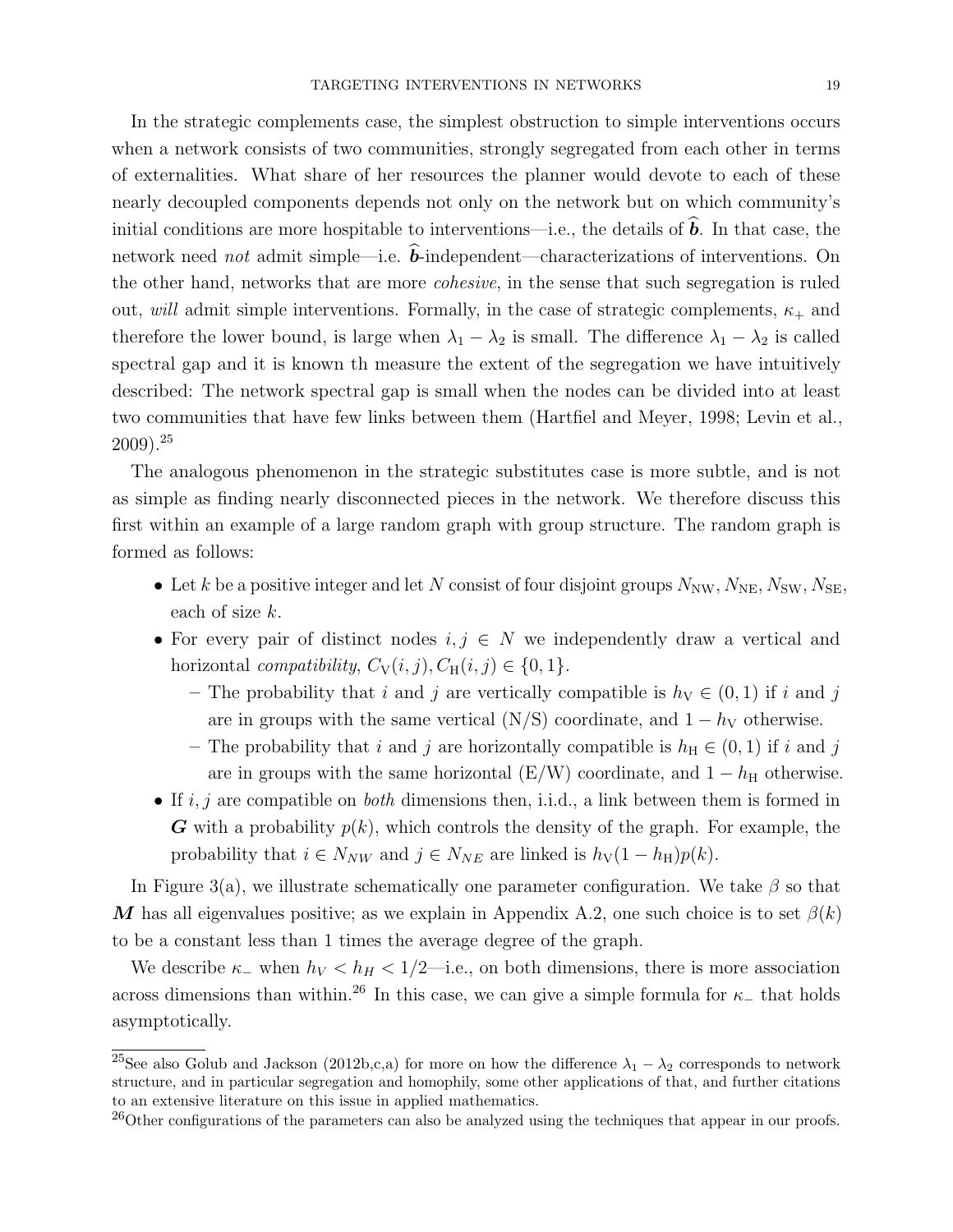In the strategic complements case, the simplest obstruction to simple interventions occurs when a network consists of two communities, strongly segregated from each other in terms of externalities. What share of her resources the planner would devote to each of these nearly decoupled components depends not only on the network but on which community's initial conditions are more hospitable to interventions—i.e., the details of $\widehat{\boldsymbol{b}}$. In that case, the network need *not* admit simple—i.e. $\widehat{\boldsymbol{b}}$-independent—characterizations of interventions. On the other hand, networks that are more *cohesive*, in the sense that such segregation is ruled out, *will* admit simple interventions. Formally, in the case of strategic complements, $\kappa_+$ and therefore the lower bound, is large when $\lambda_1 - \lambda_2$ is small. The difference $\lambda_1 - \lambda_2$ is called spectral gap and it is known th measure the extent of the segregation we have intuitively described: The network spectral gap is small when the nodes can be divided into at least two communities that have few links between them (Hartfiel and Meyer, 1998; Levin et al., 2009).[25]

The analogous phenomenon in the strategic substitutes case is more subtle, and is not as simple as finding nearly disconnected pieces in the network. We therefore discuss this first within an example of a large random graph with group structure. The random graph is formed as follows:

- Let $k$ be a positive integer and let $N$ consist of four disjoint groups $N_{\mathrm{NW}}, N_{\mathrm{NE}}, N_{\mathrm{SW}}, N_{\mathrm{SE}}$, each of size $k$.
- For every pair of distinct nodes $i, j \in N$ we independently draw a vertical and horizontal *compatibility*, $C_{\mathrm{V}}(i,j), C_{\mathrm{H}}(i,j) \in \{0,1\}$.
  - The probability that $i$ and $j$ are vertically compatible is $h_{\mathrm{V}} \in (0,1)$ if $i$ and $j$ are in groups with the same vertical (N/S) coordinate, and $1 - h_{\mathrm{V}}$ otherwise.
  - The probability that $i$ and $j$ are horizontally compatible is $h_{\mathrm{H}} \in (0,1)$ if $i$ and $j$ are in groups with the same horizontal (E/W) coordinate, and $1 - h_{\mathrm{H}}$ otherwise.
- If $i, j$ are compatible on *both* dimensions then, i.i.d., a link between them is formed in $\boldsymbol{G}$ with a probability $p(k)$, which controls the density of the graph. For example, the probability that $i \in N_{NW}$ and $j \in N_{NE}$ are linked is $h_{\mathrm{V}}(1 - h_{\mathrm{H}})p(k)$.

In Figure 3(a), we illustrate schematically one parameter configuration. We take $\beta$ so that $\boldsymbol{M}$ has all eigenvalues positive; as we explain in Appendix A.2, one such choice is to set $\beta(k)$ to be a constant less than 1 times the average degree of the graph.

We describe $\kappa_-$ when $h_V < h_H < 1/2$—i.e., on both dimensions, there is more association across dimensions than within.[26] In this case, we can give a simple formula for $\kappa_-$ that holds asymptotically.

[25]See also Golub and Jackson (2012b,c,a) for more on how the difference $\lambda_1 - \lambda_2$ corresponds to network structure, and in particular segregation and homophily, some other applications of that, and further citations to an extensive literature on this issue in applied mathematics.

[26]Other configurations of the parameters can also be analyzed using the techniques that appear in our proofs.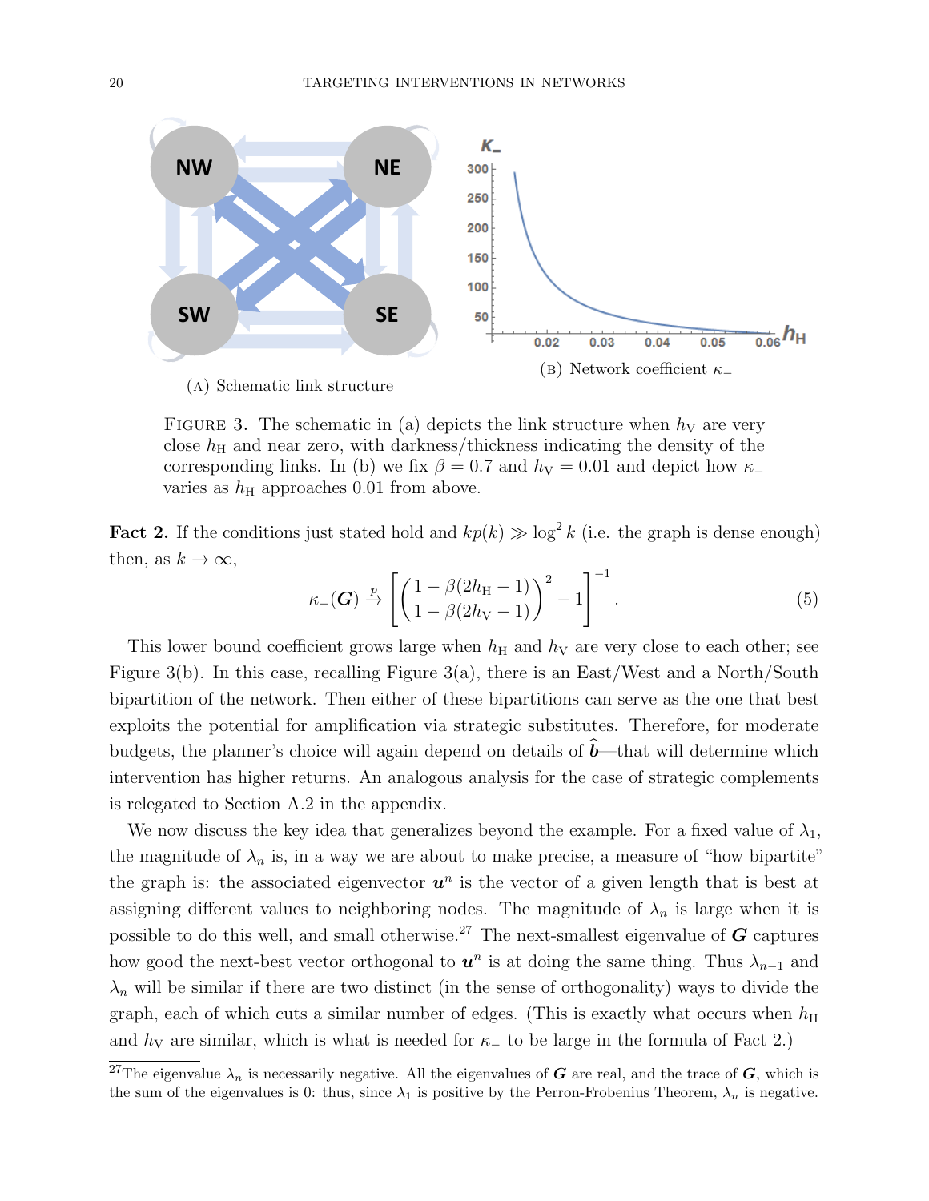(A) Schematic link structure

(B) Network coefficient $\kappa_-$

FIGURE 3. The schematic in (a) depicts the link structure when $h_{\mathrm{V}}$ are very close $h_{\mathrm{H}}$ and near zero, with darkness/thickness indicating the density of the corresponding links. In (b) we fix $\beta = 0.7$ and $h_{\mathrm{V}} = 0.01$ and depict how $\kappa_-$ varies as $h_{\mathrm{H}}$ approaches 0.01 from above.

**Fact 2.** If the conditions just stated hold and $kp(k) \gg \log^2 k$ (i.e. the graph is dense enough) then, as $k \to \infty$,

$$\kappa_-(\boldsymbol{G}) \xrightarrow{p} \left[\left(\frac{1-\beta(2h_{\mathrm{H}}-1)}{1-\beta(2h_{\mathrm{V}}-1)}\right)^2 - 1\right]^{-1}. \tag{5}$$

This lower bound coefficient grows large when $h_{\mathrm{H}}$ and $h_{\mathrm{V}}$ are very close to each other; see Figure 3(b). In this case, recalling Figure 3(a), there is an East/West and a North/South bipartition of the network. Then either of these bipartitions can serve as the one that best exploits the potential for amplification via strategic substitutes. Therefore, for moderate budgets, the planner's choice will again depend on details of $\widehat{\boldsymbol{b}}$—that will determine which intervention has higher returns. An analogous analysis for the case of strategic complements is relegated to Section A.2 in the appendix.

We now discuss the key idea that generalizes beyond the example. For a fixed value of $\lambda_1$, the magnitude of $\lambda_n$ is, in a way we are about to make precise, a measure of "how bipartite" the graph is: the associated eigenvector $\boldsymbol{u}^n$ is the vector of a given length that is best at assigning different values to neighboring nodes. The magnitude of $\lambda_n$ is large when it is possible to do this well, and small otherwise.[27] The next-smallest eigenvalue of $\boldsymbol{G}$ captures how good the next-best vector orthogonal to $\boldsymbol{u}^n$ is at doing the same thing. Thus $\lambda_{n-1}$ and $\lambda_n$ will be similar if there are two distinct (in the sense of orthogonality) ways to divide the graph, each of which cuts a similar number of edges. (This is exactly what occurs when $h_{\mathrm{H}}$ and $h_{\mathrm{V}}$ are similar, which is what is needed for $\kappa_-$ to be large in the formula of Fact 2.)

[27]The eigenvalue $\lambda_n$ is necessarily negative. All the eigenvalues of $\boldsymbol{G}$ are real, and the trace of $\boldsymbol{G}$, which is the sum of the eigenvalues is 0: thus, since $\lambda_1$ is positive by the Perron-Frobenius Theorem, $\lambda_n$ is negative.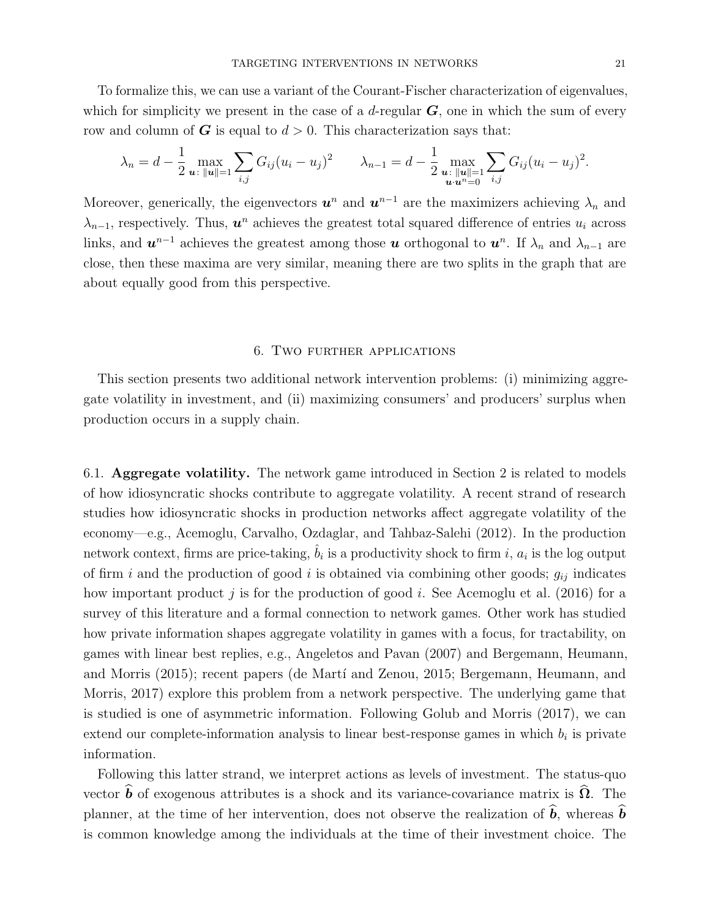To formalize this, we can use a variant of the Courant-Fischer characterization of eigenvalues, which for simplicity we present in the case of a $d$-regular $\boldsymbol{G}$, one in which the sum of every row and column of $\boldsymbol{G}$ is equal to $d > 0$. This characterization says that:

$$\lambda_n = d - \frac{1}{2} \max_{\boldsymbol{u} \colon \|\boldsymbol{u}\|=1} \sum_{i,j} G_{ij}(u_i - u_j)^2 \qquad \lambda_{n-1} = d - \frac{1}{2} \max_{\substack{\boldsymbol{u} \colon \|\boldsymbol{u}\|=1 \\ \boldsymbol{u} \cdot \boldsymbol{u}^n = 0}} \sum_{i,j} G_{ij}(u_i - u_j)^2.$$

Moreover, generically, the eigenvectors $\boldsymbol{u}^n$ and $\boldsymbol{u}^{n-1}$ are the maximizers achieving $\lambda_n$ and $\lambda_{n-1}$, respectively. Thus, $\boldsymbol{u}^n$ achieves the greatest total squared difference of entries $u_i$ across links, and $\boldsymbol{u}^{n-1}$ achieves the greatest among those $\boldsymbol{u}$ orthogonal to $\boldsymbol{u}^n$. If $\lambda_n$ and $\lambda_{n-1}$ are close, then these maxima are very similar, meaning there are two splits in the graph that are about equally good from this perspective.

## 6. Two further applications

This section presents two additional network intervention problems: (i) minimizing aggregate volatility in investment, and (ii) maximizing consumers' and producers' surplus when production occurs in a supply chain.

### 6.1. Aggregate volatility.

The network game introduced in Section 2 is related to models of how idiosyncratic shocks contribute to aggregate volatility. A recent strand of research studies how idiosyncratic shocks in production networks affect aggregate volatility of the economy—e.g., Acemoglu, Carvalho, Ozdaglar, and Tahbaz-Salehi (2012). In the production network context, firms are price-taking, $\hat{b}_i$ is a productivity shock to firm $i$, $a_i$ is the log output of firm $i$ and the production of good $i$ is obtained via combining other goods; $g_{ij}$ indicates how important product $j$ is for the production of good $i$. See Acemoglu et al. (2016) for a survey of this literature and a formal connection to network games. Other work has studied how private information shapes aggregate volatility in games with a focus, for tractability, on games with linear best replies, e.g., Angeletos and Pavan (2007) and Bergemann, Heumann, and Morris (2015); recent papers (de Martí and Zenou, 2015; Bergemann, Heumann, and Morris, 2017) explore this problem from a network perspective. The underlying game that is studied is one of asymmetric information. Following Golub and Morris (2017), we can extend our complete-information analysis to linear best-response games in which $b_i$ is private information.

Following this latter strand, we interpret actions as levels of investment. The status-quo vector $\widehat{\boldsymbol{b}}$ of exogenous attributes is a shock and its variance-covariance matrix is $\widehat{\boldsymbol{\Omega}}$. The planner, at the time of her intervention, does not observe the realization of $\widehat{\boldsymbol{b}}$, whereas $\widehat{\boldsymbol{b}}$ is common knowledge among the individuals at the time of their investment choice. The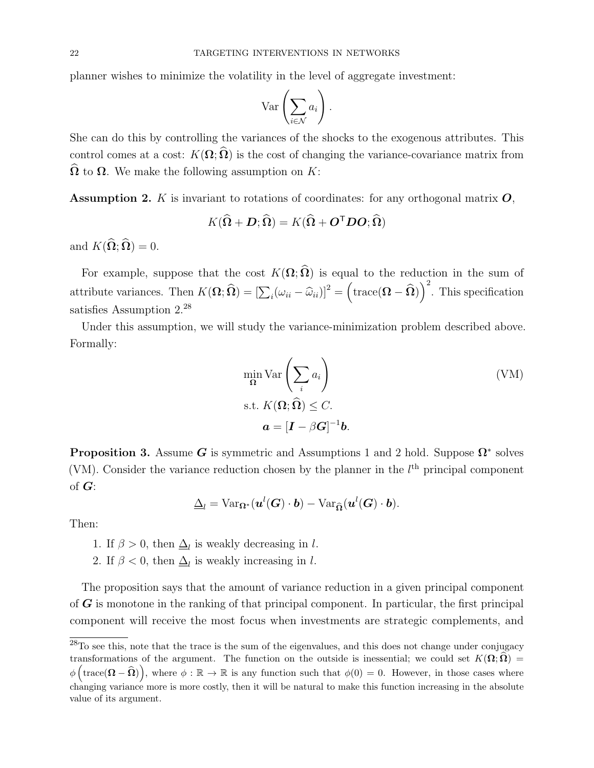planner wishes to minimize the volatility in the level of aggregate investment:

$$\text{Var}\left(\sum_{i\in\mathcal{N}} a_i\right).$$

She can do this by controlling the variances of the shocks to the exogenous attributes. This control comes at a cost: $K(\boldsymbol{\Omega}; \widehat{\boldsymbol{\Omega}})$ is the cost of changing the variance-covariance matrix from $\widehat{\boldsymbol{\Omega}}$ to $\boldsymbol{\Omega}$. We make the following assumption on $K$:

**Assumption 2.** $K$ is invariant to rotations of coordinates: for any orthogonal matrix $\boldsymbol{O}$,

$$K(\widehat{\boldsymbol{\Omega}} + \boldsymbol{D}; \widehat{\boldsymbol{\Omega}}) = K(\widehat{\boldsymbol{\Omega}} + \boldsymbol{O}^{\mathsf{T}}\boldsymbol{D}\boldsymbol{O}; \widehat{\boldsymbol{\Omega}})$$

and $K(\widehat{\boldsymbol{\Omega}}; \widehat{\boldsymbol{\Omega}}) = 0$.

For example, suppose that the cost $K(\boldsymbol{\Omega}; \widehat{\boldsymbol{\Omega}})$ is equal to the reduction in the sum of attribute variances. Then $K(\boldsymbol{\Omega}; \widehat{\boldsymbol{\Omega}}) = \left[\sum_i (\omega_{ii} - \widehat{\omega}_{ii})\right]^2 = \left(\text{trace}(\boldsymbol{\Omega} - \widehat{\boldsymbol{\Omega}})\right)^2$. This specification satisfies Assumption 2.[28]

Under this assumption, we will study the variance-minimization problem described above. Formally:

$$\begin{aligned}
&\min_{\boldsymbol{\Omega}} \text{Var}\left(\sum_i a_i\right) \qquad\qquad \text{(VM)}\\
&\text{s.t. } K(\boldsymbol{\Omega}; \widehat{\boldsymbol{\Omega}}) \leq C.\\
&\qquad \boldsymbol{a} = [\boldsymbol{I} - \beta\boldsymbol{G}]^{-1}\boldsymbol{b}.
\end{aligned}$$

**Proposition 3.** Assume $\boldsymbol{G}$ is symmetric and Assumptions 1 and 2 hold. Suppose $\boldsymbol{\Omega}^*$ solves (VM). Consider the variance reduction chosen by the planner in the $l^{\text{th}}$ principal component of $\boldsymbol{G}$:

$$\underline{\Delta}_l = \text{Var}_{\boldsymbol{\Omega}^*}(\boldsymbol{u}^l(\boldsymbol{G}) \cdot \boldsymbol{b}) - \text{Var}_{\widehat{\boldsymbol{\Omega}}}(\boldsymbol{u}^l(\boldsymbol{G}) \cdot \boldsymbol{b}).$$

Then:

1. If $\beta > 0$, then $\underline{\Delta}_l$ is weakly decreasing in $l$.
2. If $\beta < 0$, then $\underline{\Delta}_l$ is weakly increasing in $l$.

The proposition says that the amount of variance reduction in a given principal component of $\boldsymbol{G}$ is monotone in the ranking of that principal component. In particular, the first principal component will receive the most focus when investments are strategic complements, and

[28] To see this, note that the trace is the sum of the eigenvalues, and this does not change under conjugacy transformations of the argument. The function on the outside is inessential; we could set $K(\boldsymbol{\Omega}; \widehat{\boldsymbol{\Omega}}) = \phi\left(\text{trace}(\boldsymbol{\Omega} - \widehat{\boldsymbol{\Omega}})\right)$, where $\phi : \mathbb{R} \to \mathbb{R}$ is any function such that $\phi(0) = 0$. However, in those cases where changing variance more is more costly, then it will be natural to make this function increasing in the absolute value of its argument.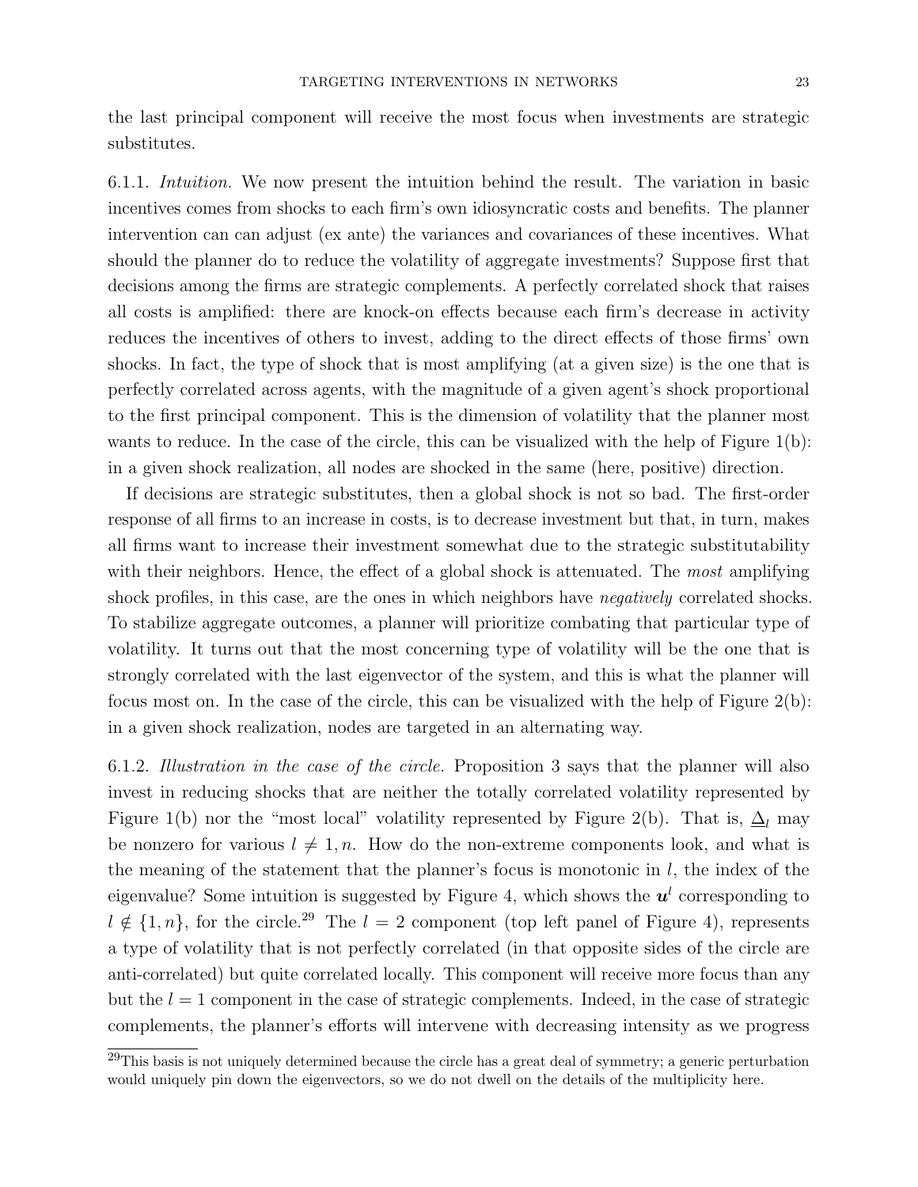the last principal component will receive the most focus when investments are strategic substitutes.

6.1.1. *Intuition.* We now present the intuition behind the result. The variation in basic incentives comes from shocks to each firm's own idiosyncratic costs and benefits. The planner intervention can can adjust (ex ante) the variances and covariances of these incentives. What should the planner do to reduce the volatility of aggregate investments? Suppose first that decisions among the firms are strategic complements. A perfectly correlated shock that raises all costs is amplified: there are knock-on effects because each firm's decrease in activity reduces the incentives of others to invest, adding to the direct effects of those firms' own shocks. In fact, the type of shock that is most amplifying (at a given size) is the one that is perfectly correlated across agents, with the magnitude of a given agent's shock proportional to the first principal component. This is the dimension of volatility that the planner most wants to reduce. In the case of the circle, this can be visualized with the help of Figure 1(b): in a given shock realization, all nodes are shocked in the same (here, positive) direction.

If decisions are strategic substitutes, then a global shock is not so bad. The first-order response of all firms to an increase in costs, is to decrease investment but that, in turn, makes all firms want to increase their investment somewhat due to the strategic substitutability with their neighbors. Hence, the effect of a global shock is attenuated. The *most* amplifying shock profiles, in this case, are the ones in which neighbors have *negatively* correlated shocks. To stabilize aggregate outcomes, a planner will prioritize combating that particular type of volatility. It turns out that the most concerning type of volatility will be the one that is strongly correlated with the last eigenvector of the system, and this is what the planner will focus most on. In the case of the circle, this can be visualized with the help of Figure 2(b): in a given shock realization, nodes are targeted in an alternating way.

6.1.2. *Illustration in the case of the circle.* Proposition 3 says that the planner will also invest in reducing shocks that are neither the totally correlated volatility represented by Figure 1(b) nor the "most local" volatility represented by Figure 2(b). That is, $\underline{\Delta}_l$ may be nonzero for various $l \neq 1, n$. How do the non-extreme components look, and what is the meaning of the statement that the planner's focus is monotonic in $l$, the index of the eigenvalue? Some intuition is suggested by Figure 4, which shows the $\boldsymbol{u}^l$ corresponding to $l \notin \{1, n\}$, for the circle.[29] The $l = 2$ component (top left panel of Figure 4), represents a type of volatility that is not perfectly correlated (in that opposite sides of the circle are anti-correlated) but quite correlated locally. This component will receive more focus than any but the $l = 1$ component in the case of strategic complements. Indeed, in the case of strategic complements, the planner's efforts will intervene with decreasing intensity as we progress

[29]This basis is not uniquely determined because the circle has a great deal of symmetry; a generic perturbation would uniquely pin down the eigenvectors, so we do not dwell on the details of the multiplicity here.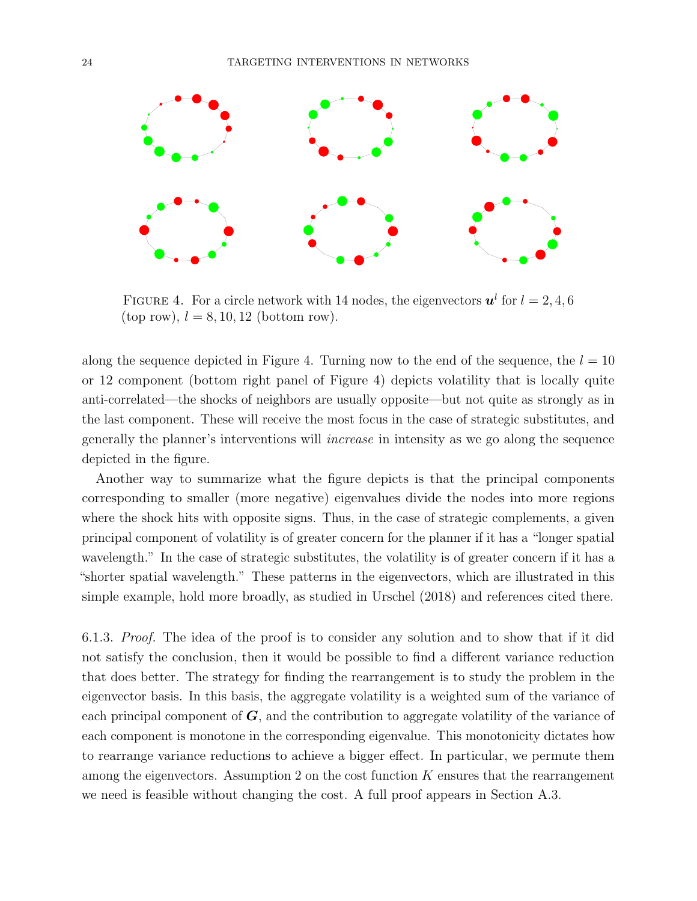FIGURE 4. For a circle network with 14 nodes, the eigenvectors $\boldsymbol{u}^l$ for $l = 2, 4, 6$ (top row), $l = 8, 10, 12$ (bottom row).

along the sequence depicted in Figure 4. Turning now to the end of the sequence, the $l = 10$ or 12 component (bottom right panel of Figure 4) depicts volatility that is locally quite anti-correlated—the shocks of neighbors are usually opposite—but not quite as strongly as in the last component. These will receive the most focus in the case of strategic substitutes, and generally the planner's interventions will *increase* in intensity as we go along the sequence depicted in the figure.

Another way to summarize what the figure depicts is that the principal components corresponding to smaller (more negative) eigenvalues divide the nodes into more regions where the shock hits with opposite signs. Thus, in the case of strategic complements, a given principal component of volatility is of greater concern for the planner if it has a "longer spatial wavelength." In the case of strategic substitutes, the volatility is of greater concern if it has a "shorter spatial wavelength." These patterns in the eigenvectors, which are illustrated in this simple example, hold more broadly, as studied in Urschel (2018) and references cited there.

6.1.3. *Proof.* The idea of the proof is to consider any solution and to show that if it did not satisfy the conclusion, then it would be possible to find a different variance reduction that does better. The strategy for finding the rearrangement is to study the problem in the eigenvector basis. In this basis, the aggregate volatility is a weighted sum of the variance of each principal component of $\boldsymbol{G}$, and the contribution to aggregate volatility of the variance of each component is monotone in the corresponding eigenvalue. This monotonicity dictates how to rearrange variance reductions to achieve a bigger effect. In particular, we permute them among the eigenvectors. Assumption 2 on the cost function $K$ ensures that the rearrangement we need is feasible without changing the cost. A full proof appears in Section A.3.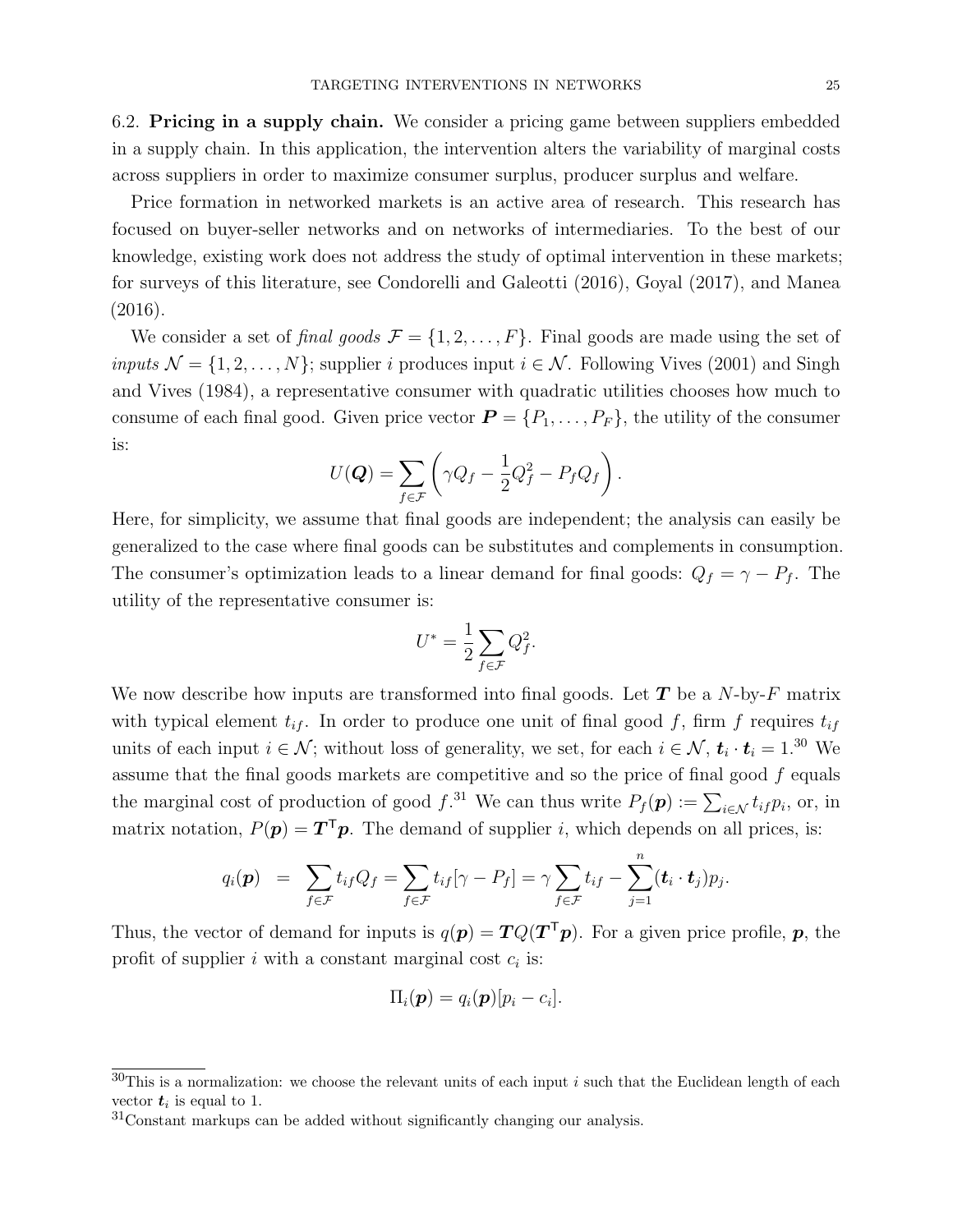6.2. **Pricing in a supply chain.** We consider a pricing game between suppliers embedded in a supply chain. In this application, the intervention alters the variability of marginal costs across suppliers in order to maximize consumer surplus, producer surplus and welfare.

Price formation in networked markets is an active area of research. This research has focused on buyer-seller networks and on networks of intermediaries. To the best of our knowledge, existing work does not address the study of optimal intervention in these markets; for surveys of this literature, see Condorelli and Galeotti (2016), Goyal (2017), and Manea (2016).

We consider a set of *final goods* $\mathcal{F} = \{1, 2, \ldots, F\}$. Final goods are made using the set of *inputs* $\mathcal{N} = \{1, 2, \ldots, N\}$; supplier $i$ produces input $i \in \mathcal{N}$. Following Vives (2001) and Singh and Vives (1984), a representative consumer with quadratic utilities chooses how much to consume of each final good. Given price vector $\boldsymbol{P} = \{P_1, \ldots, P_F\}$, the utility of the consumer is:

$$U(\boldsymbol{Q}) = \sum_{f \in \mathcal{F}} \left( \gamma Q_f - \frac{1}{2} Q_f^2 - P_f Q_f \right).$$

Here, for simplicity, we assume that final goods are independent; the analysis can easily be generalized to the case where final goods can be substitutes and complements in consumption. The consumer's optimization leads to a linear demand for final goods: $Q_f = \gamma - P_f$. The utility of the representative consumer is:

$$U^* = \frac{1}{2} \sum_{f \in \mathcal{F}} Q_f^2.$$

We now describe how inputs are transformed into final goods. Let $\boldsymbol{T}$ be a $N$-by-$F$ matrix with typical element $t_{if}$. In order to produce one unit of final good $f$, firm $f$ requires $t_{if}$ units of each input $i \in \mathcal{N}$; without loss of generality, we set, for each $i \in \mathcal{N}$, $\boldsymbol{t}_i \cdot \boldsymbol{t}_i = 1$.[30] We assume that the final goods markets are competitive and so the price of final good $f$ equals the marginal cost of production of good $f$.[31] We can thus write $P_f(\boldsymbol{p}) := \sum_{i \in \mathcal{N}} t_{if} p_i$, or, in matrix notation, $P(\boldsymbol{p}) = \boldsymbol{T}^\mathsf{T} \boldsymbol{p}$. The demand of supplier $i$, which depends on all prices, is:

$$q_i(\boldsymbol{p}) \;\; = \;\; \sum_{f \in \mathcal{F}} t_{if} Q_f = \sum_{f \in \mathcal{F}} t_{if} [\gamma - P_f] = \gamma \sum_{f \in \mathcal{F}} t_{if} - \sum_{j=1}^{n} (\boldsymbol{t}_i \cdot \boldsymbol{t}_j) p_j.$$

Thus, the vector of demand for inputs is $q(\boldsymbol{p}) = \boldsymbol{T} Q(\boldsymbol{T}^\mathsf{T} \boldsymbol{p})$. For a given price profile, $\boldsymbol{p}$, the profit of supplier $i$ with a constant marginal cost $c_i$ is:

$$\Pi_i(\boldsymbol{p}) = q_i(\boldsymbol{p})[p_i - c_i].$$

[30] This is a normalization: we choose the relevant units of each input $i$ such that the Euclidean length of each vector $\boldsymbol{t}_i$ is equal to 1.

[31] Constant markups can be added without significantly changing our analysis.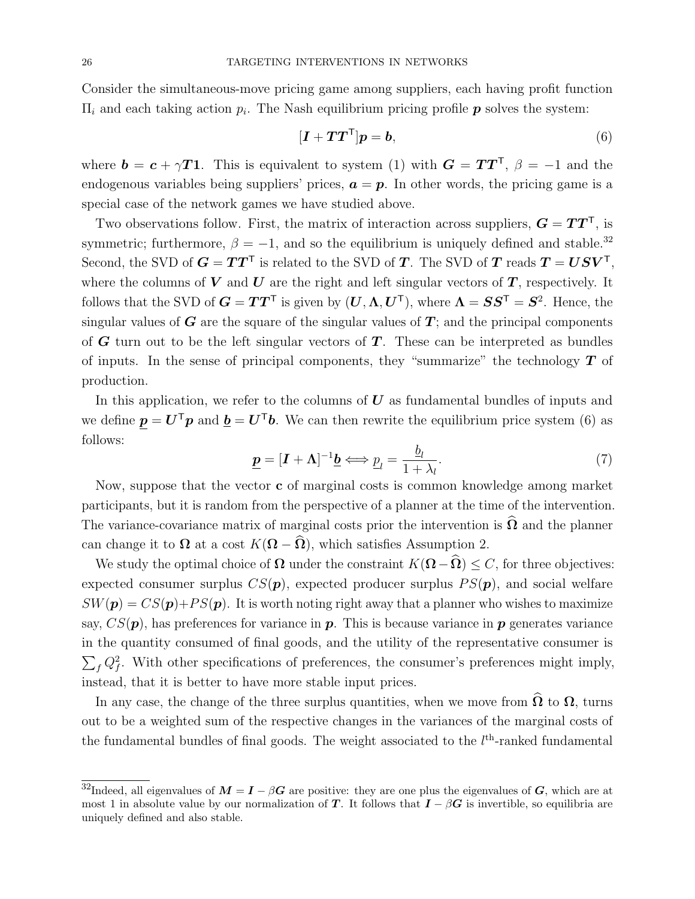Consider the simultaneous-move pricing game among suppliers, each having profit function $\Pi_i$ and each taking action $p_i$. The Nash equilibrium pricing profile $\boldsymbol{p}$ solves the system:

$$[\boldsymbol{I} + \boldsymbol{T}\boldsymbol{T}^\mathsf{T}]\boldsymbol{p} = \boldsymbol{b}, \tag{6}$$

where $\boldsymbol{b} = \boldsymbol{c} + \gamma \boldsymbol{T}\boldsymbol{1}$. This is equivalent to system (1) with $\boldsymbol{G} = \boldsymbol{T}\boldsymbol{T}^\mathsf{T}$, $\beta = -1$ and the endogenous variables being suppliers' prices, $\boldsymbol{a} = \boldsymbol{p}$. In other words, the pricing game is a special case of the network games we have studied above.

Two observations follow. First, the matrix of interaction across suppliers, $\boldsymbol{G} = \boldsymbol{T}\boldsymbol{T}^\mathsf{T}$, is symmetric; furthermore, $\beta = -1$, and so the equilibrium is uniquely defined and stable.[32] Second, the SVD of $\boldsymbol{G} = \boldsymbol{T}\boldsymbol{T}^\mathsf{T}$ is related to the SVD of $\boldsymbol{T}$. The SVD of $\boldsymbol{T}$ reads $\boldsymbol{T} = \boldsymbol{U}\boldsymbol{S}\boldsymbol{V}^\mathsf{T}$, where the columns of $\boldsymbol{V}$ and $\boldsymbol{U}$ are the right and left singular vectors of $\boldsymbol{T}$, respectively. It follows that the SVD of $\boldsymbol{G} = \boldsymbol{T}\boldsymbol{T}^\mathsf{T}$ is given by $(\boldsymbol{U}, \boldsymbol{\Lambda}, \boldsymbol{U}^\mathsf{T})$, where $\boldsymbol{\Lambda} = \boldsymbol{S}\boldsymbol{S}^\mathsf{T} = \boldsymbol{S}^2$. Hence, the singular values of $\boldsymbol{G}$ are the square of the singular values of $\boldsymbol{T}$; and the principal components of $\boldsymbol{G}$ turn out to be the left singular vectors of $\boldsymbol{T}$. These can be interpreted as bundles of inputs. In the sense of principal components, they "summarize" the technology $\boldsymbol{T}$ of production.

In this application, we refer to the columns of $\boldsymbol{U}$ as fundamental bundles of inputs and we define $\underline{\boldsymbol{p}} = \boldsymbol{U}^\mathsf{T}\boldsymbol{p}$ and $\underline{\boldsymbol{b}} = \boldsymbol{U}^\mathsf{T}\boldsymbol{b}$. We can then rewrite the equilibrium price system (6) as follows:

$$\underline{\boldsymbol{p}} = [\boldsymbol{I} + \boldsymbol{\Lambda}]^{-1}\underline{\boldsymbol{b}} \Longleftrightarrow \underline{p}_l = \frac{\underline{b}_l}{1 + \lambda_l}. \tag{7}$$

Now, suppose that the vector $\mathbf{c}$ of marginal costs is common knowledge among market participants, but it is random from the perspective of a planner at the time of the intervention. The variance-covariance matrix of marginal costs prior the intervention is $\widehat{\boldsymbol{\Omega}}$ and the planner can change it to $\boldsymbol{\Omega}$ at a cost $K(\boldsymbol{\Omega} - \widehat{\boldsymbol{\Omega}})$, which satisfies Assumption 2.

We study the optimal choice of $\boldsymbol{\Omega}$ under the constraint $K(\boldsymbol{\Omega} - \widehat{\boldsymbol{\Omega}}) \le C$, for three objectives: expected consumer surplus $CS(\boldsymbol{p})$, expected producer surplus $PS(\boldsymbol{p})$, and social welfare $SW(\boldsymbol{p}) = CS(\boldsymbol{p}) + PS(\boldsymbol{p})$. It is worth noting right away that a planner who wishes to maximize say, $CS(\boldsymbol{p})$, has preferences for variance in $\boldsymbol{p}$. This is because variance in $\boldsymbol{p}$ generates variance in the quantity consumed of final goods, and the utility of the representative consumer is $\sum_f Q_f^2$. With other specifications of preferences, the consumer's preferences might imply, instead, that it is better to have more stable input prices.

In any case, the change of the three surplus quantities, when we move from $\widehat{\boldsymbol{\Omega}}$ to $\boldsymbol{\Omega}$, turns out to be a weighted sum of the respective changes in the variances of the marginal costs of the fundamental bundles of final goods. The weight associated to the $l^{\text{th}}$-ranked fundamental

[32] Indeed, all eigenvalues of $\boldsymbol{M} = \boldsymbol{I} - \beta\boldsymbol{G}$ are positive: they are one plus the eigenvalues of $\boldsymbol{G}$, which are at most 1 in absolute value by our normalization of $\boldsymbol{T}$. It follows that $\boldsymbol{I} - \beta\boldsymbol{G}$ is invertible, so equilibria are uniquely defined and also stable.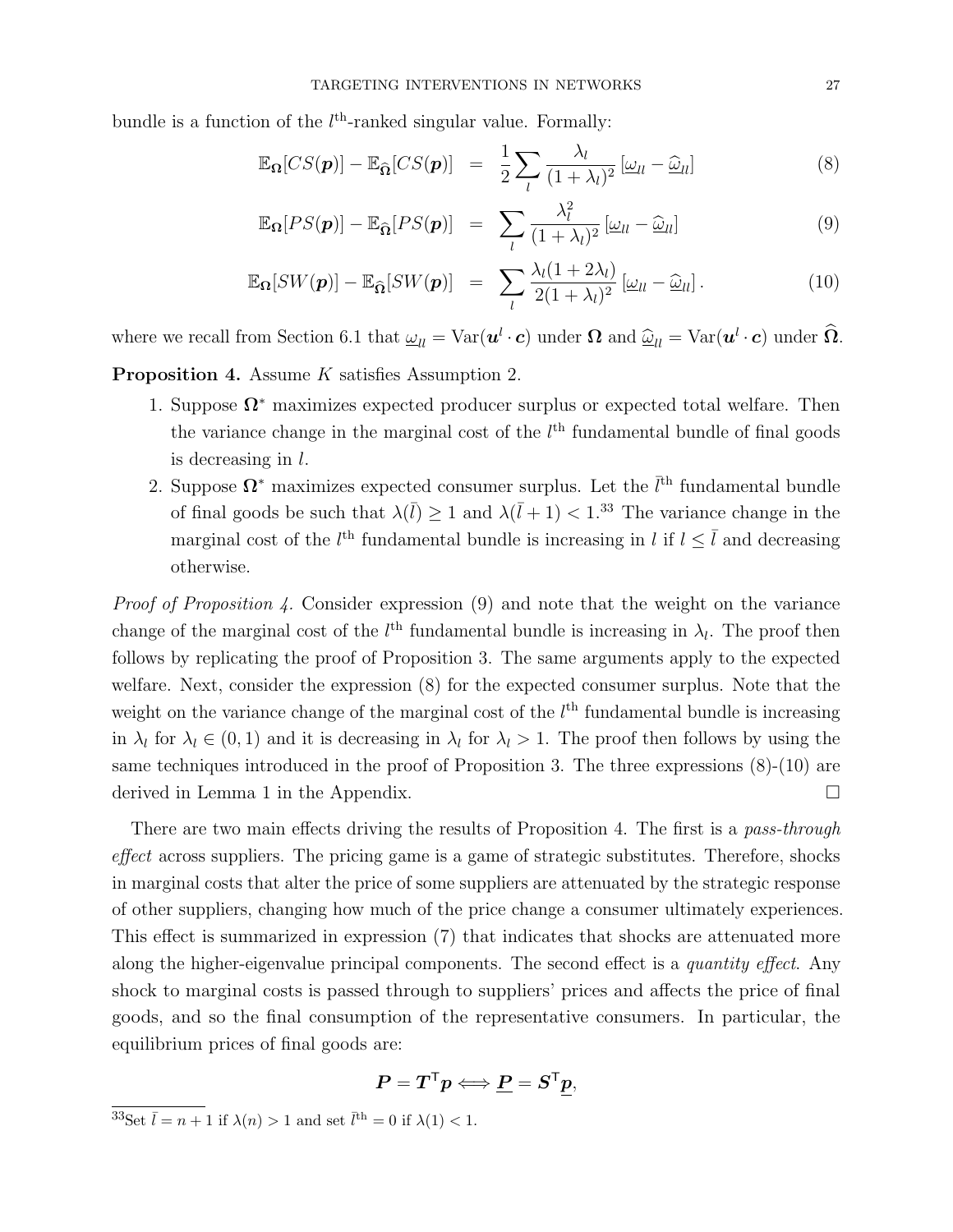bundle is a function of the $l^{\text{th}}$-ranked singular value. Formally:

$$\mathbb{E}_{\mathbf{\Omega}}[CS(\boldsymbol{p})] - \mathbb{E}_{\widehat{\mathbf{\Omega}}}[CS(\boldsymbol{p})] = \frac{1}{2}\sum_{l} \frac{\lambda_l}{(1+\lambda_l)^2}\left[\underline{\omega}_{ll} - \underline{\widehat{\omega}}_{ll}\right] \tag{8}$$

$$\mathbb{E}_{\mathbf{\Omega}}[PS(\boldsymbol{p})] - \mathbb{E}_{\widehat{\mathbf{\Omega}}}[PS(\boldsymbol{p})] = \sum_{l} \frac{\lambda_l^2}{(1+\lambda_l)^2}\left[\underline{\omega}_{ll} - \underline{\widehat{\omega}}_{ll}\right] \tag{9}$$

$$\mathbb{E}_{\mathbf{\Omega}}[SW(\boldsymbol{p})] - \mathbb{E}_{\widehat{\mathbf{\Omega}}}[SW(\boldsymbol{p})] = \sum_{l} \frac{\lambda_l(1+2\lambda_l)}{2(1+\lambda_l)^2}\left[\underline{\omega}_{ll} - \underline{\widehat{\omega}}_{ll}\right]. \tag{10}$$

where we recall from Section 6.1 that $\underline{\omega}_{ll} = \text{Var}(\boldsymbol{u}^l \cdot \boldsymbol{c})$ under $\mathbf{\Omega}$ and $\underline{\widehat{\omega}}_{ll} = \text{Var}(\boldsymbol{u}^l \cdot \boldsymbol{c})$ under $\widehat{\mathbf{\Omega}}$.

**Proposition 4.** Assume $K$ satisfies Assumption 2.

1. Suppose $\mathbf{\Omega}^*$ maximizes expected producer surplus or expected total welfare. Then the variance change in the marginal cost of the $l^{\text{th}}$ fundamental bundle of final goods is decreasing in $l$.
2. Suppose $\mathbf{\Omega}^*$ maximizes expected consumer surplus. Let the $\bar{l}^{\text{th}}$ fundamental bundle of final goods be such that $\lambda(\bar{l}) \geq 1$ and $\lambda(\bar{l}+1) < 1$.[33] The variance change in the marginal cost of the $l^{\text{th}}$ fundamental bundle is increasing in $l$ if $l \leq \bar{l}$ and decreasing otherwise.

*Proof of Proposition 4.* Consider expression (9) and note that the weight on the variance change of the marginal cost of the $l^{\text{th}}$ fundamental bundle is increasing in $\lambda_l$. The proof then follows by replicating the proof of Proposition 3. The same arguments apply to the expected welfare. Next, consider the expression (8) for the expected consumer surplus. Note that the weight on the variance change of the marginal cost of the $l^{\text{th}}$ fundamental bundle is increasing in $\lambda_l$ for $\lambda_l \in (0,1)$ and it is decreasing in $\lambda_l$ for $\lambda_l > 1$. The proof then follows by using the same techniques introduced in the proof of Proposition 3. The three expressions (8)-(10) are derived in Lemma 1 in the Appendix. $\square$

There are two main effects driving the results of Proposition 4. The first is a *pass-through effect* across suppliers. The pricing game is a game of strategic substitutes. Therefore, shocks in marginal costs that alter the price of some suppliers are attenuated by the strategic response of other suppliers, changing how much of the price change a consumer ultimately experiences. This effect is summarized in expression (7) that indicates that shocks are attenuated more along the higher-eigenvalue principal components. The second effect is a *quantity effect*. Any shock to marginal costs is passed through to suppliers' prices and affects the price of final goods, and so the final consumption of the representative consumers. In particular, the equilibrium prices of final goods are:

$$\boldsymbol{P} = \boldsymbol{T}^{\mathsf{T}}\boldsymbol{p} \iff \underline{\boldsymbol{P}} = \boldsymbol{S}^{\mathsf{T}}\underline{\boldsymbol{p}},$$

[33] Set $\bar{l} = n+1$ if $\lambda(n) > 1$ and set $\bar{l}^{\text{th}} = 0$ if $\lambda(1) < 1$.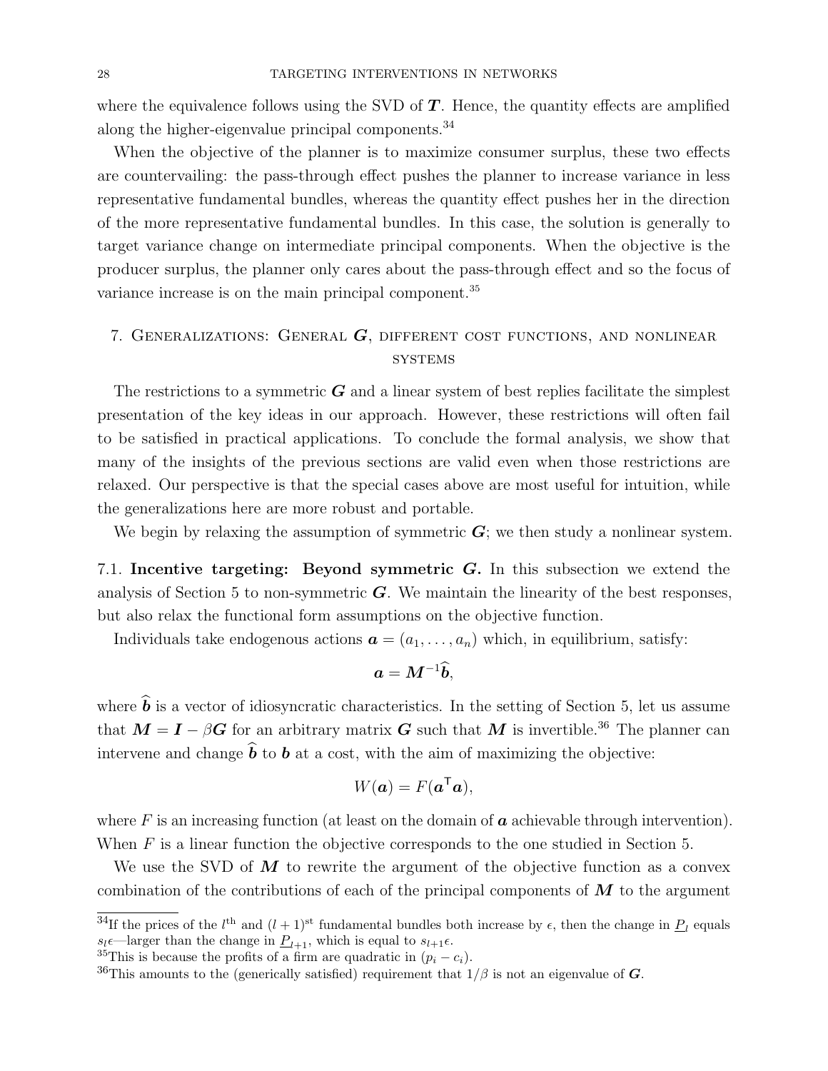where the equivalence follows using the SVD of $\boldsymbol{T}$. Hence, the quantity effects are amplified along the higher-eigenvalue principal components.[34]

When the objective of the planner is to maximize consumer surplus, these two effects are countervailing: the pass-through effect pushes the planner to increase variance in less representative fundamental bundles, whereas the quantity effect pushes her in the direction of the more representative fundamental bundles. In this case, the solution is generally to target variance change on intermediate principal components. When the objective is the producer surplus, the planner only cares about the pass-through effect and so the focus of variance increase is on the main principal component.[35]

## 7. Generalizations: General $\boldsymbol{G}$, different cost functions, and nonlinear systems

The restrictions to a symmetric $\boldsymbol{G}$ and a linear system of best replies facilitate the simplest presentation of the key ideas in our approach. However, these restrictions will often fail to be satisfied in practical applications. To conclude the formal analysis, we show that many of the insights of the previous sections are valid even when those restrictions are relaxed. Our perspective is that the special cases above are most useful for intuition, while the generalizations here are more robust and portable.

We begin by relaxing the assumption of symmetric $\boldsymbol{G}$; we then study a nonlinear system.

### 7.1. Incentive targeting: Beyond symmetric $\boldsymbol{G}$.

In this subsection we extend the analysis of Section 5 to non-symmetric $\boldsymbol{G}$. We maintain the linearity of the best responses, but also relax the functional form assumptions on the objective function.

Individuals take endogenous actions $\boldsymbol{a} = (a_1, \ldots, a_n)$ which, in equilibrium, satisfy:

$$\boldsymbol{a} = \boldsymbol{M}^{-1}\widehat{\boldsymbol{b}},$$

where $\widehat{\boldsymbol{b}}$ is a vector of idiosyncratic characteristics. In the setting of Section 5, let us assume that $\boldsymbol{M} = \boldsymbol{I} - \beta\boldsymbol{G}$ for an arbitrary matrix $\boldsymbol{G}$ such that $\boldsymbol{M}$ is invertible.[36] The planner can intervene and change $\widehat{\boldsymbol{b}}$ to $\boldsymbol{b}$ at a cost, with the aim of maximizing the objective:

$$W(\boldsymbol{a}) = F(\boldsymbol{a}^{\mathsf{T}}\boldsymbol{a}),$$

where $F$ is an increasing function (at least on the domain of $\boldsymbol{a}$ achievable through intervention). When $F$ is a linear function the objective corresponds to the one studied in Section 5.

We use the SVD of $\boldsymbol{M}$ to rewrite the argument of the objective function as a convex combination of the contributions of each of the principal components of $\boldsymbol{M}$ to the argument

---

[34] If the prices of the $l^{\text{th}}$ and $(l+1)^{\text{st}}$ fundamental bundles both increase by $\epsilon$, then the change in $\underline{P}_l$ equals $s_l\epsilon$—larger than the change in $\underline{P}_{l+1}$, which is equal to $s_{l+1}\epsilon$.

[35] This is because the profits of a firm are quadratic in $(p_i - c_i)$.

[36] This amounts to the (generically satisfied) requirement that $1/\beta$ is not an eigenvalue of $\boldsymbol{G}$.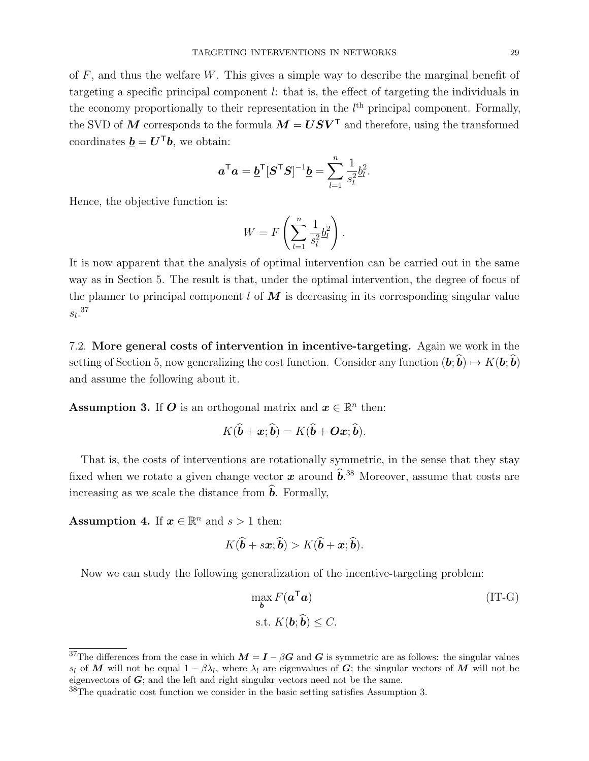of $F$, and thus the welfare $W$. This gives a simple way to describe the marginal benefit of targeting a specific principal component $l$: that is, the effect of targeting the individuals in the economy proportionally to their representation in the $l^{\text{th}}$ principal component. Formally, the SVD of $\boldsymbol{M}$ corresponds to the formula $\boldsymbol{M} = \boldsymbol{U}\boldsymbol{S}\boldsymbol{V}^\mathsf{T}$ and therefore, using the transformed coordinates $\underline{\boldsymbol{b}} = \boldsymbol{U}^\mathsf{T}\boldsymbol{b}$, we obtain:

$$\boldsymbol{a}^\mathsf{T}\boldsymbol{a} = \underline{\boldsymbol{b}}^\mathsf{T}[\boldsymbol{S}^\mathsf{T}\boldsymbol{S}]^{-1}\underline{\boldsymbol{b}} = \sum_{l=1}^{n} \frac{1}{s_l^2}\underline{b}_l^2.$$

Hence, the objective function is:

$$W = F\left(\sum_{l=1}^{n} \frac{1}{s_l^2}\underline{b}_l^2\right).$$

It is now apparent that the analysis of optimal intervention can be carried out in the same way as in Section 5. The result is that, under the optimal intervention, the degree of focus of the planner to principal component $l$ of $\boldsymbol{M}$ is decreasing in its corresponding singular value $s_l$.[37]

7.2. **More general costs of intervention in incentive-targeting.** Again we work in the setting of Section 5, now generalizing the cost function. Consider any function $(\boldsymbol{b}; \widehat{\boldsymbol{b}}) \mapsto K(\boldsymbol{b}; \widehat{\boldsymbol{b}})$ and assume the following about it.

**Assumption 3.** If $\boldsymbol{O}$ is an orthogonal matrix and $\boldsymbol{x} \in \mathbb{R}^n$ then:

$$K(\widehat{\boldsymbol{b}} + \boldsymbol{x}; \widehat{\boldsymbol{b}}) = K(\widehat{\boldsymbol{b}} + \boldsymbol{O}\boldsymbol{x}; \widehat{\boldsymbol{b}}).$$

That is, the costs of interventions are rotationally symmetric, in the sense that they stay fixed when we rotate a given change vector $\boldsymbol{x}$ around $\widehat{\boldsymbol{b}}$.[38] Moreover, assume that costs are increasing as we scale the distance from $\widehat{\boldsymbol{b}}$. Formally,

**Assumption 4.** If $\boldsymbol{x} \in \mathbb{R}^n$ and $s > 1$ then:

$$K(\widehat{\boldsymbol{b}} + s\boldsymbol{x}; \widehat{\boldsymbol{b}}) > K(\widehat{\boldsymbol{b}} + \boldsymbol{x}; \widehat{\boldsymbol{b}}).$$

Now we can study the following generalization of the incentive-targeting problem:

$$\max_{\boldsymbol{b}} F(\boldsymbol{a}^\mathsf{T}\boldsymbol{a}) \qquad \text{(IT-G)}$$
$$\text{s.t. } K(\boldsymbol{b}; \widehat{\boldsymbol{b}}) \leq C.$$

[37]The differences from the case in which $\boldsymbol{M} = \boldsymbol{I} - \beta\boldsymbol{G}$ and $\boldsymbol{G}$ is symmetric are as follows: the singular values $s_l$ of $\boldsymbol{M}$ will not be equal $1 - \beta\lambda_l$, where $\lambda_l$ are eigenvalues of $\boldsymbol{G}$; the singular vectors of $\boldsymbol{M}$ will not be eigenvectors of $\boldsymbol{G}$; and the left and right singular vectors need not be the same.

[38]The quadratic cost function we consider in the basic setting satisfies Assumption 3.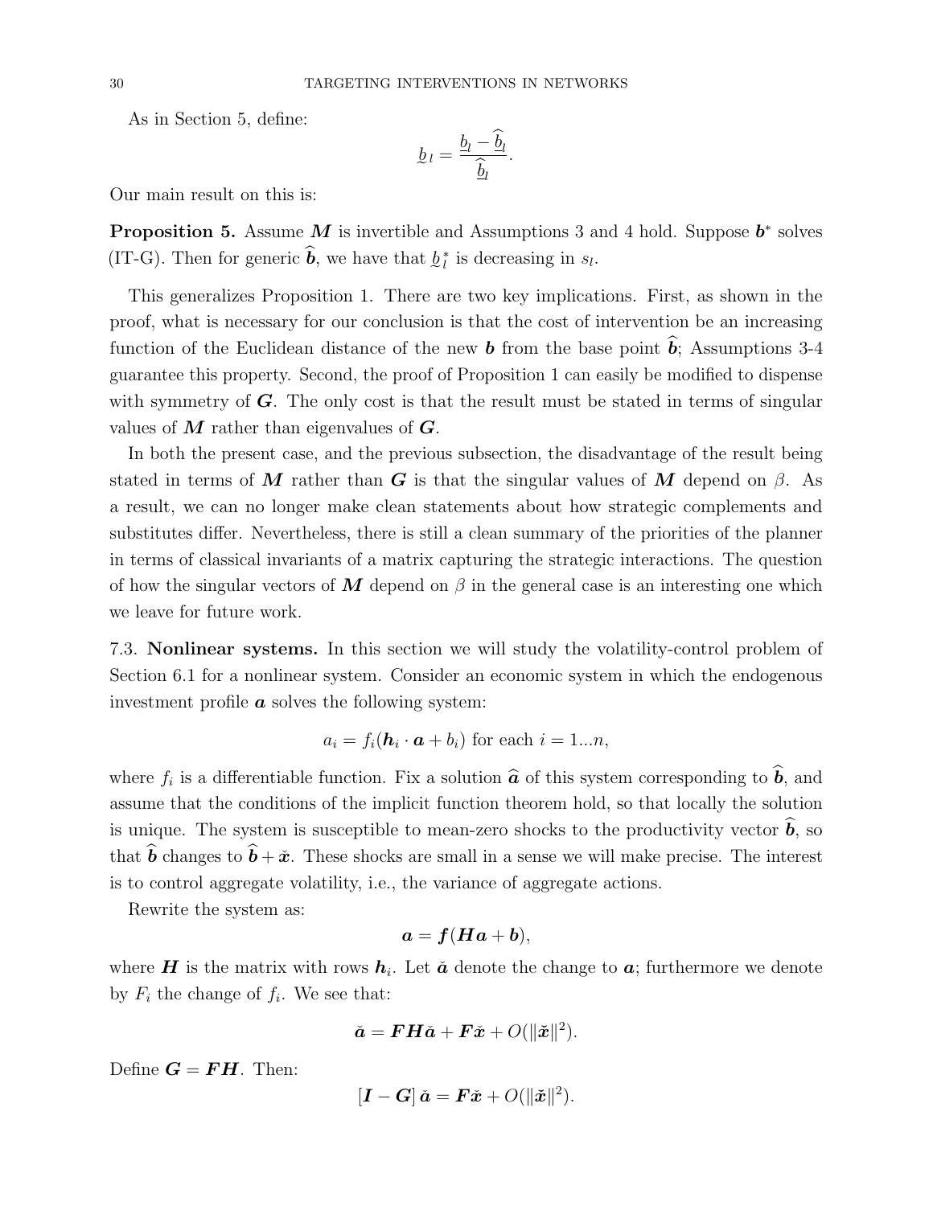As in Section 5, define:

$$\underset{\sim}{b}_l = \frac{\underline{b}_l - \widehat{\underline{b}}_l}{\widehat{\underline{b}}_l}.$$

Our main result on this is:

**Proposition 5.** Assume $\boldsymbol{M}$ is invertible and Assumptions 3 and 4 hold. Suppose $\boldsymbol{b}^*$ solves (IT-G). Then for generic $\widehat{\boldsymbol{b}}$, we have that $\underset{\sim}{b}_l^*$ is decreasing in $s_l$.

This generalizes Proposition 1. There are two key implications. First, as shown in the proof, what is necessary for our conclusion is that the cost of intervention be an increasing function of the Euclidean distance of the new $\boldsymbol{b}$ from the base point $\widehat{\boldsymbol{b}}$; Assumptions 3-4 guarantee this property. Second, the proof of Proposition 1 can easily be modified to dispense with symmetry of $\boldsymbol{G}$. The only cost is that the result must be stated in terms of singular values of $\boldsymbol{M}$ rather than eigenvalues of $\boldsymbol{G}$.

In both the present case, and the previous subsection, the disadvantage of the result being stated in terms of $\boldsymbol{M}$ rather than $\boldsymbol{G}$ is that the singular values of $\boldsymbol{M}$ depend on $\beta$. As a result, we can no longer make clean statements about how strategic complements and substitutes differ. Nevertheless, there is still a clean summary of the priorities of the planner in terms of classical invariants of a matrix capturing the strategic interactions. The question of how the singular vectors of $\boldsymbol{M}$ depend on $\beta$ in the general case is an interesting one which we leave for future work.

7.3. **Nonlinear systems.** In this section we will study the volatility-control problem of Section 6.1 for a nonlinear system. Consider an economic system in which the endogenous investment profile $\boldsymbol{a}$ solves the following system:

$$a_i = f_i(\boldsymbol{h}_i \cdot \boldsymbol{a} + b_i) \text{ for each } i = 1...n,$$

where $f_i$ is a differentiable function. Fix a solution $\widehat{\boldsymbol{a}}$ of this system corresponding to $\widehat{\boldsymbol{b}}$, and assume that the conditions of the implicit function theorem hold, so that locally the solution is unique. The system is susceptible to mean-zero shocks to the productivity vector $\widehat{\boldsymbol{b}}$, so that $\widehat{\boldsymbol{b}}$ changes to $\widehat{\boldsymbol{b}} + \check{\boldsymbol{x}}$. These shocks are small in a sense we will make precise. The interest is to control aggregate volatility, i.e., the variance of aggregate actions.

Rewrite the system as:

$$\boldsymbol{a} = \boldsymbol{f}(\boldsymbol{H}\boldsymbol{a} + \boldsymbol{b}),$$

where $\boldsymbol{H}$ is the matrix with rows $\boldsymbol{h}_i$. Let $\check{\boldsymbol{a}}$ denote the change to $\boldsymbol{a}$; furthermore we denote by $F_i$ the change of $f_i$. We see that:

$$\check{\boldsymbol{a}} = \boldsymbol{F}\boldsymbol{H}\check{\boldsymbol{a}} + \boldsymbol{F}\check{\boldsymbol{x}} + O(\|\check{\boldsymbol{x}}\|^2).$$

Define $\boldsymbol{G} = \boldsymbol{F}\boldsymbol{H}$. Then:

$$[\boldsymbol{I} - \boldsymbol{G}]\,\check{\boldsymbol{a}} = \boldsymbol{F}\check{\boldsymbol{x}} + O(\|\check{\boldsymbol{x}}\|^2).$$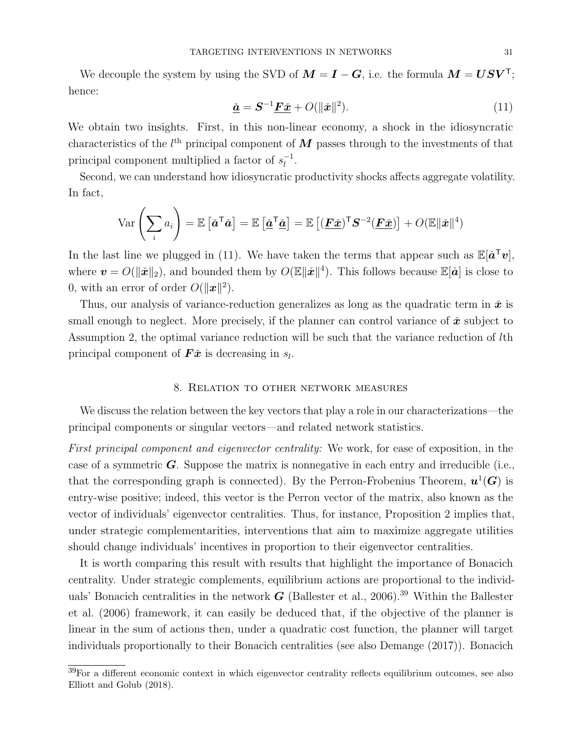We decouple the system by using the SVD of $\boldsymbol{M} = \boldsymbol{I} - \boldsymbol{G}$, i.e. the formula $\boldsymbol{M} = \boldsymbol{U}\boldsymbol{S}\boldsymbol{V}^{\mathsf{T}}$; hence:

$$\underline{\check{\boldsymbol{a}}} = \boldsymbol{S}^{-1}\underline{\boldsymbol{F}\check{\boldsymbol{x}}} + O(\|\check{\boldsymbol{x}}\|^2). \tag{11}$$

We obtain two insights. First, in this non-linear economy, a shock in the idiosyncratic characteristics of the $l^{\text{th}}$ principal component of $\boldsymbol{M}$ passes through to the investments of that principal component multiplied a factor of $s_l^{-1}$.

Second, we can understand how idiosyncratic productivity shocks affects aggregate volatility. In fact,

$$\operatorname{Var}\left(\sum_i a_i\right) = \mathbb{E}\left[\check{\boldsymbol{a}}^{\mathsf{T}}\check{\boldsymbol{a}}\right] = \mathbb{E}\left[\underline{\check{\boldsymbol{a}}}^{\mathsf{T}}\underline{\check{\boldsymbol{a}}}\right] = \mathbb{E}\left[(\underline{\boldsymbol{F}\check{\boldsymbol{x}}})^{\mathsf{T}}\boldsymbol{S}^{-2}(\underline{\boldsymbol{F}\check{\boldsymbol{x}}})\right] + O(\mathbb{E}\|\check{\boldsymbol{x}}\|^4)$$

In the last line we plugged in (11). We have taken the terms that appear such as $\mathbb{E}[\check{\boldsymbol{a}}^{\mathsf{T}}\boldsymbol{v}]$, where $\boldsymbol{v} = O(\|\check{\boldsymbol{x}}\|_2)$, and bounded them by $O(\mathbb{E}\|\check{\boldsymbol{x}}\|^4)$. This follows because $\mathbb{E}[\check{\boldsymbol{a}}]$ is close to 0, with an error of order $O(\|\boldsymbol{x}\|^2)$.

Thus, our analysis of variance-reduction generalizes as long as the quadratic term in $\check{\boldsymbol{x}}$ is small enough to neglect. More precisely, if the planner can control variance of $\check{\boldsymbol{x}}$ subject to Assumption 2, the optimal variance reduction will be such that the variance reduction of $l$th principal component of $\boldsymbol{F}\check{\boldsymbol{x}}$ is decreasing in $s_l$.

## 8. Relation to other network measures

We discuss the relation between the key vectors that play a role in our characterizations—the principal components or singular vectors—and related network statistics.

*First principal component and eigenvector centrality:* We work, for ease of exposition, in the case of a symmetric $\boldsymbol{G}$. Suppose the matrix is nonnegative in each entry and irreducible (i.e., that the corresponding graph is connected). By the Perron-Frobenius Theorem, $\boldsymbol{u}^1(\boldsymbol{G})$ is entry-wise positive; indeed, this vector is the Perron vector of the matrix, also known as the vector of individuals' eigenvector centralities. Thus, for instance, Proposition 2 implies that, under strategic complementarities, interventions that aim to maximize aggregate utilities should change individuals' incentives in proportion to their eigenvector centralities.

It is worth comparing this result with results that highlight the importance of Bonacich centrality. Under strategic complements, equilibrium actions are proportional to the individuals' Bonacich centralities in the network $\boldsymbol{G}$ (Ballester et al., 2006).[39] Within the Ballester et al. (2006) framework, it can easily be deduced that, if the objective of the planner is linear in the sum of actions then, under a quadratic cost function, the planner will target individuals proportionally to their Bonacich centralities (see also Demange (2017)). Bonacich

[39] For a different economic context in which eigenvector centrality reflects equilibrium outcomes, see also Elliott and Golub (2018).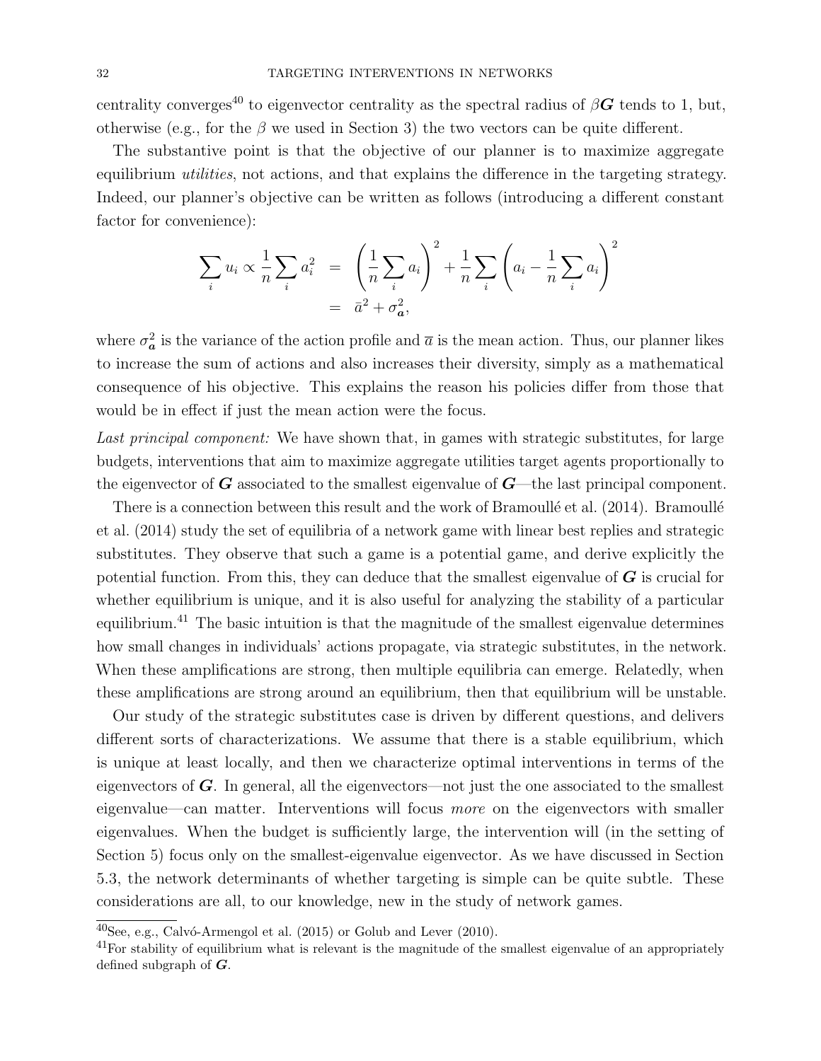centrality converges[40] to eigenvector centrality as the spectral radius of $\beta\boldsymbol{G}$ tends to 1, but, otherwise (e.g., for the $\beta$ we used in Section 3) the two vectors can be quite different.

The substantive point is that the objective of our planner is to maximize aggregate equilibrium *utilities*, not actions, and that explains the difference in the targeting strategy. Indeed, our planner's objective can be written as follows (introducing a different constant factor for convenience):

$$\sum_i u_i \propto \frac{1}{n}\sum_i a_i^2 \;=\; \left(\frac{1}{n}\sum_i a_i\right)^2 + \frac{1}{n}\sum_i \left(a_i - \frac{1}{n}\sum_i a_i\right)^2$$
$$= \bar{a}^2 + \sigma_{\boldsymbol{a}}^2,$$

where $\sigma_{\boldsymbol{a}}^2$ is the variance of the action profile and $\overline{a}$ is the mean action. Thus, our planner likes to increase the sum of actions and also increases their diversity, simply as a mathematical consequence of his objective. This explains the reason his policies differ from those that would be in effect if just the mean action were the focus.

*Last principal component:* We have shown that, in games with strategic substitutes, for large budgets, interventions that aim to maximize aggregate utilities target agents proportionally to the eigenvector of $\boldsymbol{G}$ associated to the smallest eigenvalue of $\boldsymbol{G}$—the last principal component.

There is a connection between this result and the work of Bramoullé et al. (2014). Bramoullé et al. (2014) study the set of equilibria of a network game with linear best replies and strategic substitutes. They observe that such a game is a potential game, and derive explicitly the potential function. From this, they can deduce that the smallest eigenvalue of $\boldsymbol{G}$ is crucial for whether equilibrium is unique, and it is also useful for analyzing the stability of a particular equilibrium.[41] The basic intuition is that the magnitude of the smallest eigenvalue determines how small changes in individuals' actions propagate, via strategic substitutes, in the network. When these amplifications are strong, then multiple equilibria can emerge. Relatedly, when these amplifications are strong around an equilibrium, then that equilibrium will be unstable.

Our study of the strategic substitutes case is driven by different questions, and delivers different sorts of characterizations. We assume that there is a stable equilibrium, which is unique at least locally, and then we characterize optimal interventions in terms of the eigenvectors of $\boldsymbol{G}$. In general, all the eigenvectors—not just the one associated to the smallest eigenvalue—can matter. Interventions will focus *more* on the eigenvectors with smaller eigenvalues. When the budget is sufficiently large, the intervention will (in the setting of Section 5) focus only on the smallest-eigenvalue eigenvector. As we have discussed in Section 5.3, the network determinants of whether targeting is simple can be quite subtle. These considerations are all, to our knowledge, new in the study of network games.

[40]See, e.g., Calvó-Armengol et al. (2015) or Golub and Lever (2010).

[41]For stability of equilibrium what is relevant is the magnitude of the smallest eigenvalue of an appropriately defined subgraph of $\boldsymbol{G}$.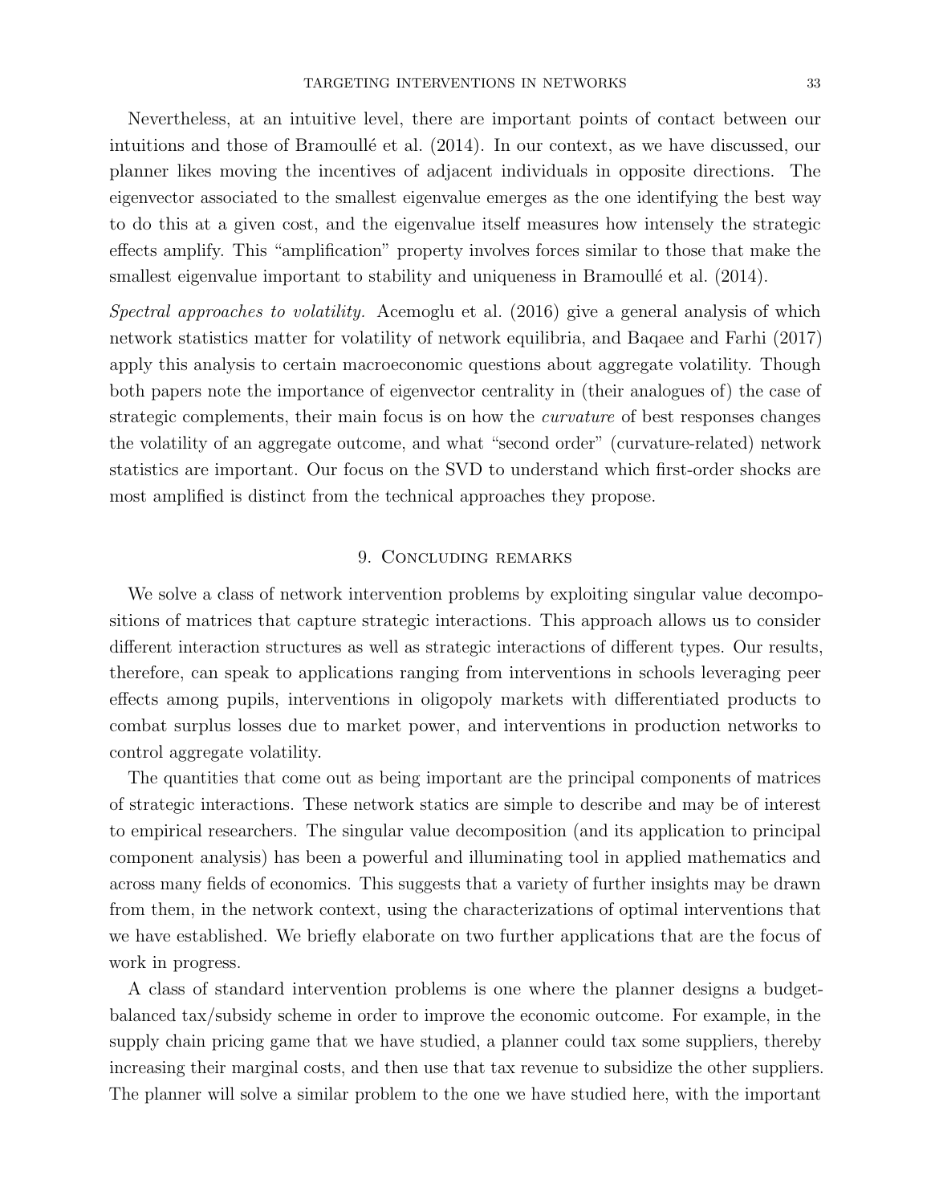Nevertheless, at an intuitive level, there are important points of contact between our intuitions and those of Bramoullé et al. (2014). In our context, as we have discussed, our planner likes moving the incentives of adjacent individuals in opposite directions. The eigenvector associated to the smallest eigenvalue emerges as the one identifying the best way to do this at a given cost, and the eigenvalue itself measures how intensely the strategic effects amplify. This "amplification" property involves forces similar to those that make the smallest eigenvalue important to stability and uniqueness in Bramoullé et al. (2014).

*Spectral approaches to volatility.* Acemoglu et al. (2016) give a general analysis of which network statistics matter for volatility of network equilibria, and Baqaee and Farhi (2017) apply this analysis to certain macroeconomic questions about aggregate volatility. Though both papers note the importance of eigenvector centrality in (their analogues of) the case of strategic complements, their main focus is on how the *curvature* of best responses changes the volatility of an aggregate outcome, and what "second order" (curvature-related) network statistics are important. Our focus on the SVD to understand which first-order shocks are most amplified is distinct from the technical approaches they propose.

## 9. Concluding remarks

We solve a class of network intervention problems by exploiting singular value decompositions of matrices that capture strategic interactions. This approach allows us to consider different interaction structures as well as strategic interactions of different types. Our results, therefore, can speak to applications ranging from interventions in schools leveraging peer effects among pupils, interventions in oligopoly markets with differentiated products to combat surplus losses due to market power, and interventions in production networks to control aggregate volatility.

The quantities that come out as being important are the principal components of matrices of strategic interactions. These network statics are simple to describe and may be of interest to empirical researchers. The singular value decomposition (and its application to principal component analysis) has been a powerful and illuminating tool in applied mathematics and across many fields of economics. This suggests that a variety of further insights may be drawn from them, in the network context, using the characterizations of optimal interventions that we have established. We briefly elaborate on two further applications that are the focus of work in progress.

A class of standard intervention problems is one where the planner designs a budget-balanced tax/subsidy scheme in order to improve the economic outcome. For example, in the supply chain pricing game that we have studied, a planner could tax some suppliers, thereby increasing their marginal costs, and then use that tax revenue to subsidize the other suppliers. The planner will solve a similar problem to the one we have studied here, with the important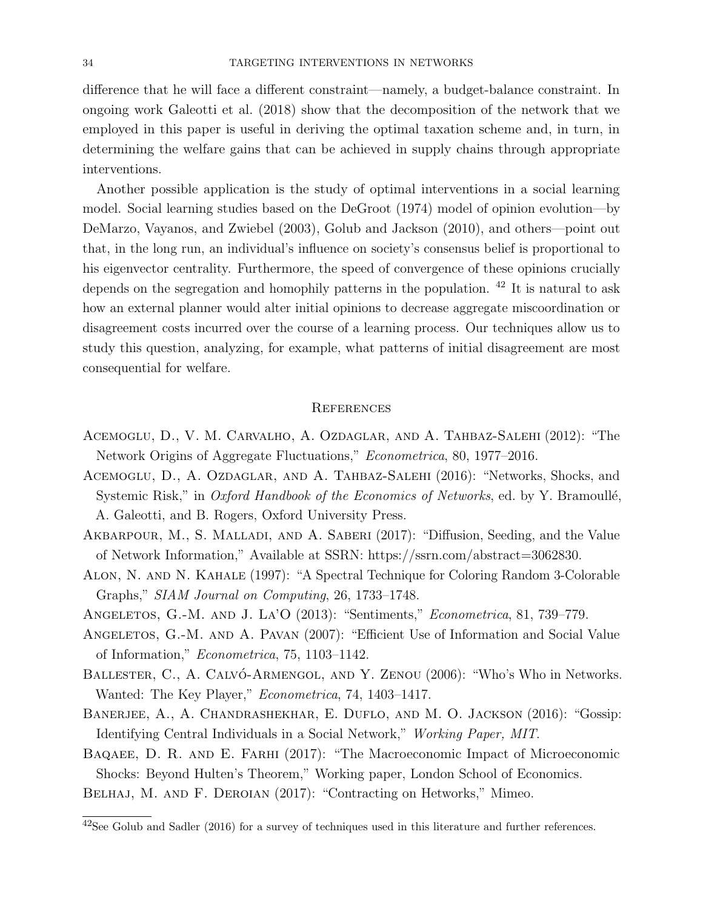difference that he will face a different constraint—namely, a budget-balance constraint. In ongoing work Galeotti et al. (2018) show that the decomposition of the network that we employed in this paper is useful in deriving the optimal taxation scheme and, in turn, in determining the welfare gains that can be achieved in supply chains through appropriate interventions.

Another possible application is the study of optimal interventions in a social learning model. Social learning studies based on the DeGroot (1974) model of opinion evolution—by DeMarzo, Vayanos, and Zwiebel (2003), Golub and Jackson (2010), and others—point out that, in the long run, an individual's influence on society's consensus belief is proportional to his eigenvector centrality. Furthermore, the speed of convergence of these opinions crucially depends on the segregation and homophily patterns in the population. [42] It is natural to ask how an external planner would alter initial opinions to decrease aggregate miscoordination or disagreement costs incurred over the course of a learning process. Our techniques allow us to study this question, analyzing, for example, what patterns of initial disagreement are most consequential for welfare.

## References

Acemoglu, D., V. M. Carvalho, A. Ozdaglar, and A. Tahbaz-Salehi (2012): "The Network Origins of Aggregate Fluctuations," *Econometrica*, 80, 1977–2016.

Acemoglu, D., A. Ozdaglar, and A. Tahbaz-Salehi (2016): "Networks, Shocks, and Systemic Risk," in *Oxford Handbook of the Economics of Networks*, ed. by Y. Bramoullé, A. Galeotti, and B. Rogers, Oxford University Press.

Akbarpour, M., S. Malladi, and A. Saberi (2017): "Diffusion, Seeding, and the Value of Network Information," Available at SSRN: https://ssrn.com/abstract=3062830.

Alon, N. and N. Kahale (1997): "A Spectral Technique for Coloring Random 3-Colorable Graphs," *SIAM Journal on Computing*, 26, 1733–1748.

Angeletos, G.-M. and J. La'O (2013): "Sentiments," *Econometrica*, 81, 739–779.

Angeletos, G.-M. and A. Pavan (2007): "Efficient Use of Information and Social Value of Information," *Econometrica*, 75, 1103–1142.

Ballester, C., A. Calvó-Armengol, and Y. Zenou (2006): "Who's Who in Networks. Wanted: The Key Player," *Econometrica*, 74, 1403–1417.

Banerjee, A., A. Chandrashekhar, E. Duflo, and M. O. Jackson (2016): "Gossip: Identifying Central Individuals in a Social Network," *Working Paper, MIT*.

Baqaee, D. R. and E. Farhi (2017): "The Macroeconomic Impact of Microeconomic Shocks: Beyond Hulten's Theorem," Working paper, London School of Economics.

Belhaj, M. and F. Deroian (2017): "Contracting on Hetworks," Mimeo.

[42] See Golub and Sadler (2016) for a survey of techniques used in this literature and further references.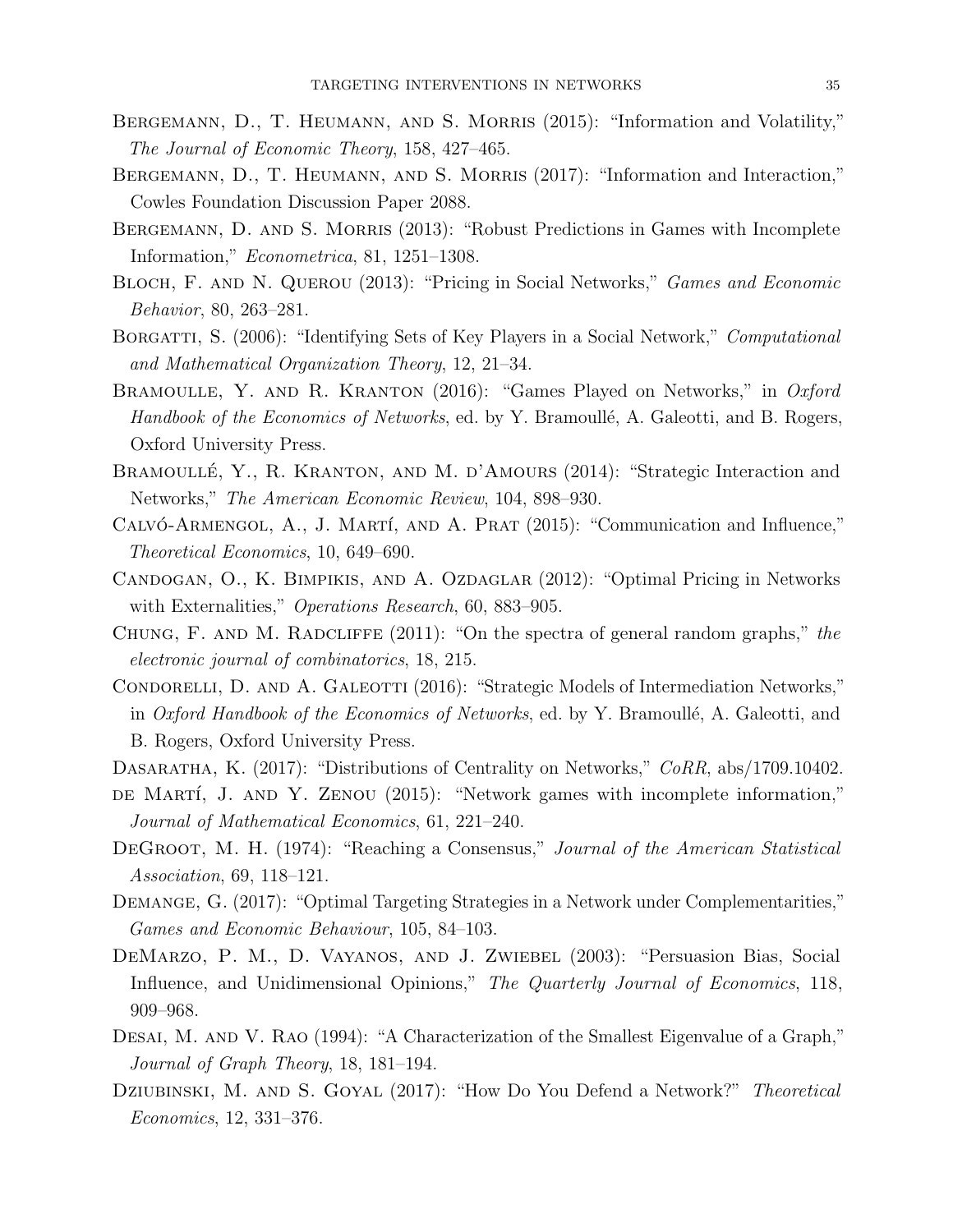Bergemann, D., T. Heumann, and S. Morris (2015): "Information and Volatility," *The Journal of Economic Theory*, 158, 427–465.

Bergemann, D., T. Heumann, and S. Morris (2017): "Information and Interaction," Cowles Foundation Discussion Paper 2088.

Bergemann, D. and S. Morris (2013): "Robust Predictions in Games with Incomplete Information," *Econometrica*, 81, 1251–1308.

Bloch, F. and N. Querou (2013): "Pricing in Social Networks," *Games and Economic Behavior*, 80, 263–281.

Borgatti, S. (2006): "Identifying Sets of Key Players in a Social Network," *Computational and Mathematical Organization Theory*, 12, 21–34.

Bramoulle, Y. and R. Kranton (2016): "Games Played on Networks," in *Oxford Handbook of the Economics of Networks*, ed. by Y. Bramoullé, A. Galeotti, and B. Rogers, Oxford University Press.

Bramoullé, Y., R. Kranton, and M. d'Amours (2014): "Strategic Interaction and Networks," *The American Economic Review*, 104, 898–930.

Calvó-Armengol, A., J. Martí, and A. Prat (2015): "Communication and Influence," *Theoretical Economics*, 10, 649–690.

Candogan, O., K. Bimpikis, and A. Ozdaglar (2012): "Optimal Pricing in Networks with Externalities," *Operations Research*, 60, 883–905.

Chung, F. and M. Radcliffe (2011): "On the spectra of general random graphs," *the electronic journal of combinatorics*, 18, 215.

Condorelli, D. and A. Galeotti (2016): "Strategic Models of Intermediation Networks," in *Oxford Handbook of the Economics of Networks*, ed. by Y. Bramoullé, A. Galeotti, and B. Rogers, Oxford University Press.

Dasaratha, K. (2017): "Distributions of Centrality on Networks," *CoRR*, abs/1709.10402.

de Martí, J. and Y. Zenou (2015): "Network games with incomplete information," *Journal of Mathematical Economics*, 61, 221–240.

DeGroot, M. H. (1974): "Reaching a Consensus," *Journal of the American Statistical Association*, 69, 118–121.

Demange, G. (2017): "Optimal Targeting Strategies in a Network under Complementarities," *Games and Economic Behaviour*, 105, 84–103.

DeMarzo, P. M., D. Vayanos, and J. Zwiebel (2003): "Persuasion Bias, Social Influence, and Unidimensional Opinions," *The Quarterly Journal of Economics*, 118, 909–968.

Desai, M. and V. Rao (1994): "A Characterization of the Smallest Eigenvalue of a Graph," *Journal of Graph Theory*, 18, 181–194.

Dziubinski, M. and S. Goyal (2017): "How Do You Defend a Network?" *Theoretical Economics*, 12, 331–376.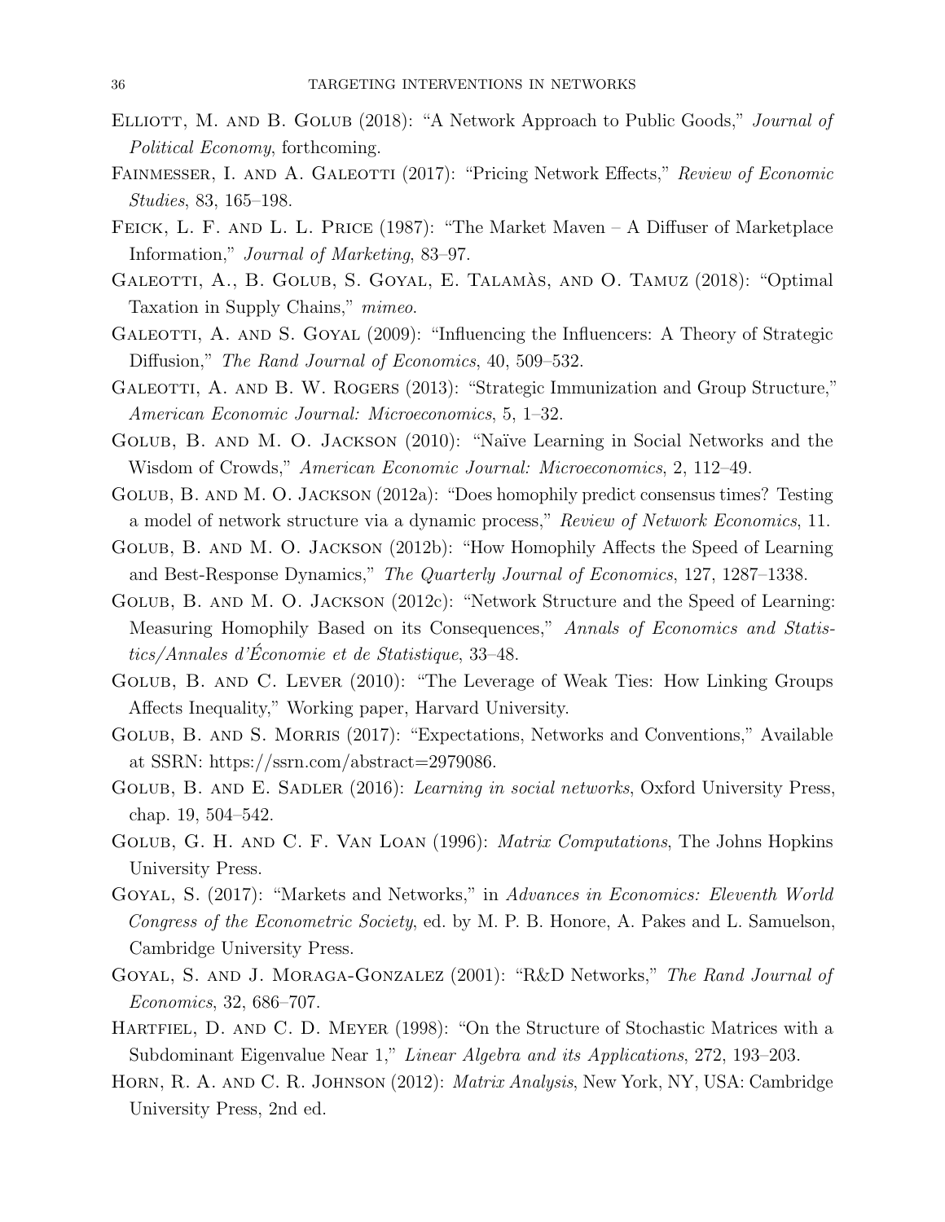Elliott, M. and B. Golub (2018): "A Network Approach to Public Goods," *Journal of Political Economy*, forthcoming.

Fainmesser, I. and A. Galeotti (2017): "Pricing Network Effects," *Review of Economic Studies*, 83, 165–198.

Feick, L. F. and L. L. Price (1987): "The Market Maven – A Diffuser of Marketplace Information," *Journal of Marketing*, 83–97.

Galeotti, A., B. Golub, S. Goyal, E. Talamàs, and O. Tamuz (2018): "Optimal Taxation in Supply Chains," *mimeo*.

Galeotti, A. and S. Goyal (2009): "Influencing the Influencers: A Theory of Strategic Diffusion," *The Rand Journal of Economics*, 40, 509–532.

Galeotti, A. and B. W. Rogers (2013): "Strategic Immunization and Group Structure," *American Economic Journal: Microeconomics*, 5, 1–32.

Golub, B. and M. O. Jackson (2010): "Naïve Learning in Social Networks and the Wisdom of Crowds," *American Economic Journal: Microeconomics*, 2, 112–49.

Golub, B. and M. O. Jackson (2012a): "Does homophily predict consensus times? Testing a model of network structure via a dynamic process," *Review of Network Economics*, 11.

Golub, B. and M. O. Jackson (2012b): "How Homophily Affects the Speed of Learning and Best-Response Dynamics," *The Quarterly Journal of Economics*, 127, 1287–1338.

Golub, B. and M. O. Jackson (2012c): "Network Structure and the Speed of Learning: Measuring Homophily Based on its Consequences," *Annals of Economics and Statistics/Annales d'Économie et de Statistique*, 33–48.

Golub, B. and C. Lever (2010): "The Leverage of Weak Ties: How Linking Groups Affects Inequality," Working paper, Harvard University.

Golub, B. and S. Morris (2017): "Expectations, Networks and Conventions," Available at SSRN: https://ssrn.com/abstract=2979086.

Golub, B. and E. Sadler (2016): *Learning in social networks*, Oxford University Press, chap. 19, 504–542.

Golub, G. H. and C. F. Van Loan (1996): *Matrix Computations*, The Johns Hopkins University Press.

Goyal, S. (2017): "Markets and Networks," in *Advances in Economics: Eleventh World Congress of the Econometric Society*, ed. by M. P. B. Honore, A. Pakes and L. Samuelson, Cambridge University Press.

Goyal, S. and J. Moraga-Gonzalez (2001): "R&D Networks," *The Rand Journal of Economics*, 32, 686–707.

Hartfiel, D. and C. D. Meyer (1998): "On the Structure of Stochastic Matrices with a Subdominant Eigenvalue Near 1," *Linear Algebra and its Applications*, 272, 193–203.

Horn, R. A. and C. R. Johnson (2012): *Matrix Analysis*, New York, NY, USA: Cambridge University Press, 2nd ed.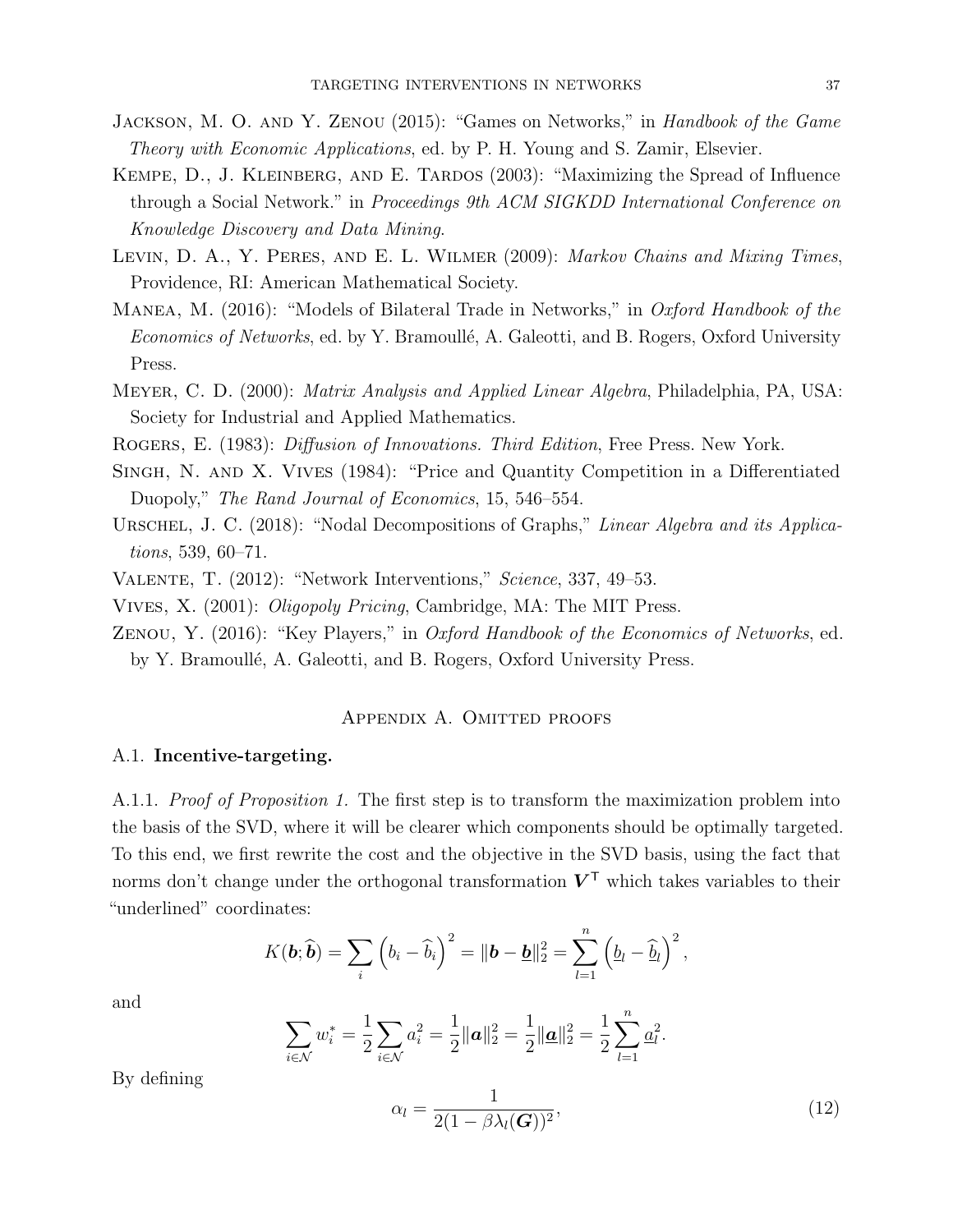Jackson, M. O. and Y. Zenou (2015): "Games on Networks," in *Handbook of the Game Theory with Economic Applications*, ed. by P. H. Young and S. Zamir, Elsevier.

Kempe, D., J. Kleinberg, and E. Tardos (2003): "Maximizing the Spread of Influence through a Social Network." in *Proceedings 9th ACM SIGKDD International Conference on Knowledge Discovery and Data Mining*.

Levin, D. A., Y. Peres, and E. L. Wilmer (2009): *Markov Chains and Mixing Times*, Providence, RI: American Mathematical Society.

Manea, M. (2016): "Models of Bilateral Trade in Networks," in *Oxford Handbook of the Economics of Networks*, ed. by Y. Bramoullé, A. Galeotti, and B. Rogers, Oxford University Press.

Meyer, C. D. (2000): *Matrix Analysis and Applied Linear Algebra*, Philadelphia, PA, USA: Society for Industrial and Applied Mathematics.

Rogers, E. (1983): *Diffusion of Innovations. Third Edition*, Free Press. New York.

Singh, N. and X. Vives (1984): "Price and Quantity Competition in a Differentiated Duopoly," *The Rand Journal of Economics*, 15, 546–554.

Urschel, J. C. (2018): "Nodal Decompositions of Graphs," *Linear Algebra and its Applications*, 539, 60–71.

Valente, T. (2012): "Network Interventions," *Science*, 337, 49–53.

Vives, X. (2001): *Oligopoly Pricing*, Cambridge, MA: The MIT Press.

Zenou, Y. (2016): "Key Players," in *Oxford Handbook of the Economics of Networks*, ed. by Y. Bramoullé, A. Galeotti, and B. Rogers, Oxford University Press.

## Appendix A. Omitted proofs

### A.1. Incentive-targeting.

A.1.1. *Proof of Proposition 1.* The first step is to transform the maximization problem into the basis of the SVD, where it will be clearer which components should be optimally targeted. To this end, we first rewrite the cost and the objective in the SVD basis, using the fact that norms don't change under the orthogonal transformation $\boldsymbol{V}^{\mathsf{T}}$ which takes variables to their "underlined" coordinates:

$$K(\boldsymbol{b};\widehat{\boldsymbol{b}}) = \sum_i \left(b_i - \widehat{b}_i\right)^2 = \|\boldsymbol{b} - \underline{\boldsymbol{b}}\|_2^2 = \sum_{l=1}^{n} \left(\underline{b}_l - \widehat{\underline{b}}_l\right)^2,$$

and

$$\sum_{i\in\mathcal{N}} w_i^* = \frac{1}{2}\sum_{i\in\mathcal{N}} a_i^2 = \frac{1}{2}\|\boldsymbol{a}\|_2^2 = \frac{1}{2}\|\underline{\boldsymbol{a}}\|_2^2 = \frac{1}{2}\sum_{l=1}^{n} \underline{a}_l^2.$$

By defining

$$\alpha_l = \frac{1}{2(1-\beta\lambda_l(\boldsymbol{G}))^2}, \tag{12}$$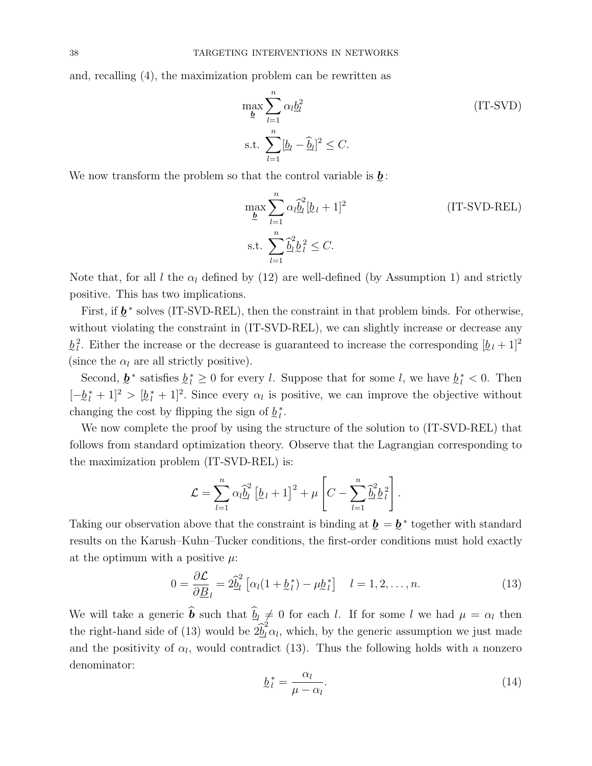and, recalling (4), the maximization problem can be rewritten as

$$\max_{\underline{\boldsymbol{b}}} \sum_{l=1}^{n} \alpha_l \underline{b}_l^2 \qquad \text{(IT-SVD)}$$
$$\text{s.t. } \sum_{l=1}^{n} [\underline{b}_l - \widehat{\underline{b}}_l]^2 \leq C.$$

We now transform the problem so that the control variable is $\underset{\sim}{\boldsymbol{b}}$:

$$\max_{\underset{\sim}{\boldsymbol{b}}} \sum_{l=1}^{n} \alpha_l \widehat{\underline{b}}_l^2 [\underset{\sim}{b}_l + 1]^2 \qquad \text{(IT-SVD-REL)}$$
$$\text{s.t. } \sum_{l=1}^{n} \widehat{\underline{b}}_l^2 \underset{\sim}{b}_l^2 \leq C.$$

Note that, for all $l$ the $\alpha_l$ defined by (12) are well-defined (by Assumption 1) and strictly positive. This has two implications.

First, if $\underset{\sim}{\boldsymbol{b}}^*$ solves (IT-SVD-REL), then the constraint in that problem binds. For otherwise, without violating the constraint in (IT-SVD-REL), we can slightly increase or decrease any $\underset{\sim}{b}_l^2$. Either the increase or the decrease is guaranteed to increase the corresponding $[\underset{\sim}{b}_l + 1]^2$ (since the $\alpha_l$ are all strictly positive).

Second, $\underset{\sim}{\boldsymbol{b}}^*$ satisfies $\underset{\sim}{b}_l^* \geq 0$ for every $l$. Suppose that for some $l$, we have $\underset{\sim}{b}_l^* < 0$. Then $[-\underset{\sim}{b}_l^* + 1]^2 > [\underset{\sim}{b}_l^* + 1]^2$. Since every $\alpha_l$ is positive, we can improve the objective without changing the cost by flipping the sign of $\underset{\sim}{b}_l^*$.

We now complete the proof by using the structure of the solution to (IT-SVD-REL) that follows from standard optimization theory. Observe that the Lagrangian corresponding to the maximization problem (IT-SVD-REL) is:

$$\mathcal{L} = \sum_{l=1}^{n} \alpha_l \widehat{\underline{b}}_l^2 \left[\underset{\sim}{b}_l + 1\right]^2 + \mu \left[C - \sum_{l=1}^{n} \widehat{\underline{b}}_l^2 \underset{\sim}{b}_l^2\right].$$

Taking our observation above that the constraint is binding at $\underset{\sim}{\boldsymbol{b}} = \underset{\sim}{\boldsymbol{b}}^*$ together with standard results on the Karush–Kuhn–Tucker conditions, the first-order conditions must hold exactly at the optimum with a positive $\mu$:

$$0 = \frac{\partial \mathcal{L}}{\partial \underline{B}_l} = 2\widehat{\underline{b}}_l^2 \left[\alpha_l (1 + \underset{\sim}{b}_l^*) - \mu \underset{\sim}{b}_l^*\right] \quad l = 1, 2, \ldots, n. \tag{13}$$

We will take a generic $\widehat{\boldsymbol{b}}$ such that $\widehat{\underline{b}}_l \neq 0$ for each $l$. If for some $l$ we had $\mu = \alpha_l$ then the right-hand side of (13) would be $2\widehat{\underline{b}}_l^2 \alpha_l$, which, by the generic assumption we just made and the positivity of $\alpha_l$, would contradict (13). Thus the following holds with a nonzero denominator:

$$\underset{\sim}{b}_l^* = \frac{\alpha_l}{\mu - \alpha_l}. \tag{14}$$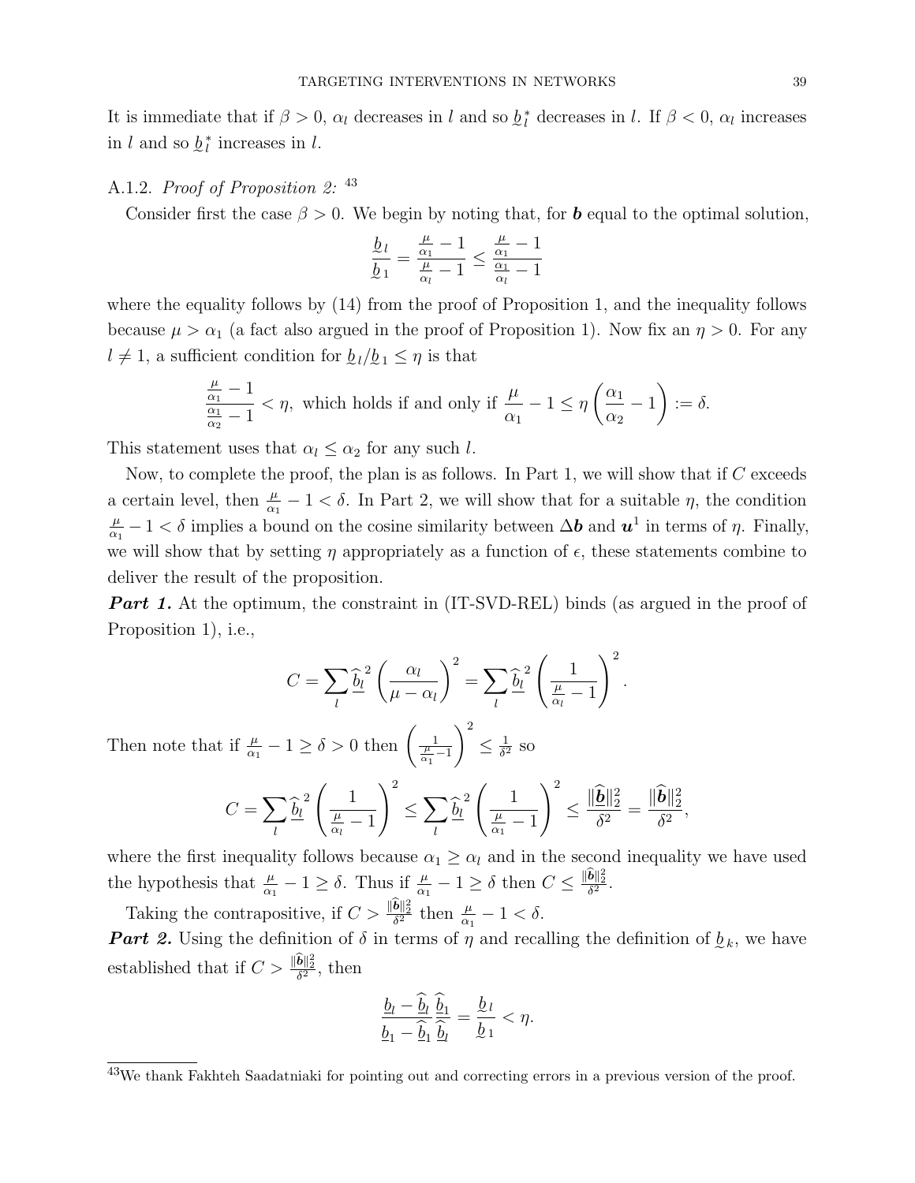It is immediate that if $\beta > 0$, $\alpha_l$ decreases in $l$ and so $\underset{\sim}{b}_l^*$ decreases in $l$. If $\beta < 0$, $\alpha_l$ increases in $l$ and so $\underset{\sim}{b}_l^*$ increases in $l$.

A.1.2. *Proof of Proposition 2:* [43]

Consider first the case $\beta > 0$. We begin by noting that, for $\boldsymbol{b}$ equal to the optimal solution,

$$\frac{\underset{\sim}{b}_l}{\underset{\sim}{b}_1} = \frac{\frac{\mu}{\alpha_1} - 1}{\frac{\mu}{\alpha_l} - 1} \leq \frac{\frac{\mu}{\alpha_1} - 1}{\frac{\alpha_1}{\alpha_l} - 1}$$

where the equality follows by (14) from the proof of Proposition 1, and the inequality follows because $\mu > \alpha_1$ (a fact also argued in the proof of Proposition 1). Now fix an $\eta > 0$. For any $l \neq 1$, a sufficient condition for $\underset{\sim}{b}_l / \underset{\sim}{b}_1 \leq \eta$ is that

$$\frac{\frac{\mu}{\alpha_1} - 1}{\frac{\alpha_1}{\alpha_2} - 1} < \eta, \text{ which holds if and only if } \frac{\mu}{\alpha_1} - 1 \leq \eta \left( \frac{\alpha_1}{\alpha_2} - 1 \right) := \delta.$$

This statement uses that $\alpha_l \leq \alpha_2$ for any such $l$.

Now, to complete the proof, the plan is as follows. In Part 1, we will show that if $C$ exceeds a certain level, then $\frac{\mu}{\alpha_1} - 1 < \delta$. In Part 2, we will show that for a suitable $\eta$, the condition $\frac{\mu}{\alpha_1} - 1 < \delta$ implies a bound on the cosine similarity between $\Delta \boldsymbol{b}$ and $\boldsymbol{u}^1$ in terms of $\eta$. Finally, we will show that by setting $\eta$ appropriately as a function of $\epsilon$, these statements combine to deliver the result of the proposition.

***Part 1.*** At the optimum, the constraint in (IT-SVD-REL) binds (as argued in the proof of Proposition 1), i.e.,

$$C = \sum_l \underline{\widehat{b}_l}^2 \left( \frac{\alpha_l}{\mu - \alpha_l} \right)^2 = \sum_l \underline{\widehat{b}_l}^2 \left( \frac{1}{\frac{\mu}{\alpha_l} - 1} \right)^2.$$

Then note that if $\frac{\mu}{\alpha_1} - 1 \geq \delta > 0$ then $\left( \frac{1}{\frac{\mu}{\alpha_1} - 1} \right)^2 \leq \frac{1}{\delta^2}$ so

$$C = \sum_l \underline{\widehat{b}_l}^2 \left( \frac{1}{\frac{\mu}{\alpha_l} - 1} \right)^2 \leq \sum_l \underline{\widehat{b}_l}^2 \left( \frac{1}{\frac{\mu}{\alpha_1} - 1} \right)^2 \leq \frac{\|\underline{\widehat{\boldsymbol{b}}}\|_2^2}{\delta^2} = \frac{\|\widehat{\boldsymbol{b}}\|_2^2}{\delta^2},$$

where the first inequality follows because $\alpha_1 \geq \alpha_l$ and in the second inequality we have used the hypothesis that $\frac{\mu}{\alpha_1} - 1 \geq \delta$. Thus if $\frac{\mu}{\alpha_1} - 1 \geq \delta$ then $C \leq \frac{\|\widehat{\boldsymbol{b}}\|_2^2}{\delta^2}$.

Taking the contrapositive, if $C > \frac{\|\widehat{\boldsymbol{b}}\|_2^2}{\delta^2}$ then $\frac{\mu}{\alpha_1} - 1 < \delta$.

***Part 2.*** Using the definition of $\delta$ in terms of $\eta$ and recalling the definition of $\underset{\sim}{b}_k$, we have established that if $C > \frac{\|\widehat{\boldsymbol{b}}\|_2^2}{\delta^2}$, then

$$\frac{\underline{b}_l - \widehat{\underline{b}}_l}{\underline{b}_1 - \widehat{\underline{b}}_1} \frac{\widehat{\underline{b}}_1}{\widehat{\underline{b}}_l} = \frac{\underset{\sim}{b}_l}{\underset{\sim}{b}_1} < \eta.$$

[43] We thank Fakhteh Saadatniaki for pointing out and correcting errors in a previous version of the proof.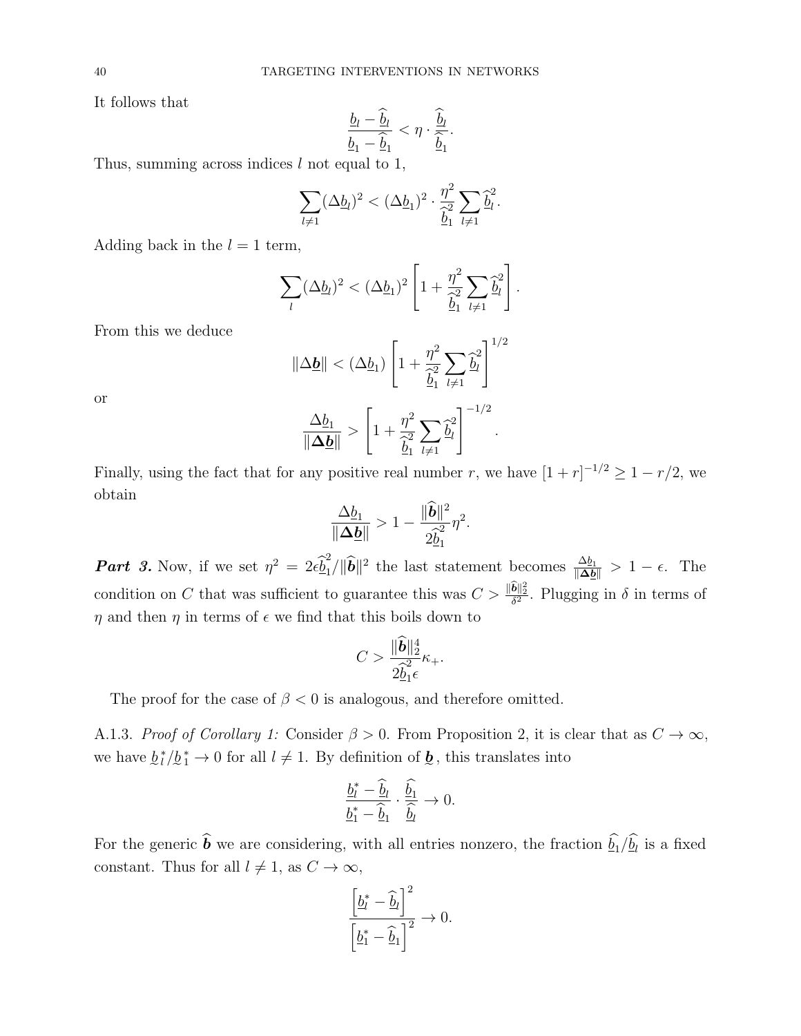It follows that

$$\frac{\underline{b}_l - \widehat{\underline{b}}_l}{\underline{b}_1 - \widehat{\underline{b}}_1} < \eta \cdot \frac{\widehat{\underline{b}}_l}{\widehat{\underline{b}}_1}.$$

Thus, summing across indices $l$ not equal to 1,

$$\sum_{l \neq 1} (\Delta \underline{b}_l)^2 < (\Delta \underline{b}_1)^2 \cdot \frac{\eta^2}{\widehat{\underline{b}}_1^2} \sum_{l \neq 1} \widehat{\underline{b}}_l^2.$$

Adding back in the $l = 1$ term,

$$\sum_{l} (\Delta \underline{b}_l)^2 < (\Delta \underline{b}_1)^2 \left[ 1 + \frac{\eta^2}{\widehat{\underline{b}}_1^2} \sum_{l \neq 1} \widehat{\underline{b}}_l^2 \right].$$

From this we deduce

$$\|\Delta \underline{\boldsymbol{b}}\| < (\Delta \underline{b}_1) \left[ 1 + \frac{\eta^2}{\widehat{\underline{b}}_1^2} \sum_{l \neq 1} \widehat{\underline{b}}_l^2 \right]^{1/2}$$

or

$$\frac{\Delta \underline{b}_1}{\|\boldsymbol{\Delta} \underline{\boldsymbol{b}}\|} > \left[ 1 + \frac{\eta^2}{\widehat{\underline{b}}_1^2} \sum_{l \neq 1} \widehat{\underline{b}}_l^2 \right]^{-1/2}.$$

Finally, using the fact that for any positive real number $r$, we have $[1 + r]^{-1/2} \geq 1 - r/2$, we obtain

$$\frac{\Delta \underline{b}_1}{\|\boldsymbol{\Delta} \underline{\boldsymbol{b}}\|} > 1 - \frac{\|\widehat{\boldsymbol{b}}\|^2}{2\widehat{\underline{b}}_1^2} \eta^2.$$

***Part 3.*** Now, if we set $\eta^2 = 2\epsilon \widehat{\underline{b}}_1^2 / \|\widehat{\boldsymbol{b}}\|^2$ the last statement becomes $\frac{\Delta \underline{b}_1}{\|\boldsymbol{\Delta} \underline{\boldsymbol{b}}\|} > 1 - \epsilon$. The condition on $C$ that was sufficient to guarantee this was $C > \frac{\|\widehat{\boldsymbol{b}}\|_2^2}{\delta^2}$. Plugging in $\delta$ in terms of $\eta$ and then $\eta$ in terms of $\epsilon$ we find that this boils down to

$$C > \frac{\|\widehat{\boldsymbol{b}}\|_2^4}{2\widehat{\underline{b}}_1^2 \epsilon} \kappa_+.$$

The proof for the case of $\beta < 0$ is analogous, and therefore omitted.

A.1.3. *Proof of Corollary 1:* Consider $\beta > 0$. From Proposition 2, it is clear that as $C \to \infty$, we have $\underset{\sim}{b}_l^* / \underset{\sim}{b}_1^* \to 0$ for all $l \neq 1$. By definition of $\underset{\sim}{\boldsymbol{b}}$, this translates into

$$\frac{\underline{b}_l^* - \widehat{\underline{b}}_l}{\underline{b}_1^* - \widehat{\underline{b}}_1} \cdot \frac{\widehat{\underline{b}}_1}{\widehat{\underline{b}}_l} \to 0.$$

For the generic $\widehat{\boldsymbol{b}}$ we are considering, with all entries nonzero, the fraction $\widehat{\underline{b}}_1 / \widehat{\underline{b}}_l$ is a fixed constant. Thus for all $l \neq 1$, as $C \to \infty$,

$$\frac{\left[ \underline{b}_l^* - \widehat{\underline{b}}_l \right]^2}{\left[ \underline{b}_1^* - \widehat{\underline{b}}_1 \right]^2} \to 0.$$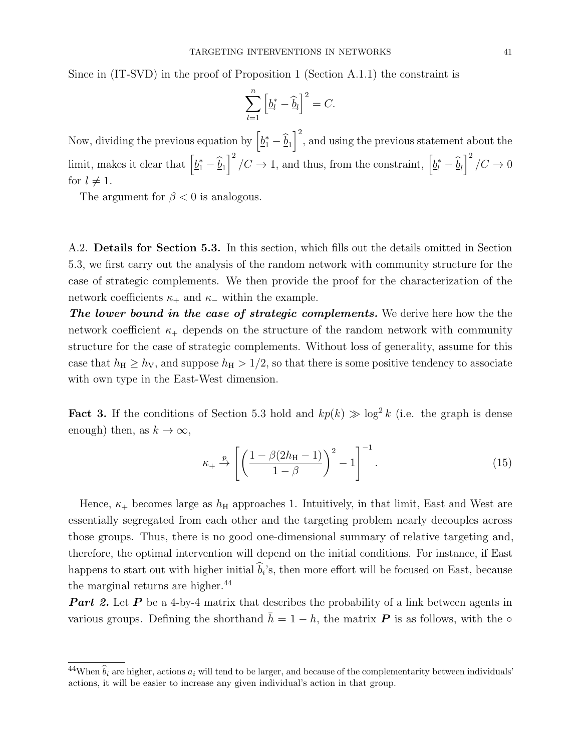Since in (IT-SVD) in the proof of Proposition 1 (Section A.1.1) the constraint is

$$\sum_{l=1}^{n} \left[\underline{b}_l^* - \widehat{\underline{b}}_l\right]^2 = C.$$

Now, dividing the previous equation by $\left[\underline{b}_1^* - \widehat{\underline{b}}_1\right]^2$, and using the previous statement about the limit, makes it clear that $\left[\underline{b}_1^* - \widehat{\underline{b}}_1\right]^2 / C \to 1$, and thus, from the constraint, $\left[\underline{b}_l^* - \widehat{\underline{b}}_l\right]^2 / C \to 0$ for $l \neq 1$.

The argument for $\beta < 0$ is analogous.

A.2. **Details for Section 5.3.** In this section, which fills out the details omitted in Section 5.3, we first carry out the analysis of the random network with community structure for the case of strategic complements. We then provide the proof for the characterization of the network coefficients $\kappa_+$ and $\kappa_-$ within the example.

***The lower bound in the case of strategic complements.*** We derive here how the the network coefficient $\kappa_+$ depends on the structure of the random network with community structure for the case of strategic complements. Without loss of generality, assume for this case that $h_{\mathrm{H}} \geq h_{\mathrm{V}}$, and suppose $h_{\mathrm{H}} > 1/2$, so that there is some positive tendency to associate with own type in the East-West dimension.

**Fact 3.** If the conditions of Section 5.3 hold and $kp(k) \gg \log^2 k$ (i.e. the graph is dense enough) then, as $k \to \infty$,

$$\kappa_+ \xrightarrow{p} \left[\left(\frac{1 - \beta(2h_{\mathrm{H}} - 1)}{1 - \beta}\right)^2 - 1\right]^{-1}. \tag{15}$$

Hence, $\kappa_+$ becomes large as $h_{\mathrm{H}}$ approaches 1. Intuitively, in that limit, East and West are essentially segregated from each other and the targeting problem nearly decouples across those groups. Thus, there is no good one-dimensional summary of relative targeting and, therefore, the optimal intervention will depend on the initial conditions. For instance, if East happens to start out with higher initial $\widehat{b}_i$'s, then more effort will be focused on East, because the marginal returns are higher.[44]

***Part 2.*** Let $\boldsymbol{P}$ be a 4-by-4 matrix that describes the probability of a link between agents in various groups. Defining the shorthand $\bar{h} = 1 - h$, the matrix $\boldsymbol{P}$ is as follows, with the $\circ$

[44]When $\widehat{b}_i$ are higher, actions $a_i$ will tend to be larger, and because of the complementarity between individuals' actions, it will be easier to increase any given individual's action in that group.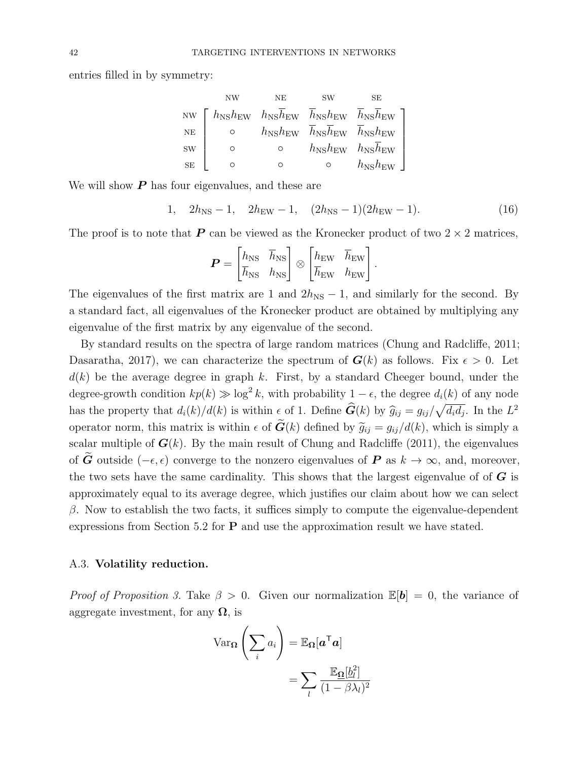entries filled in by symmetry:

$$
\begin{array}{c}
 \\ \text{NW} \\ \text{NE} \\ \text{SW} \\ \text{SE}
\end{array}
\begin{array}{c}
\begin{array}{cccc} \quad\text{NW} & \qquad\text{NE} & \qquad\text{SW} & \qquad\text{SE} \end{array} \\
\begin{bmatrix}
h_{\text{NS}} h_{\text{EW}} & h_{\text{NS}} \overline{h}_{\text{EW}} & \overline{h}_{\text{NS}} h_{\text{EW}} & \overline{h}_{\text{NS}} \overline{h}_{\text{EW}} \\
\circ & h_{\text{NS}} h_{\text{EW}} & \overline{h}_{\text{NS}} \overline{h}_{\text{EW}} & \overline{h}_{\text{NS}} h_{\text{EW}} \\
\circ & \circ & h_{\text{NS}} h_{\text{EW}} & h_{\text{NS}} \overline{h}_{\text{EW}} \\
\circ & \circ & \circ & h_{\text{NS}} h_{\text{EW}}
\end{bmatrix}
\end{array}
$$

We will show $\boldsymbol{P}$ has four eigenvalues, and these are

$$
1, \quad 2h_{\text{NS}} - 1, \quad 2h_{\text{EW}} - 1, \quad (2h_{\text{NS}} - 1)(2h_{\text{EW}} - 1). \tag{16}
$$

The proof is to note that $\boldsymbol{P}$ can be viewed as the Kronecker product of two $2 \times 2$ matrices,

$$
\boldsymbol{P} = \begin{bmatrix} h_{\text{NS}} & \overline{h}_{\text{NS}} \\ \overline{h}_{\text{NS}} & h_{\text{NS}} \end{bmatrix} \otimes \begin{bmatrix} h_{\text{EW}} & \overline{h}_{\text{EW}} \\ \overline{h}_{\text{EW}} & h_{\text{EW}} \end{bmatrix}.
$$

The eigenvalues of the first matrix are 1 and $2h_{\text{NS}} - 1$, and similarly for the second. By a standard fact, all eigenvalues of the Kronecker product are obtained by multiplying any eigenvalue of the first matrix by any eigenvalue of the second.

By standard results on the spectra of large random matrices (Chung and Radcliffe, 2011; Dasaratha, 2017), we can characterize the spectrum of $\boldsymbol{G}(k)$ as follows. Fix $\epsilon > 0$. Let $d(k)$ be the average degree in graph $k$. First, by a standard Cheeger bound, under the degree-growth condition $kp(k) \gg \log^2 k$, with probability $1 - \epsilon$, the degree $d_i(k)$ of any node has the property that $d_i(k)/d(k)$ is within $\epsilon$ of 1. Define $\widehat{\boldsymbol{G}}(k)$ by $\widehat{g}_{ij} = g_{ij}/\sqrt{d_i d_j}$. In the $L^2$ operator norm, this matrix is within $\epsilon$ of $\widetilde{\boldsymbol{G}}(k)$ defined by $\widetilde{g}_{ij} = g_{ij}/d(k)$, which is simply a scalar multiple of $\boldsymbol{G}(k)$. By the main result of Chung and Radcliffe (2011), the eigenvalues of $\widetilde{\boldsymbol{G}}$ outside $(-\epsilon, \epsilon)$ converge to the nonzero eigenvalues of $\boldsymbol{P}$ as $k \to \infty$, and, moreover, the two sets have the same cardinality. This shows that the largest eigenvalue of of $\boldsymbol{G}$ is approximately equal to its average degree, which justifies our claim about how we can select $\beta$. Now to establish the two facts, it suffices simply to compute the eigenvalue-dependent expressions from Section 5.2 for $\mathbf{P}$ and use the approximation result we have stated.

### A.3. **Volatility reduction.**

*Proof of Proposition 3.* Take $\beta > 0$. Given our normalization $\mathbb{E}[\boldsymbol{b}] = 0$, the variance of aggregate investment, for any $\boldsymbol{\Omega}$, is

$$
\begin{aligned}
\text{Var}_{\boldsymbol{\Omega}}\left(\sum_i a_i\right) &= \mathbb{E}_{\boldsymbol{\Omega}}[\boldsymbol{a}^{\mathsf{T}}\boldsymbol{a}] \\
&= \sum_l \frac{\mathbb{E}_{\boldsymbol{\Omega}}[\underline{b}_l^2]}{(1 - \beta\lambda_l)^2}
\end{aligned}
$$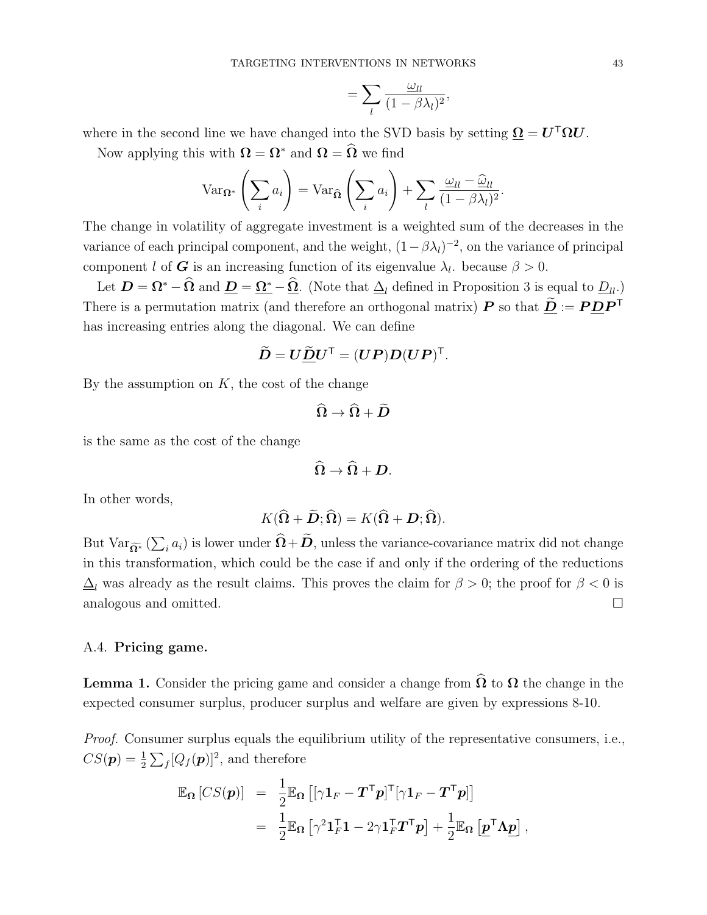$$= \sum_l \frac{\omega_{ll}}{(1-\beta\lambda_l)^2},$$

where in the second line we have changed into the SVD basis by setting $\underline{\boldsymbol{\Omega}} = \boldsymbol{U}^{\mathsf{T}}\boldsymbol{\Omega}\boldsymbol{U}$.

Now applying this with $\boldsymbol{\Omega} = \boldsymbol{\Omega}^*$ and $\boldsymbol{\Omega} = \widehat{\boldsymbol{\Omega}}$ we find

$$\mathrm{Var}_{\boldsymbol{\Omega}^*}\left(\sum_i a_i\right) = \mathrm{Var}_{\widehat{\boldsymbol{\Omega}}}\left(\sum_i a_i\right) + \sum_l \frac{\omega_{ll} - \widehat{\omega}_{ll}}{(1-\beta\lambda_l)^2}.$$

The change in volatility of aggregate investment is a weighted sum of the decreases in the variance of each principal component, and the weight, $(1-\beta\lambda_l)^{-2}$, on the variance of principal component $l$ of $\boldsymbol{G}$ is an increasing function of its eigenvalue $\lambda_l$. because $\beta > 0$.

Let $\boldsymbol{D} = \boldsymbol{\Omega}^* - \widehat{\boldsymbol{\Omega}}$ and $\underline{\boldsymbol{D}} = \underline{\boldsymbol{\Omega}^*} - \underline{\widehat{\boldsymbol{\Omega}}}$. (Note that $\underline{\Delta}_l$ defined in Proposition 3 is equal to $\underline{D}_{ll}$.) There is a permutation matrix (and therefore an orthogonal matrix) $\boldsymbol{P}$ so that $\underline{\widetilde{\boldsymbol{D}}} := \boldsymbol{P}\underline{\boldsymbol{D}}\boldsymbol{P}^{\mathsf{T}}$ has increasing entries along the diagonal. We can define

$$\widetilde{\boldsymbol{D}} = \boldsymbol{U}\underline{\widetilde{\boldsymbol{D}}}\boldsymbol{U}^{\mathsf{T}} = (\boldsymbol{U}\boldsymbol{P})\boldsymbol{D}(\boldsymbol{U}\boldsymbol{P})^{\mathsf{T}}.$$

By the assumption on $K$, the cost of the change

$$\widehat{\boldsymbol{\Omega}} \to \widehat{\boldsymbol{\Omega}} + \widetilde{\boldsymbol{D}}$$

is the same as the cost of the change

$$\widehat{\boldsymbol{\Omega}} \to \widehat{\boldsymbol{\Omega}} + \boldsymbol{D}.$$

In other words,

$$K(\widehat{\boldsymbol{\Omega}} + \widetilde{\boldsymbol{D}}; \widehat{\boldsymbol{\Omega}}) = K(\widehat{\boldsymbol{\Omega}} + \boldsymbol{D}; \widehat{\boldsymbol{\Omega}}).$$

But $\mathrm{Var}_{\widetilde{\boldsymbol{\Omega}^*}}\left(\sum_i a_i\right)$ is lower under $\widehat{\boldsymbol{\Omega}} + \widetilde{\boldsymbol{D}}$, unless the variance-covariance matrix did not change in this transformation, which could be the case if and only if the ordering of the reductions $\underline{\Delta}_l$ was already as the result claims. This proves the claim for $\beta > 0$; the proof for $\beta < 0$ is analogous and omitted. $\square$

### A.4. Pricing game.

**Lemma 1.** *Consider the pricing game and consider a change from $\widehat{\boldsymbol{\Omega}}$ to $\boldsymbol{\Omega}$ the change in the expected consumer surplus, producer surplus and welfare are given by expressions 8-10.*

*Proof.* Consumer surplus equals the equilibrium utility of the representative consumers, i.e., $CS(\boldsymbol{p}) = \frac{1}{2}\sum_f [Q_f(\boldsymbol{p})]^2$, and therefore

$$\begin{aligned}
\mathbb{E}_{\boldsymbol{\Omega}}\left[CS(\boldsymbol{p})\right] &= \frac{1}{2}\mathbb{E}_{\boldsymbol{\Omega}}\left[[\gamma\boldsymbol{1}_F - \boldsymbol{T}^{\mathsf{T}}\boldsymbol{p}]^{\mathsf{T}}[\gamma\boldsymbol{1}_F - \boldsymbol{T}^{\mathsf{T}}\boldsymbol{p}]\right] \\
&= \frac{1}{2}\mathbb{E}_{\boldsymbol{\Omega}}\left[\gamma^2\boldsymbol{1}_F^{\mathsf{T}}\boldsymbol{1} - 2\gamma\boldsymbol{1}_F^{\mathsf{T}}\boldsymbol{T}^{\mathsf{T}}\boldsymbol{p}\right] + \frac{1}{2}\mathbb{E}_{\boldsymbol{\Omega}}\left[\underline{\boldsymbol{p}}^{\mathsf{T}}\boldsymbol{\Lambda}\underline{\boldsymbol{p}}\right],
\end{aligned}$$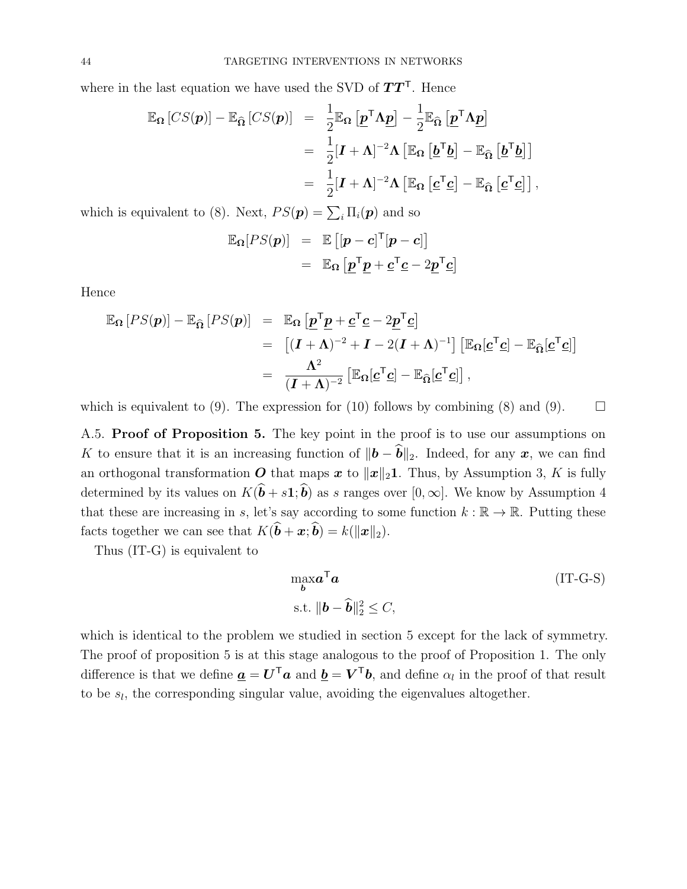where in the last equation we have used the SVD of $\boldsymbol{T}\boldsymbol{T}^\mathsf{T}$. Hence

$$
\begin{aligned}
\mathbb{E}_{\boldsymbol{\Omega}}\left[CS(\boldsymbol{p})\right] - \mathbb{E}_{\widehat{\boldsymbol{\Omega}}}\left[CS(\boldsymbol{p})\right] &= \frac{1}{2}\mathbb{E}_{\boldsymbol{\Omega}}\left[\underline{\boldsymbol{p}}^\mathsf{T}\boldsymbol{\Lambda}\underline{\boldsymbol{p}}\right] - \frac{1}{2}\mathbb{E}_{\widehat{\boldsymbol{\Omega}}}\left[\underline{\boldsymbol{p}}^\mathsf{T}\boldsymbol{\Lambda}\underline{\boldsymbol{p}}\right] \\
&= \frac{1}{2}[\boldsymbol{I}+\boldsymbol{\Lambda}]^{-2}\boldsymbol{\Lambda}\left[\mathbb{E}_{\boldsymbol{\Omega}}\left[\underline{\boldsymbol{b}}^\mathsf{T}\underline{\boldsymbol{b}}\right] - \mathbb{E}_{\widehat{\boldsymbol{\Omega}}}\left[\underline{\boldsymbol{b}}^\mathsf{T}\underline{\boldsymbol{b}}\right]\right] \\
&= \frac{1}{2}[\boldsymbol{I}+\boldsymbol{\Lambda}]^{-2}\boldsymbol{\Lambda}\left[\mathbb{E}_{\boldsymbol{\Omega}}\left[\underline{\boldsymbol{c}}^\mathsf{T}\underline{\boldsymbol{c}}\right] - \mathbb{E}_{\widehat{\boldsymbol{\Omega}}}\left[\underline{\boldsymbol{c}}^\mathsf{T}\underline{\boldsymbol{c}}\right]\right],
\end{aligned}
$$

which is equivalent to (8). Next, $PS(\boldsymbol{p}) = \sum_i \Pi_i(\boldsymbol{p})$ and so

$$
\begin{aligned}
\mathbb{E}_{\boldsymbol{\Omega}}[PS(\boldsymbol{p})] &= \mathbb{E}\left[[\boldsymbol{p}-\boldsymbol{c}]^\mathsf{T}[\boldsymbol{p}-\boldsymbol{c}]\right] \\
&= \mathbb{E}_{\boldsymbol{\Omega}}\left[\underline{\boldsymbol{p}}^\mathsf{T}\underline{\boldsymbol{p}} + \underline{\boldsymbol{c}}^\mathsf{T}\underline{\boldsymbol{c}} - 2\underline{\boldsymbol{p}}^\mathsf{T}\underline{\boldsymbol{c}}\right]
\end{aligned}
$$

Hence

$$
\begin{aligned}
\mathbb{E}_{\boldsymbol{\Omega}}\left[PS(\boldsymbol{p})\right] - \mathbb{E}_{\widehat{\boldsymbol{\Omega}}}\left[PS(\boldsymbol{p})\right] &= \mathbb{E}_{\boldsymbol{\Omega}}\left[\underline{\boldsymbol{p}}^\mathsf{T}\underline{\boldsymbol{p}} + \underline{\boldsymbol{c}}^\mathsf{T}\underline{\boldsymbol{c}} - 2\underline{\boldsymbol{p}}^\mathsf{T}\underline{\boldsymbol{c}}\right] \\
&= \left[(\boldsymbol{I}+\boldsymbol{\Lambda})^{-2} + \boldsymbol{I} - 2(\boldsymbol{I}+\boldsymbol{\Lambda})^{-1}\right]\left[\mathbb{E}_{\boldsymbol{\Omega}}[\underline{\boldsymbol{c}}^\mathsf{T}\underline{\boldsymbol{c}}] - \mathbb{E}_{\widehat{\boldsymbol{\Omega}}}[\underline{\boldsymbol{c}}^\mathsf{T}\underline{\boldsymbol{c}}]\right] \\
&= \frac{\boldsymbol{\Lambda}^2}{(\boldsymbol{I}+\boldsymbol{\Lambda})^{-2}}\left[\mathbb{E}_{\boldsymbol{\Omega}}[\underline{\boldsymbol{c}}^\mathsf{T}\underline{\boldsymbol{c}}] - \mathbb{E}_{\widehat{\boldsymbol{\Omega}}}[\underline{\boldsymbol{c}}^\mathsf{T}\underline{\boldsymbol{c}}]\right],
\end{aligned}
$$

which is equivalent to (9). The expression for (10) follows by combining (8) and (9). $\square$

A.5. **Proof of Proposition 5.** The key point in the proof is to use our assumptions on $K$ to ensure that it is an increasing function of $\|\boldsymbol{b} - \widehat{\boldsymbol{b}}\|_2$. Indeed, for any $\boldsymbol{x}$, we can find an orthogonal transformation $\boldsymbol{O}$ that maps $\boldsymbol{x}$ to $\|\boldsymbol{x}\|_2\boldsymbol{1}$. Thus, by Assumption 3, $K$ is fully determined by its values on $K(\widehat{\boldsymbol{b}} + s\boldsymbol{1}; \widehat{\boldsymbol{b}})$ as $s$ ranges over $[0, \infty]$. We know by Assumption 4 that these are increasing in $s$, let's say according to some function $k : \mathbb{R} \to \mathbb{R}$. Putting these facts together we can see that $K(\widehat{\boldsymbol{b}} + \boldsymbol{x}; \widehat{\boldsymbol{b}}) = k(\|\boldsymbol{x}\|_2)$.

Thus (IT-G) is equivalent to

$$
\begin{aligned}
&\max_{\boldsymbol{b}} \boldsymbol{a}^\mathsf{T}\boldsymbol{a} \\
&\text{s.t. } \|\boldsymbol{b} - \widehat{\boldsymbol{b}}\|_2^2 \leq C,
\end{aligned}
\tag{IT-G-S}
$$

which is identical to the problem we studied in section 5 except for the lack of symmetry. The proof of proposition 5 is at this stage analogous to the proof of Proposition 1. The only difference is that we define $\underline{\boldsymbol{a}} = \boldsymbol{U}^\mathsf{T}\boldsymbol{a}$ and $\underline{\boldsymbol{b}} = \boldsymbol{V}^\mathsf{T}\boldsymbol{b}$, and define $\alpha_l$ in the proof of that result to be $s_l$, the corresponding singular value, avoiding the eigenvalues altogether.